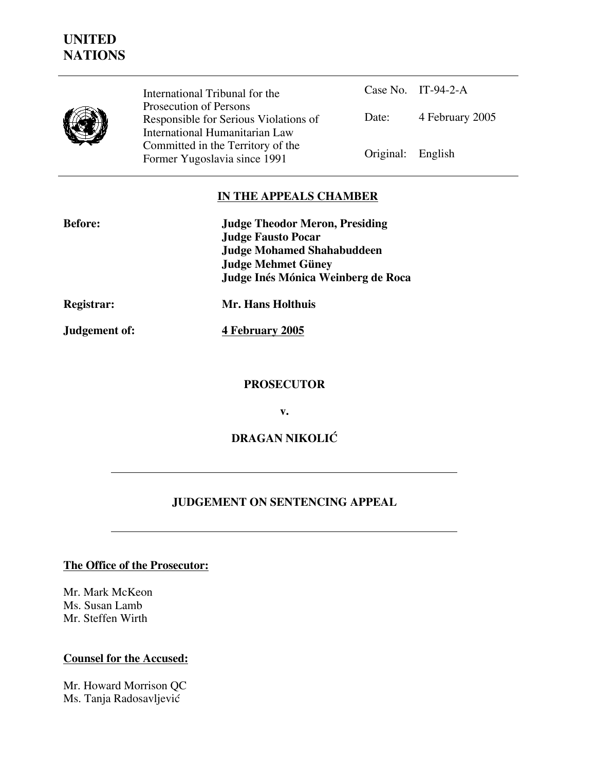# UNITED NATIONS

International Tribunal for the Prosecution of Persons Responsible for Serious Violations of International Humanitarian Law Committed in the Territory of the Former Yugoslavia since 1991

Case No. IT-94-2-A

Date: 4 February 2005

Original: English

**IN THE APPEALS CHAMBER**

**Before:**
**Judge Theodor Meron, Presiding**
**Judge Fausto Pocar**
**Judge Mohamed Shahabuddeen**
**Judge Mehmet Güney**
**Judge Inés Mónica Weinberg de Roca**

**Registrar:** **Mr. Hans Holthuis**

**Judgement of:** **4 February 2005**

**PROSECUTOR**

**v.**

**DRAGAN NIKOLIĆ**

---

**JUDGEMENT ON SENTENCING APPEAL**

---

**The Office of the Prosecutor:**

Mr. Mark McKeon
Ms. Susan Lamb
Mr. Steffen Wirth

**Counsel for the Accused:**

Mr. Howard Morrison QC
Ms. Tanja Radosavljević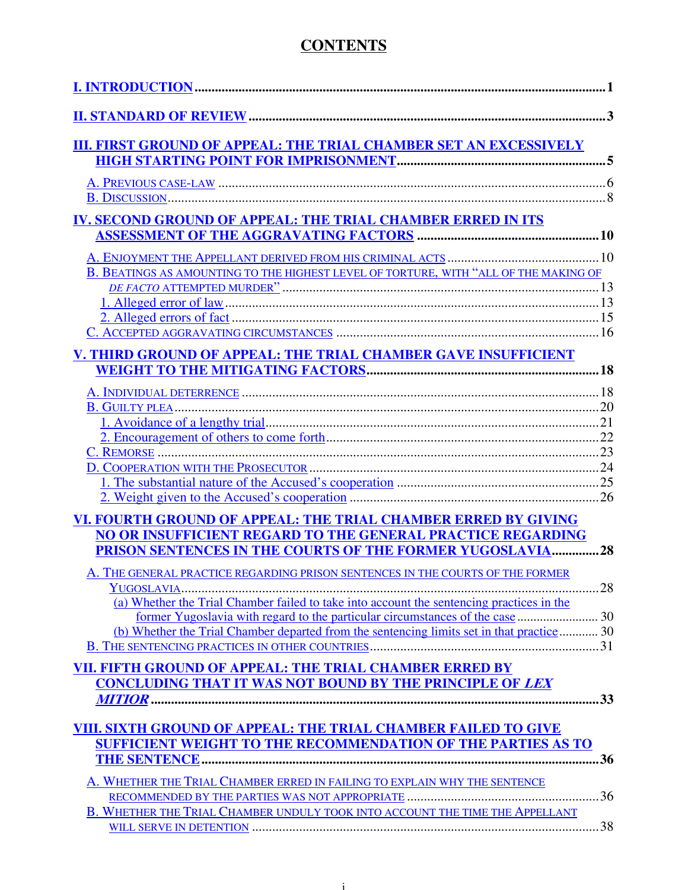# CONTENTS

I. INTRODUCTION .......... 1

II. STANDARD OF REVIEW .......... 3

III. FIRST GROUND OF APPEAL: THE TRIAL CHAMBER SET AN EXCESSIVELY HIGH STARTING POINT FOR IMPRISONMENT .......... 5

- A. Previous case-law .......... 6
- B. Discussion .......... 8

IV. SECOND GROUND OF APPEAL: THE TRIAL CHAMBER ERRED IN ITS ASSESSMENT OF THE AGGRAVATING FACTORS .......... 10

- A. Enjoyment the Appellant derived from his criminal acts .......... 10
- B. Beatings as amounting to the highest level of torture, with "all of the making of *de facto* attempted murder" .......... 13
  - 1. Alleged error of law .......... 13
  - 2. Alleged errors of fact .......... 15
- C. Accepted aggravating circumstances .......... 16

V. THIRD GROUND OF APPEAL: THE TRIAL CHAMBER GAVE INSUFFICIENT WEIGHT TO THE MITIGATING FACTORS .......... 18

- A. Individual deterrence .......... 18
- B. Guilty plea .......... 20
  - 1. Avoidance of a lengthy trial .......... 21
  - 2. Encouragement of others to come forth .......... 22
- C. Remorse .......... 23
- D. Cooperation with the Prosecutor .......... 24
  - 1. The substantial nature of the Accused's cooperation .......... 25
  - 2. Weight given to the Accused's cooperation .......... 26

VI. FOURTH GROUND OF APPEAL: THE TRIAL CHAMBER ERRED BY GIVING NO OR INSUFFICIENT REGARD TO THE GENERAL PRACTICE REGARDING PRISON SENTENCES IN THE COURTS OF THE FORMER YUGOSLAVIA .......... 28

- A. The general practice regarding prison sentences in the courts of the former Yugoslavia .......... 28
  - (a) Whether the Trial Chamber failed to take into account the sentencing practices in the former Yugoslavia with regard to the particular circumstances of the case .......... 30
  - (b) Whether the Trial Chamber departed from the sentencing limits set in that practice .......... 30
- B. The sentencing practices in other countries .......... 31

VII. FIFTH GROUND OF APPEAL: THE TRIAL CHAMBER ERRED BY CONCLUDING THAT IT WAS NOT BOUND BY THE PRINCIPLE OF *LEX MITIOR* .......... 33

VIII. SIXTH GROUND OF APPEAL: THE TRIAL CHAMBER FAILED TO GIVE SUFFICIENT WEIGHT TO THE RECOMMENDATION OF THE PARTIES AS TO THE SENTENCE .......... 36

- A. Whether the Trial Chamber erred in failing to explain why the sentence recommended by the parties was not appropriate .......... 36
- B. Whether the Trial Chamber unduly took into account the time the Appellant will serve in detention .......... 38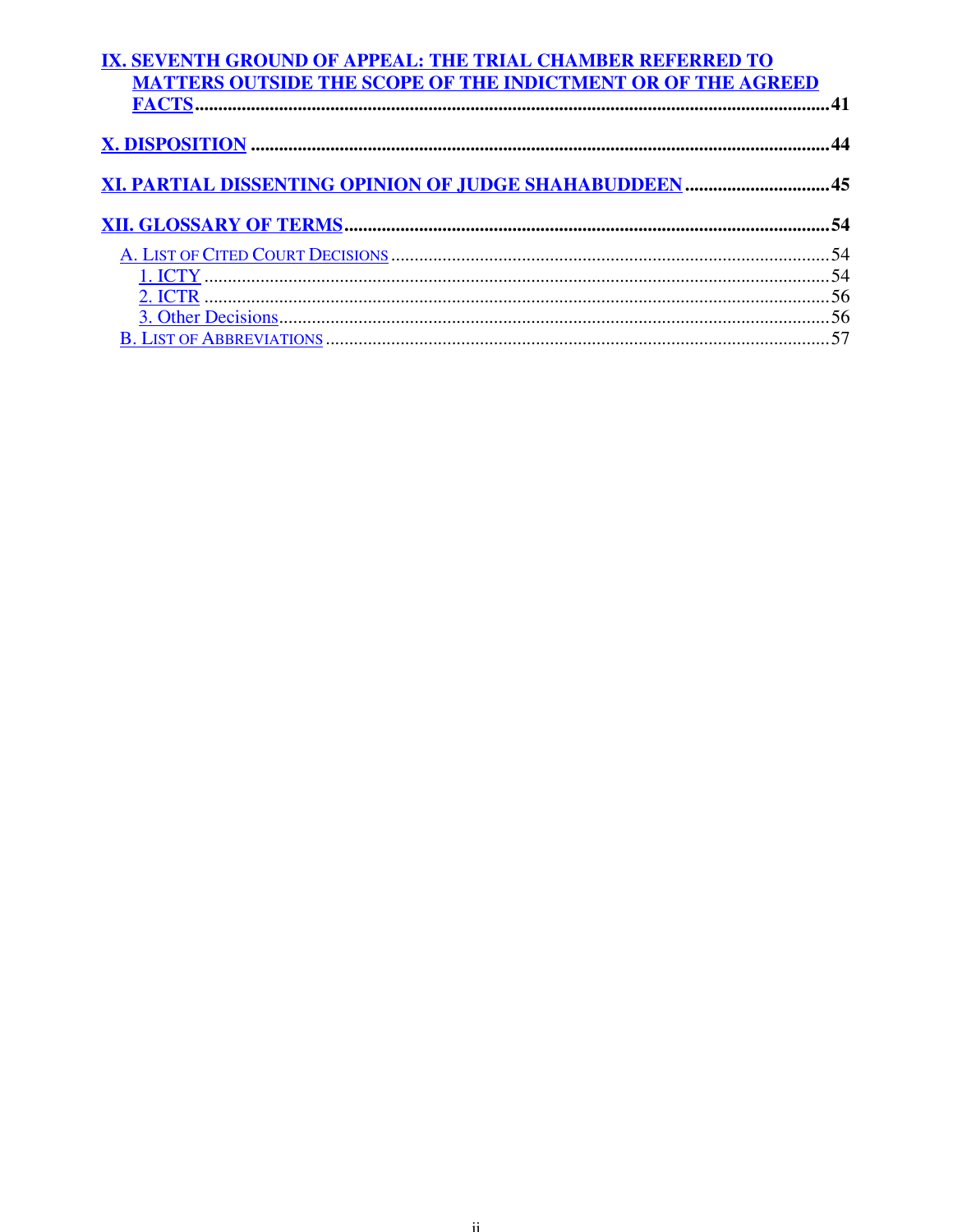**IX. SEVENTH GROUND OF APPEAL: THE TRIAL CHAMBER REFERRED TO MATTERS OUTSIDE THE SCOPE OF THE INDICTMENT OR OF THE AGREED FACTS** .......... 41

**X. DISPOSITION** .......... 44

**XI. PARTIAL DISSENTING OPINION OF JUDGE SHAHABUDDEEN** .......... 45

**XII. GLOSSARY OF TERMS** .......... 54

- A. LIST OF CITED COURT DECISIONS .......... 54
  - 1. ICTY .......... 54
  - 2. ICTR .......... 56
  - 3. Other Decisions .......... 56
- B. LIST OF ABBREVIATIONS .......... 57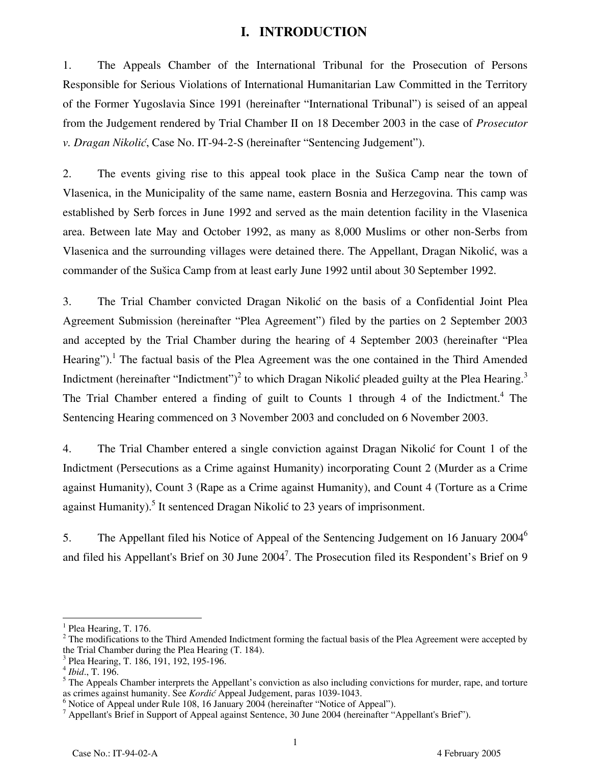# I. INTRODUCTION

1. The Appeals Chamber of the International Tribunal for the Prosecution of Persons Responsible for Serious Violations of International Humanitarian Law Committed in the Territory of the Former Yugoslavia Since 1991 (hereinafter "International Tribunal") is seised of an appeal from the Judgement rendered by Trial Chamber II on 18 December 2003 in the case of *Prosecutor v. Dragan Nikolić*, Case No. IT-94-2-S (hereinafter "Sentencing Judgement").

2. The events giving rise to this appeal took place in the Sušica Camp near the town of Vlasenica, in the Municipality of the same name, eastern Bosnia and Herzegovina. This camp was established by Serb forces in June 1992 and served as the main detention facility in the Vlasenica area. Between late May and October 1992, as many as 8,000 Muslims or other non-Serbs from Vlasenica and the surrounding villages were detained there. The Appellant, Dragan Nikolić, was a commander of the Sušica Camp from at least early June 1992 until about 30 September 1992.

3. The Trial Chamber convicted Dragan Nikolić on the basis of a Confidential Joint Plea Agreement Submission (hereinafter "Plea Agreement") filed by the parties on 2 September 2003 and accepted by the Trial Chamber during the hearing of 4 September 2003 (hereinafter "Plea Hearing").[1] The factual basis of the Plea Agreement was the one contained in the Third Amended Indictment (hereinafter "Indictment")[2] to which Dragan Nikolić pleaded guilty at the Plea Hearing.[3] The Trial Chamber entered a finding of guilt to Counts 1 through 4 of the Indictment.[4] The Sentencing Hearing commenced on 3 November 2003 and concluded on 6 November 2003.

4. The Trial Chamber entered a single conviction against Dragan Nikolić for Count 1 of the Indictment (Persecutions as a Crime against Humanity) incorporating Count 2 (Murder as a Crime against Humanity), Count 3 (Rape as a Crime against Humanity), and Count 4 (Torture as a Crime against Humanity).[5] It sentenced Dragan Nikolić to 23 years of imprisonment.

5. The Appellant filed his Notice of Appeal of the Sentencing Judgement on 16 January 2004[6] and filed his Appellant's Brief on 30 June 2004[7]. The Prosecution filed its Respondent's Brief on 9

---

[1] Plea Hearing, T. 176.

[2] The modifications to the Third Amended Indictment forming the factual basis of the Plea Agreement were accepted by the Trial Chamber during the Plea Hearing (T. 184).

[3] Plea Hearing, T. 186, 191, 192, 195-196.

[4] *Ibid*., T. 196.

[5] The Appeals Chamber interprets the Appellant's conviction as also including convictions for murder, rape, and torture as crimes against humanity. See *Kordić* Appeal Judgement, paras 1039-1043.

[6] Notice of Appeal under Rule 108, 16 January 2004 (hereinafter "Notice of Appeal").

[7] Appellant's Brief in Support of Appeal against Sentence, 30 June 2004 (hereinafter "Appellant's Brief").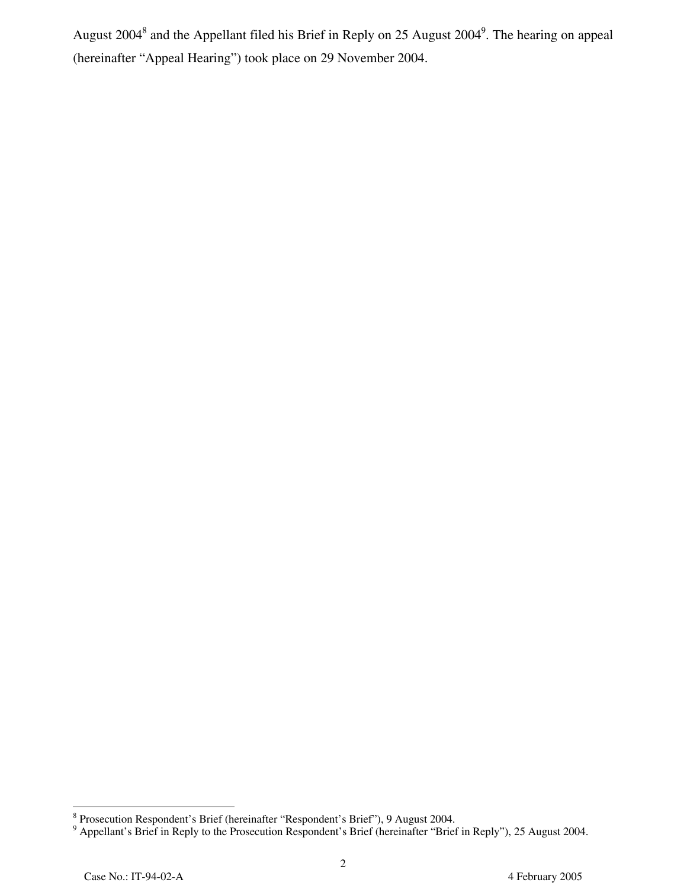August 2004[8] and the Appellant filed his Brief in Reply on 25 August 2004[9]. The hearing on appeal (hereinafter "Appeal Hearing") took place on 29 November 2004.

[8] Prosecution Respondent's Brief (hereinafter "Respondent's Brief"), 9 August 2004.
[9] Appellant's Brief in Reply to the Prosecution Respondent's Brief (hereinafter "Brief in Reply"), 25 August 2004.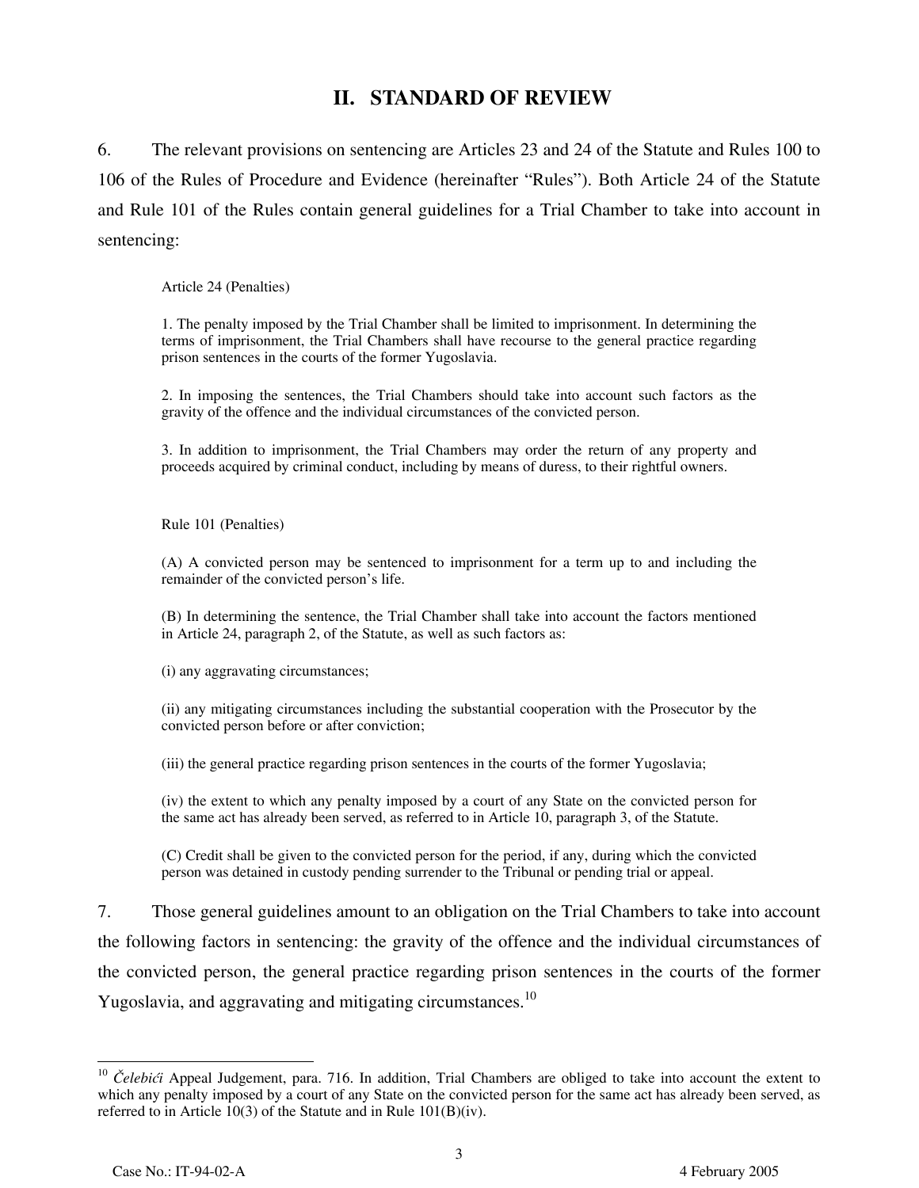## II. STANDARD OF REVIEW

6. The relevant provisions on sentencing are Articles 23 and 24 of the Statute and Rules 100 to 106 of the Rules of Procedure and Evidence (hereinafter "Rules"). Both Article 24 of the Statute and Rule 101 of the Rules contain general guidelines for a Trial Chamber to take into account in sentencing:

> Article 24 (Penalties)
>
> 1. The penalty imposed by the Trial Chamber shall be limited to imprisonment. In determining the terms of imprisonment, the Trial Chambers shall have recourse to the general practice regarding prison sentences in the courts of the former Yugoslavia.
>
> 2. In imposing the sentences, the Trial Chambers should take into account such factors as the gravity of the offence and the individual circumstances of the convicted person.
>
> 3. In addition to imprisonment, the Trial Chambers may order the return of any property and proceeds acquired by criminal conduct, including by means of duress, to their rightful owners.
>
> Rule 101 (Penalties)
>
> (A) A convicted person may be sentenced to imprisonment for a term up to and including the remainder of the convicted person's life.
>
> (B) In determining the sentence, the Trial Chamber shall take into account the factors mentioned in Article 24, paragraph 2, of the Statute, as well as such factors as:
>
> (i) any aggravating circumstances;
>
> (ii) any mitigating circumstances including the substantial cooperation with the Prosecutor by the convicted person before or after conviction;
>
> (iii) the general practice regarding prison sentences in the courts of the former Yugoslavia;
>
> (iv) the extent to which any penalty imposed by a court of any State on the convicted person for the same act has already been served, as referred to in Article 10, paragraph 3, of the Statute.
>
> (C) Credit shall be given to the convicted person for the period, if any, during which the convicted person was detained in custody pending surrender to the Tribunal or pending trial or appeal.

7. Those general guidelines amount to an obligation on the Trial Chambers to take into account the following factors in sentencing: the gravity of the offence and the individual circumstances of the convicted person, the general practice regarding prison sentences in the courts of the former Yugoslavia, and aggravating and mitigating circumstances.[10]

---

[10] *Čelebići* Appeal Judgement, para. 716. In addition, Trial Chambers are obliged to take into account the extent to which any penalty imposed by a court of any State on the convicted person for the same act has already been served, as referred to in Article 10(3) of the Statute and in Rule 101(B)(iv).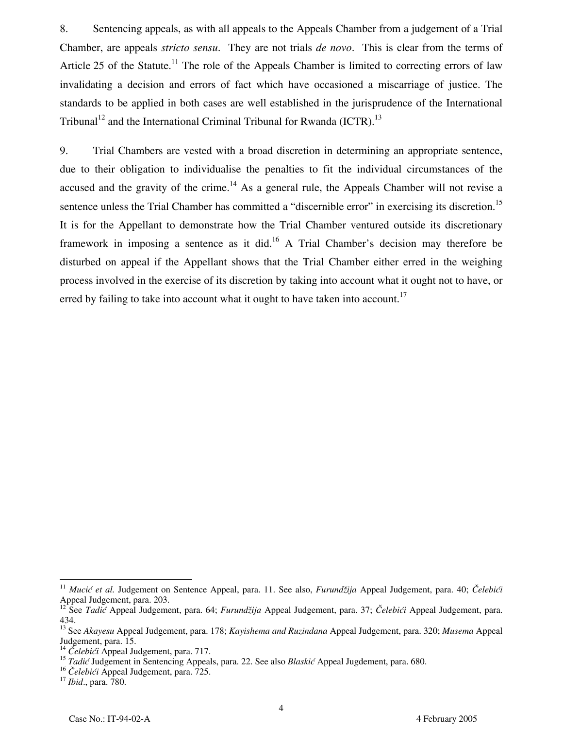8. Sentencing appeals, as with all appeals to the Appeals Chamber from a judgement of a Trial Chamber, are appeals *stricto sensu*. They are not trials *de novo*. This is clear from the terms of Article 25 of the Statute.[11] The role of the Appeals Chamber is limited to correcting errors of law invalidating a decision and errors of fact which have occasioned a miscarriage of justice. The standards to be applied in both cases are well established in the jurisprudence of the International Tribunal[12] and the International Criminal Tribunal for Rwanda (ICTR).[13]

9. Trial Chambers are vested with a broad discretion in determining an appropriate sentence, due to their obligation to individualise the penalties to fit the individual circumstances of the accused and the gravity of the crime.[14] As a general rule, the Appeals Chamber will not revise a sentence unless the Trial Chamber has committed a "discernible error" in exercising its discretion.[15] It is for the Appellant to demonstrate how the Trial Chamber ventured outside its discretionary framework in imposing a sentence as it did.[16] A Trial Chamber's decision may therefore be disturbed on appeal if the Appellant shows that the Trial Chamber either erred in the weighing process involved in the exercise of its discretion by taking into account what it ought not to have, or erred by failing to take into account what it ought to have taken into account.[17]

---

[11] *Mucić et al.* Judgement on Sentence Appeal, para. 11. See also, *Furundžija* Appeal Judgement, para. 40; *Čelebići* Appeal Judgement, para. 203.

[12] See *Tadić* Appeal Judgement, para. 64; *Furundžija* Appeal Judgement, para. 37; *Čelebići* Appeal Judgement, para. 434.

[13] See *Akayesu* Appeal Judgement, para. 178; *Kayishema and Ruzindana* Appeal Judgement, para. 320; *Musema* Appeal Judgement, para. 15.

[14] *Čelebići* Appeal Judgement, para. 717.

[15] *Tadić* Judgement in Sentencing Appeals, para. 22. See also *Blaskić* Appeal Jugdement, para. 680.

[16] *Čelebići* Appeal Judgement, para. 725.

[17] *Ibid*., para. 780.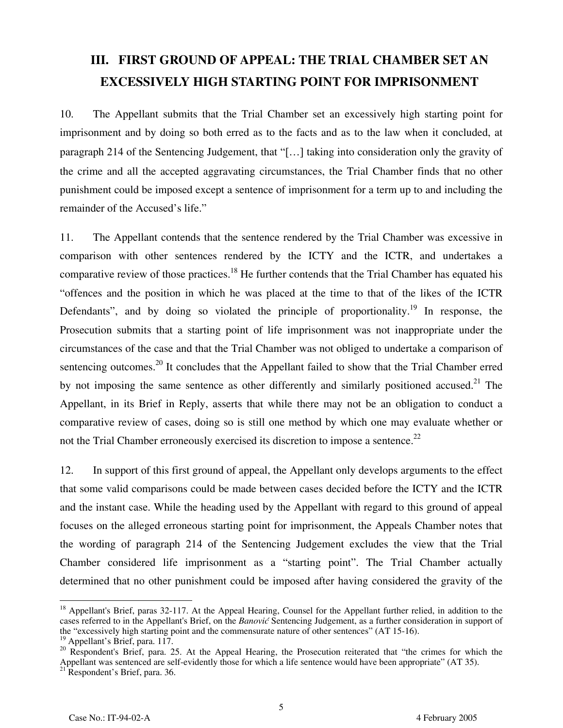## III. FIRST GROUND OF APPEAL: THE TRIAL CHAMBER SET AN EXCESSIVELY HIGH STARTING POINT FOR IMPRISONMENT

10. The Appellant submits that the Trial Chamber set an excessively high starting point for imprisonment and by doing so both erred as to the facts and as to the law when it concluded, at paragraph 214 of the Sentencing Judgement, that "[…] taking into consideration only the gravity of the crime and all the accepted aggravating circumstances, the Trial Chamber finds that no other punishment could be imposed except a sentence of imprisonment for a term up to and including the remainder of the Accused's life."

11. The Appellant contends that the sentence rendered by the Trial Chamber was excessive in comparison with other sentences rendered by the ICTY and the ICTR, and undertakes a comparative review of those practices.[18] He further contends that the Trial Chamber has equated his "offences and the position in which he was placed at the time to that of the likes of the ICTR Defendants", and by doing so violated the principle of proportionality.[19] In response, the Prosecution submits that a starting point of life imprisonment was not inappropriate under the circumstances of the case and that the Trial Chamber was not obliged to undertake a comparison of sentencing outcomes.[20] It concludes that the Appellant failed to show that the Trial Chamber erred by not imposing the same sentence as other differently and similarly positioned accused.[21] The Appellant, in its Brief in Reply, asserts that while there may not be an obligation to conduct a comparative review of cases, doing so is still one method by which one may evaluate whether or not the Trial Chamber erroneously exercised its discretion to impose a sentence.[22]

12. In support of this first ground of appeal, the Appellant only develops arguments to the effect that some valid comparisons could be made between cases decided before the ICTY and the ICTR and the instant case. While the heading used by the Appellant with regard to this ground of appeal focuses on the alleged erroneous starting point for imprisonment, the Appeals Chamber notes that the wording of paragraph 214 of the Sentencing Judgement excludes the view that the Trial Chamber considered life imprisonment as a "starting point". The Trial Chamber actually determined that no other punishment could be imposed after having considered the gravity of the

---

[18] Appellant's Brief, paras 32-117. At the Appeal Hearing, Counsel for the Appellant further relied, in addition to the cases referred to in the Appellant's Brief, on the *Banović* Sentencing Judgement, as a further consideration in support of the "excessively high starting point and the commensurate nature of other sentences" (AT 15-16).

[19] Appellant's Brief, para. 117.

[20] Respondent's Brief, para. 25. At the Appeal Hearing, the Prosecution reiterated that "the crimes for which the Appellant was sentenced are self-evidently those for which a life sentence would have been appropriate" (AT 35).

[21] Respondent's Brief, para. 36.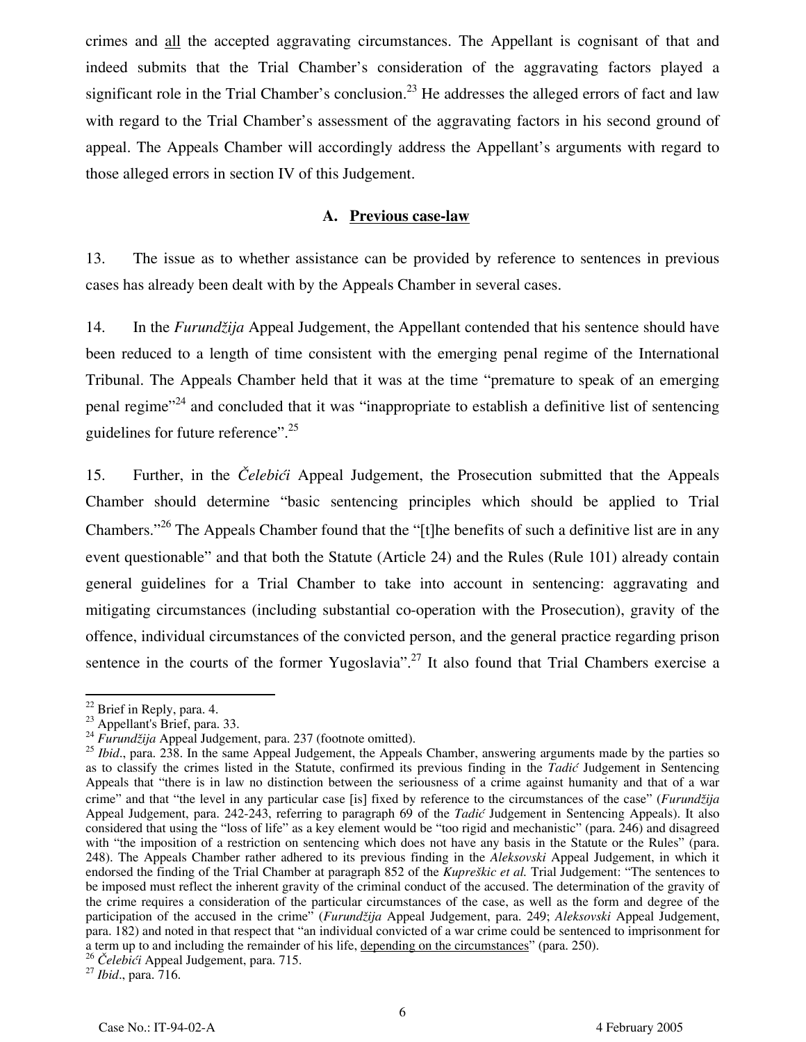crimes and <u>all</u> the accepted aggravating circumstances. The Appellant is cognisant of that and indeed submits that the Trial Chamber's consideration of the aggravating factors played a significant role in the Trial Chamber's conclusion.[23] He addresses the alleged errors of fact and law with regard to the Trial Chamber's assessment of the aggravating factors in his second ground of appeal. The Appeals Chamber will accordingly address the Appellant's arguments with regard to those alleged errors in section IV of this Judgement.

### A. Previous case-law

13. The issue as to whether assistance can be provided by reference to sentences in previous cases has already been dealt with by the Appeals Chamber in several cases.

14. In the *Furundžija* Appeal Judgement, the Appellant contended that his sentence should have been reduced to a length of time consistent with the emerging penal regime of the International Tribunal. The Appeals Chamber held that it was at the time "premature to speak of an emerging penal regime"[24] and concluded that it was "inappropriate to establish a definitive list of sentencing guidelines for future reference".[25]

15. Further, in the *Čelebići* Appeal Judgement, the Prosecution submitted that the Appeals Chamber should determine "basic sentencing principles which should be applied to Trial Chambers."[26] The Appeals Chamber found that the "[t]he benefits of such a definitive list are in any event questionable" and that both the Statute (Article 24) and the Rules (Rule 101) already contain general guidelines for a Trial Chamber to take into account in sentencing: aggravating and mitigating circumstances (including substantial co-operation with the Prosecution), gravity of the offence, individual circumstances of the convicted person, and the general practice regarding prison sentence in the courts of the former Yugoslavia".[27] It also found that Trial Chambers exercise a

---

[22] Brief in Reply, para. 4.

[23] Appellant's Brief, para. 33.

[24] *Furundžija* Appeal Judgement, para. 237 (footnote omitted).

[25] *Ibid*., para. 238. In the same Appeal Judgement, the Appeals Chamber, answering arguments made by the parties so as to classify the crimes listed in the Statute, confirmed its previous finding in the *Tadić* Judgement in Sentencing Appeals that "there is in law no distinction between the seriousness of a crime against humanity and that of a war crime" and that "the level in any particular case [is] fixed by reference to the circumstances of the case" (*Furundžija* Appeal Judgement, para. 242-243, referring to paragraph 69 of the *Tadić* Judgement in Sentencing Appeals). It also considered that using the "loss of life" as a key element would be "too rigid and mechanistic" (para. 246) and disagreed with "the imposition of a restriction on sentencing which does not have any basis in the Statute or the Rules" (para. 248). The Appeals Chamber rather adhered to its previous finding in the *Aleksovski* Appeal Judgement, in which it endorsed the finding of the Trial Chamber at paragraph 852 of the *Kupreškic et al.* Trial Judgement: "The sentences to be imposed must reflect the inherent gravity of the criminal conduct of the accused. The determination of the gravity of the crime requires a consideration of the particular circumstances of the case, as well as the form and degree of the participation of the accused in the crime" (*Furundžija* Appeal Judgement, para. 249; *Aleksovski* Appeal Judgement, para. 182) and noted in that respect that "an individual convicted of a war crime could be sentenced to imprisonment for a term up to and including the remainder of his life, <u>depending on the circumstances</u>" (para. 250).

[26] *Čelebići* Appeal Judgement, para. 715.

[27] *Ibid*., para. 716.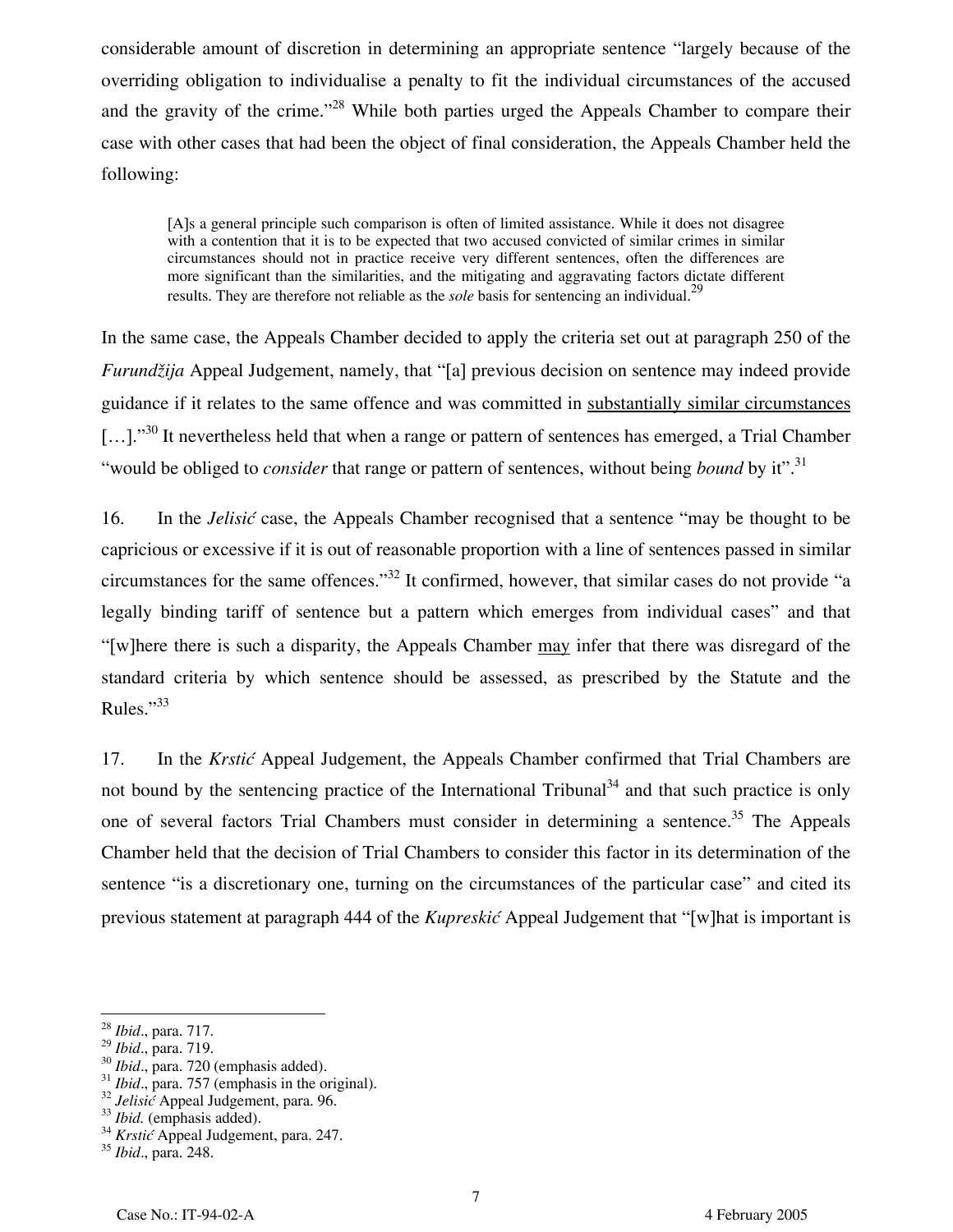considerable amount of discretion in determining an appropriate sentence "largely because of the overriding obligation to individualise a penalty to fit the individual circumstances of the accused and the gravity of the crime."[28] While both parties urged the Appeals Chamber to compare their case with other cases that had been the object of final consideration, the Appeals Chamber held the following:

> [A]s a general principle such comparison is often of limited assistance. While it does not disagree with a contention that it is to be expected that two accused convicted of similar crimes in similar circumstances should not in practice receive very different sentences, often the differences are more significant than the similarities, and the mitigating and aggravating factors dictate different results. They are therefore not reliable as the *sole* basis for sentencing an individual.[29]

In the same case, the Appeals Chamber decided to apply the criteria set out at paragraph 250 of the *Furundžija* Appeal Judgement, namely, that "[a] previous decision on sentence may indeed provide guidance if it relates to the same offence and was committed in <u>substantially similar circumstances</u> […]."[30] It nevertheless held that when a range or pattern of sentences has emerged, a Trial Chamber "would be obliged to *consider* that range or pattern of sentences, without being *bound* by it".[31]

16. In the *Jelisić* case, the Appeals Chamber recognised that a sentence "may be thought to be capricious or excessive if it is out of reasonable proportion with a line of sentences passed in similar circumstances for the same offences."[32] It confirmed, however, that similar cases do not provide "a legally binding tariff of sentence but a pattern which emerges from individual cases" and that "[w]here there is such a disparity, the Appeals Chamber <u>may</u> infer that there was disregard of the standard criteria by which sentence should be assessed, as prescribed by the Statute and the Rules."[33]

17. In the *Krstić* Appeal Judgement, the Appeals Chamber confirmed that Trial Chambers are not bound by the sentencing practice of the International Tribunal[34] and that such practice is only one of several factors Trial Chambers must consider in determining a sentence.[35] The Appeals Chamber held that the decision of Trial Chambers to consider this factor in its determination of the sentence "is a discretionary one, turning on the circumstances of the particular case" and cited its previous statement at paragraph 444 of the *Kupreskić* Appeal Judgement that "[w]hat is important is

---

[28] *Ibid*., para. 717.
[29] *Ibid*., para. 719.
[30] *Ibid*., para. 720 (emphasis added).
[31] *Ibid*., para. 757 (emphasis in the original).
[32] *Jelisić* Appeal Judgement, para. 96.
[33] *Ibid.* (emphasis added).
[34] *Krstić* Appeal Judgement, para. 247.
[35] *Ibid*., para. 248.

Case No.: IT-94-02-A 4 February 2005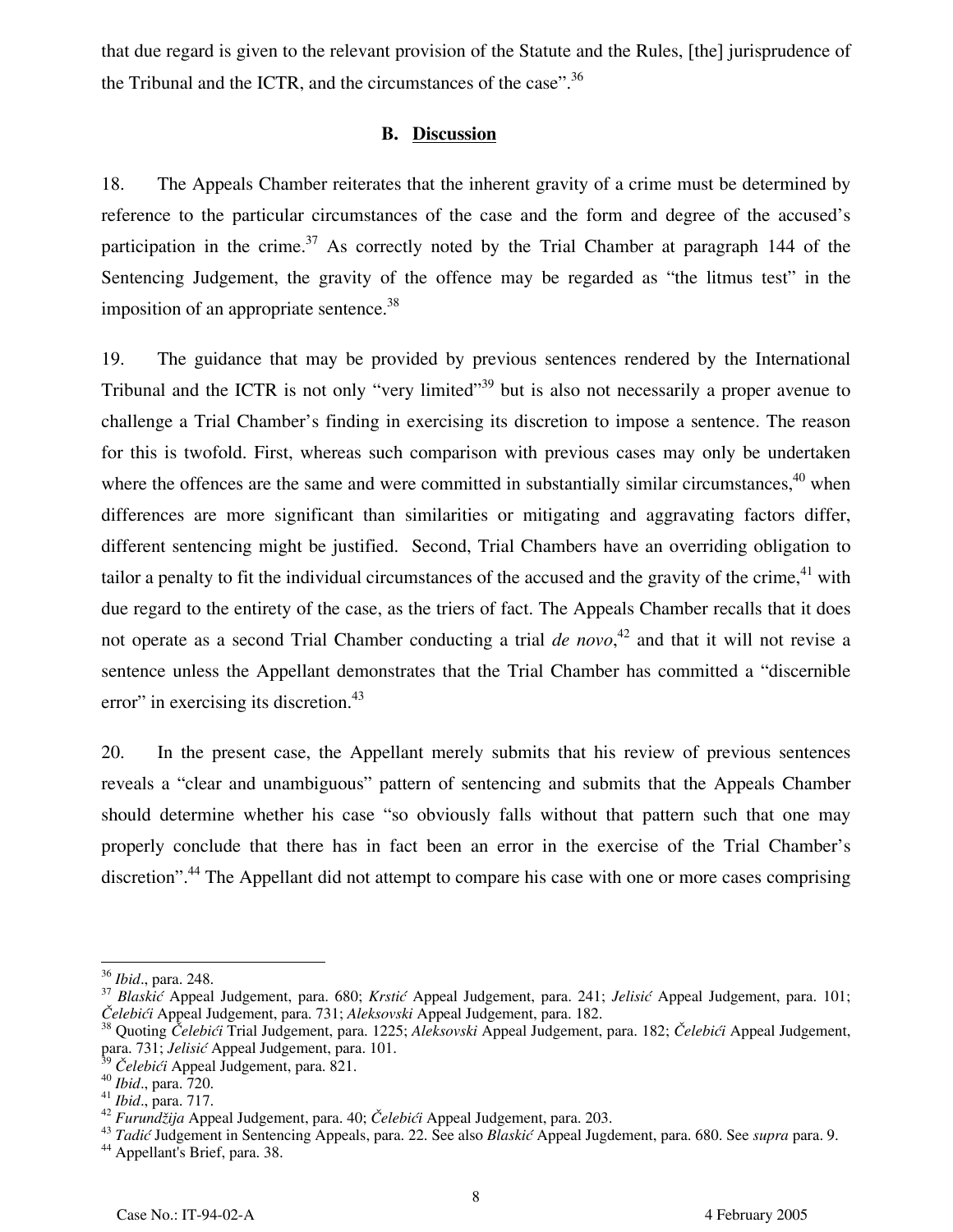that due regard is given to the relevant provision of the Statute and the Rules, [the] jurisprudence of the Tribunal and the ICTR, and the circumstances of the case".[36]

### B. Discussion

18. The Appeals Chamber reiterates that the inherent gravity of a crime must be determined by reference to the particular circumstances of the case and the form and degree of the accused's participation in the crime.[37] As correctly noted by the Trial Chamber at paragraph 144 of the Sentencing Judgement, the gravity of the offence may be regarded as "the litmus test" in the imposition of an appropriate sentence.[38]

19. The guidance that may be provided by previous sentences rendered by the International Tribunal and the ICTR is not only "very limited"[39] but is also not necessarily a proper avenue to challenge a Trial Chamber's finding in exercising its discretion to impose a sentence. The reason for this is twofold. First, whereas such comparison with previous cases may only be undertaken where the offences are the same and were committed in substantially similar circumstances,[40] when differences are more significant than similarities or mitigating and aggravating factors differ, different sentencing might be justified. Second, Trial Chambers have an overriding obligation to tailor a penalty to fit the individual circumstances of the accused and the gravity of the crime,[41] with due regard to the entirety of the case, as the triers of fact. The Appeals Chamber recalls that it does not operate as a second Trial Chamber conducting a trial *de novo*,[42] and that it will not revise a sentence unless the Appellant demonstrates that the Trial Chamber has committed a "discernible error" in exercising its discretion.[43]

20. In the present case, the Appellant merely submits that his review of previous sentences reveals a "clear and unambiguous" pattern of sentencing and submits that the Appeals Chamber should determine whether his case "so obviously falls without that pattern such that one may properly conclude that there has in fact been an error in the exercise of the Trial Chamber's discretion".[44] The Appellant did not attempt to compare his case with one or more cases comprising

---

[36] *Ibid*., para. 248.

[37] *Blaskić* Appeal Judgement, para. 680; *Krstić* Appeal Judgement, para. 241; *Jelisić* Appeal Judgement, para. 101; *Čelebići* Appeal Judgement, para. 731; *Aleksovski* Appeal Judgement, para. 182.

[38] Quoting *Čelebići* Trial Judgement, para. 1225; *Aleksovski* Appeal Judgement, para. 182; *Čelebići* Appeal Judgement, para. 731; *Jelisić* Appeal Judgement, para. 101.

[39] *Čelebići* Appeal Judgement, para. 821.

[40] *Ibid*., para. 720.

[41] *Ibid*., para. 717.

[42] *Furundžija* Appeal Judgement, para. 40; *Čelebići* Appeal Judgement, para. 203.

[43] *Tadić* Judgement in Sentencing Appeals, para. 22. See also *Blaskić* Appeal Jugdement, para. 680. See *supra* para. 9.

[44] Appellant's Brief, para. 38.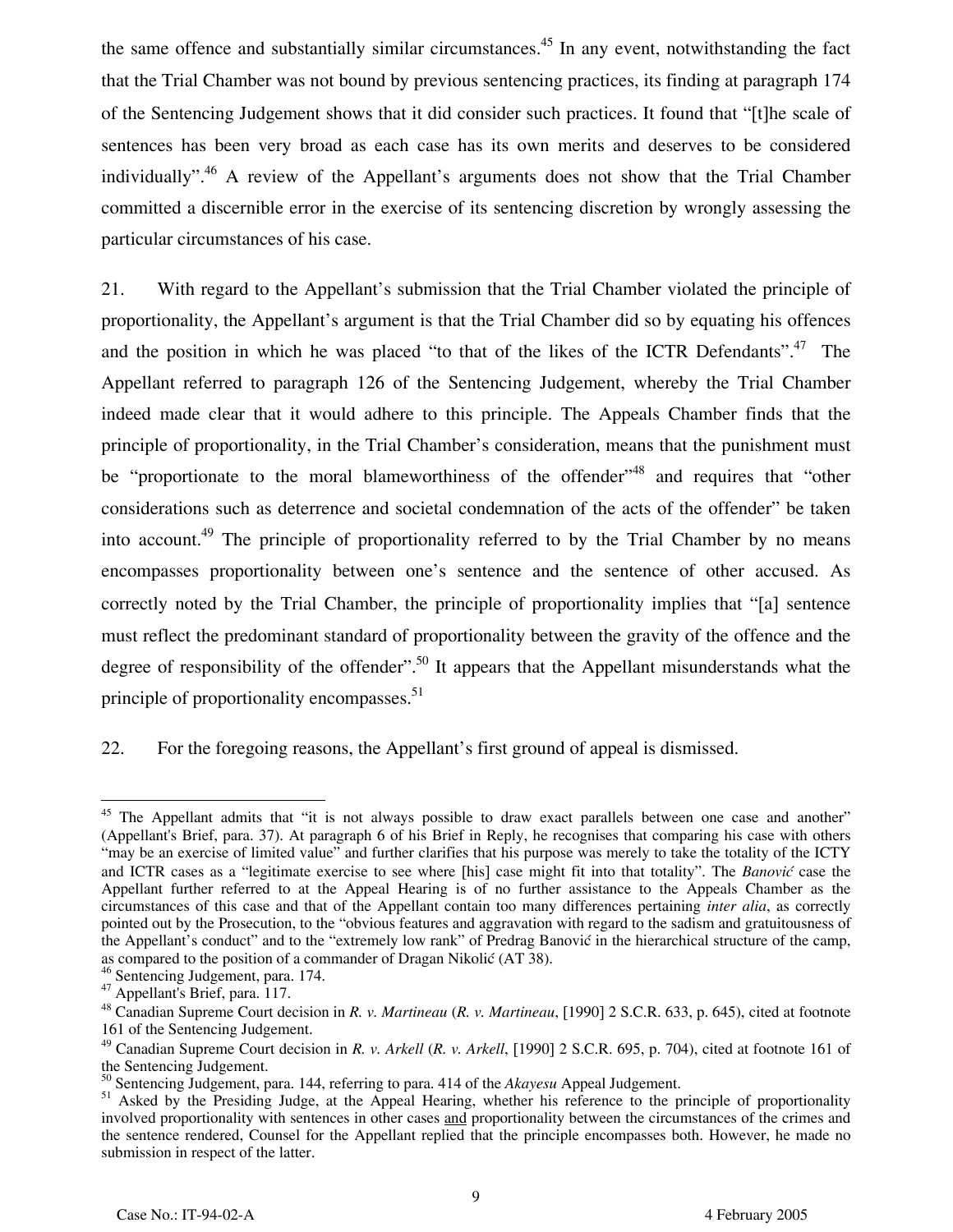the same offence and substantially similar circumstances.[45] In any event, notwithstanding the fact that the Trial Chamber was not bound by previous sentencing practices, its finding at paragraph 174 of the Sentencing Judgement shows that it did consider such practices. It found that "[t]he scale of sentences has been very broad as each case has its own merits and deserves to be considered individually".[46] A review of the Appellant's arguments does not show that the Trial Chamber committed a discernible error in the exercise of its sentencing discretion by wrongly assessing the particular circumstances of his case.

21. With regard to the Appellant's submission that the Trial Chamber violated the principle of proportionality, the Appellant's argument is that the Trial Chamber did so by equating his offences and the position in which he was placed "to that of the likes of the ICTR Defendants".[47] The Appellant referred to paragraph 126 of the Sentencing Judgement, whereby the Trial Chamber indeed made clear that it would adhere to this principle. The Appeals Chamber finds that the principle of proportionality, in the Trial Chamber's consideration, means that the punishment must be "proportionate to the moral blameworthiness of the offender"[48] and requires that "other considerations such as deterrence and societal condemnation of the acts of the offender" be taken into account.[49] The principle of proportionality referred to by the Trial Chamber by no means encompasses proportionality between one's sentence and the sentence of other accused. As correctly noted by the Trial Chamber, the principle of proportionality implies that "[a] sentence must reflect the predominant standard of proportionality between the gravity of the offence and the degree of responsibility of the offender".[50] It appears that the Appellant misunderstands what the principle of proportionality encompasses.[51]

22. For the foregoing reasons, the Appellant's first ground of appeal is dismissed.

---

[45] The Appellant admits that "it is not always possible to draw exact parallels between one case and another" (Appellant's Brief, para. 37). At paragraph 6 of his Brief in Reply, he recognises that comparing his case with others "may be an exercise of limited value" and further clarifies that his purpose was merely to take the totality of the ICTY and ICTR cases as a "legitimate exercise to see where [his] case might fit into that totality". The *Banović* case the Appellant further referred to at the Appeal Hearing is of no further assistance to the Appeals Chamber as the circumstances of this case and that of the Appellant contain too many differences pertaining *inter alia*, as correctly pointed out by the Prosecution, to the "obvious features and aggravation with regard to the sadism and gratuitousness of the Appellant's conduct" and to the "extremely low rank" of Predrag Banović in the hierarchical structure of the camp, as compared to the position of a commander of Dragan Nikolić (AT 38).

[46] Sentencing Judgement, para. 174.

[47] Appellant's Brief, para. 117.

[48] Canadian Supreme Court decision in *R. v. Martineau* (*R. v. Martineau*, [1990] 2 S.C.R. 633, p. 645), cited at footnote 161 of the Sentencing Judgement.

[49] Canadian Supreme Court decision in *R. v. Arkell* (*R. v. Arkell*, [1990] 2 S.C.R. 695, p. 704), cited at footnote 161 of the Sentencing Judgement.

[50] Sentencing Judgement, para. 144, referring to para. 414 of the *Akayesu* Appeal Judgement.

[51] Asked by the Presiding Judge, at the Appeal Hearing, whether his reference to the principle of proportionality involved proportionality with sentences in other cases and proportionality between the circumstances of the crimes and the sentence rendered, Counsel for the Appellant replied that the principle encompasses both. However, he made no submission in respect of the latter.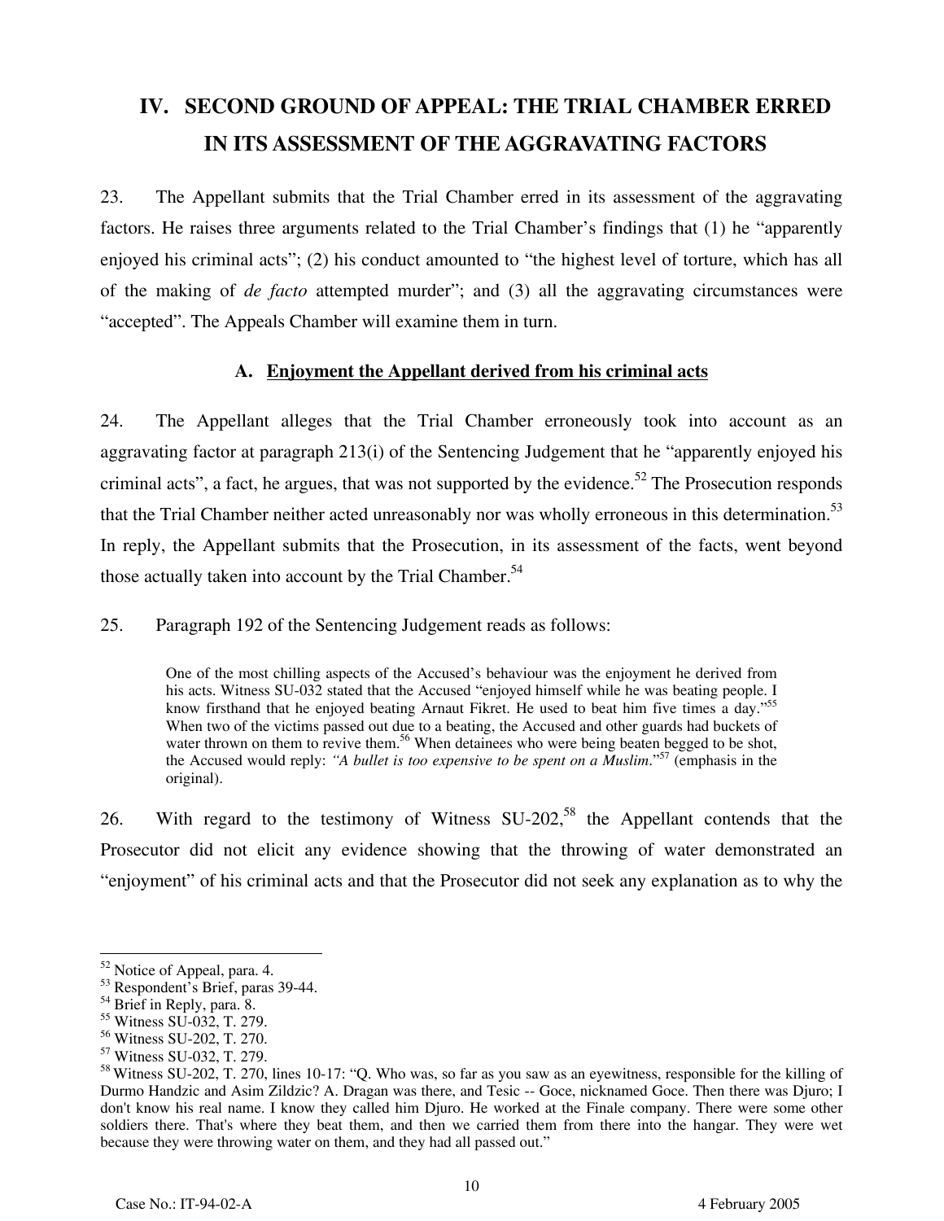# IV. SECOND GROUND OF APPEAL: THE TRIAL CHAMBER ERRED IN ITS ASSESSMENT OF THE AGGRAVATING FACTORS

23. The Appellant submits that the Trial Chamber erred in its assessment of the aggravating factors. He raises three arguments related to the Trial Chamber's findings that (1) he "apparently enjoyed his criminal acts"; (2) his conduct amounted to "the highest level of torture, which has all of the making of *de facto* attempted murder"; and (3) all the aggravating circumstances were "accepted". The Appeals Chamber will examine them in turn.

## A. Enjoyment the Appellant derived from his criminal acts

24. The Appellant alleges that the Trial Chamber erroneously took into account as an aggravating factor at paragraph 213(i) of the Sentencing Judgement that he "apparently enjoyed his criminal acts", a fact, he argues, that was not supported by the evidence.[52] The Prosecution responds that the Trial Chamber neither acted unreasonably nor was wholly erroneous in this determination.[53] In reply, the Appellant submits that the Prosecution, in its assessment of the facts, went beyond those actually taken into account by the Trial Chamber.[54]

25. Paragraph 192 of the Sentencing Judgement reads as follows:

> One of the most chilling aspects of the Accused's behaviour was the enjoyment he derived from his acts. Witness SU-032 stated that the Accused "enjoyed himself while he was beating people. I know firsthand that he enjoyed beating Arnaut Fikret. He used to beat him five times a day."[55] When two of the victims passed out due to a beating, the Accused and other guards had buckets of water thrown on them to revive them.[56] When detainees who were being beaten begged to be shot, the Accused would reply: *"A bullet is too expensive to be spent on a Muslim.*"[57] (emphasis in the original).

26. With regard to the testimony of Witness SU-202,[58] the Appellant contends that the Prosecutor did not elicit any evidence showing that the throwing of water demonstrated an "enjoyment" of his criminal acts and that the Prosecutor did not seek any explanation as to why the

---

[52] Notice of Appeal, para. 4.

[53] Respondent's Brief, paras 39-44.

[54] Brief in Reply, para. 8.

[55] Witness SU-032, T. 279.

[56] Witness SU-202, T. 270.

[57] Witness SU-032, T. 279.

[58] Witness SU-202, T. 270, lines 10-17: "Q. Who was, so far as you saw as an eyewitness, responsible for the killing of Durmo Handzic and Asim Zildzic? A. Dragan was there, and Tesic -- Goce, nicknamed Goce. Then there was Djuro; I don't know his real name. I know they called him Djuro. He worked at the Finale company. There were some other soldiers there. That's where they beat them, and then we carried them from there into the hangar. They were wet because they were throwing water on them, and they had all passed out."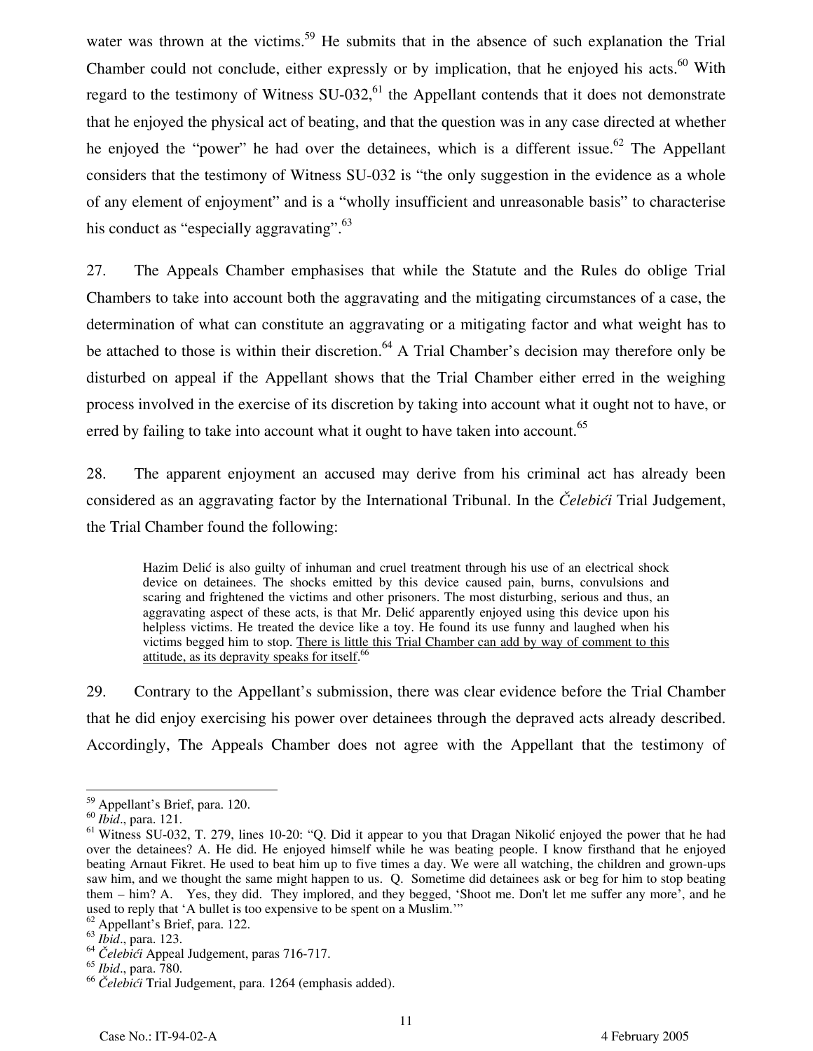water was thrown at the victims.[59] He submits that in the absence of such explanation the Trial Chamber could not conclude, either expressly or by implication, that he enjoyed his acts.[60] With regard to the testimony of Witness SU-032,[61] the Appellant contends that it does not demonstrate that he enjoyed the physical act of beating, and that the question was in any case directed at whether he enjoyed the "power" he had over the detainees, which is a different issue.[62] The Appellant considers that the testimony of Witness SU-032 is "the only suggestion in the evidence as a whole of any element of enjoyment" and is a "wholly insufficient and unreasonable basis" to characterise his conduct as "especially aggravating".[63]

27. The Appeals Chamber emphasises that while the Statute and the Rules do oblige Trial Chambers to take into account both the aggravating and the mitigating circumstances of a case, the determination of what can constitute an aggravating or a mitigating factor and what weight has to be attached to those is within their discretion.[64] A Trial Chamber's decision may therefore only be disturbed on appeal if the Appellant shows that the Trial Chamber either erred in the weighing process involved in the exercise of its discretion by taking into account what it ought not to have, or erred by failing to take into account what it ought to have taken into account.[65]

28. The apparent enjoyment an accused may derive from his criminal act has already been considered as an aggravating factor by the International Tribunal. In the *Čelebići* Trial Judgement, the Trial Chamber found the following:

> Hazim Delić is also guilty of inhuman and cruel treatment through his use of an electrical shock device on detainees. The shocks emitted by this device caused pain, burns, convulsions and scaring and frightened the victims and other prisoners. The most disturbing, serious and thus, an aggravating aspect of these acts, is that Mr. Delić apparently enjoyed using this device upon his helpless victims. He treated the device like a toy. He found its use funny and laughed when his victims begged him to stop. <u>There is little this Trial Chamber can add by way of comment to this attitude, as its depravity speaks for itself</u>.[66]

29. Contrary to the Appellant's submission, there was clear evidence before the Trial Chamber that he did enjoy exercising his power over detainees through the depraved acts already described. Accordingly, The Appeals Chamber does not agree with the Appellant that the testimony of

---

[59] Appellant's Brief, para. 120.

[60] *Ibid*., para. 121.

[61] Witness SU-032, T. 279, lines 10-20: "Q. Did it appear to you that Dragan Nikolić enjoyed the power that he had over the detainees? A. He did. He enjoyed himself while he was beating people. I know firsthand that he enjoyed beating Arnaut Fikret. He used to beat him up to five times a day. We were all watching, the children and grown-ups saw him, and we thought the same might happen to us. Q. Sometime did detainees ask or beg for him to stop beating them – him? A. Yes, they did. They implored, and they begged, 'Shoot me. Don't let me suffer any more', and he used to reply that 'A bullet is too expensive to be spent on a Muslim.'"

[62] Appellant's Brief, para. 122.

[63] *Ibid*., para. 123.

[64] *Čelebići* Appeal Judgement, paras 716-717.

[65] *Ibid*., para. 780.

[66] *Čelebići* Trial Judgement, para. 1264 (emphasis added).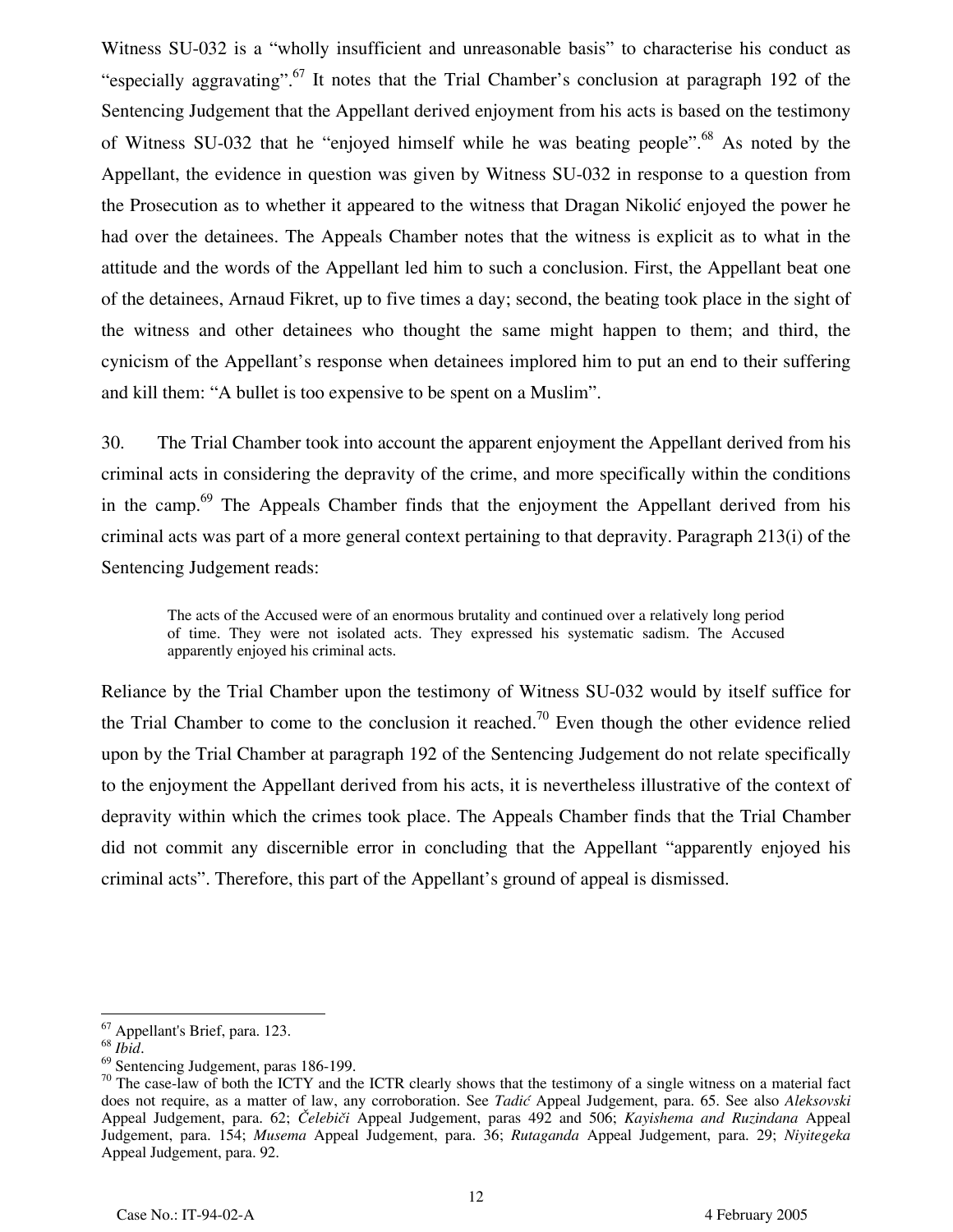Witness SU-032 is a "wholly insufficient and unreasonable basis" to characterise his conduct as "especially aggravating".[67] It notes that the Trial Chamber's conclusion at paragraph 192 of the Sentencing Judgement that the Appellant derived enjoyment from his acts is based on the testimony of Witness SU-032 that he "enjoyed himself while he was beating people".[68] As noted by the Appellant, the evidence in question was given by Witness SU-032 in response to a question from the Prosecution as to whether it appeared to the witness that Dragan Nikolić enjoyed the power he had over the detainees. The Appeals Chamber notes that the witness is explicit as to what in the attitude and the words of the Appellant led him to such a conclusion. First, the Appellant beat one of the detainees, Arnaud Fikret, up to five times a day; second, the beating took place in the sight of the witness and other detainees who thought the same might happen to them; and third, the cynicism of the Appellant's response when detainees implored him to put an end to their suffering and kill them: "A bullet is too expensive to be spent on a Muslim".

30. The Trial Chamber took into account the apparent enjoyment the Appellant derived from his criminal acts in considering the depravity of the crime, and more specifically within the conditions in the camp.[69] The Appeals Chamber finds that the enjoyment the Appellant derived from his criminal acts was part of a more general context pertaining to that depravity. Paragraph 213(i) of the Sentencing Judgement reads:

> The acts of the Accused were of an enormous brutality and continued over a relatively long period of time. They were not isolated acts. They expressed his systematic sadism. The Accused apparently enjoyed his criminal acts.

Reliance by the Trial Chamber upon the testimony of Witness SU-032 would by itself suffice for the Trial Chamber to come to the conclusion it reached.[70] Even though the other evidence relied upon by the Trial Chamber at paragraph 192 of the Sentencing Judgement do not relate specifically to the enjoyment the Appellant derived from his acts, it is nevertheless illustrative of the context of depravity within which the crimes took place. The Appeals Chamber finds that the Trial Chamber did not commit any discernible error in concluding that the Appellant "apparently enjoyed his criminal acts". Therefore, this part of the Appellant's ground of appeal is dismissed.

---

[67] Appellant's Brief, para. 123.

[68] *Ibid*.

[69] Sentencing Judgement, paras 186-199.

[70] The case-law of both the ICTY and the ICTR clearly shows that the testimony of a single witness on a material fact does not require, as a matter of law, any corroboration. See *Tadić* Appeal Judgement, para. 65. See also *Aleksovski* Appeal Judgement, para. 62; *Čelebiči* Appeal Judgement, paras 492 and 506; *Kayishema and Ruzindana* Appeal Judgement, para. 154; *Musema* Appeal Judgement, para. 36; *Rutaganda* Appeal Judgement, para. 29; *Niyitegeka* Appeal Judgement, para. 92.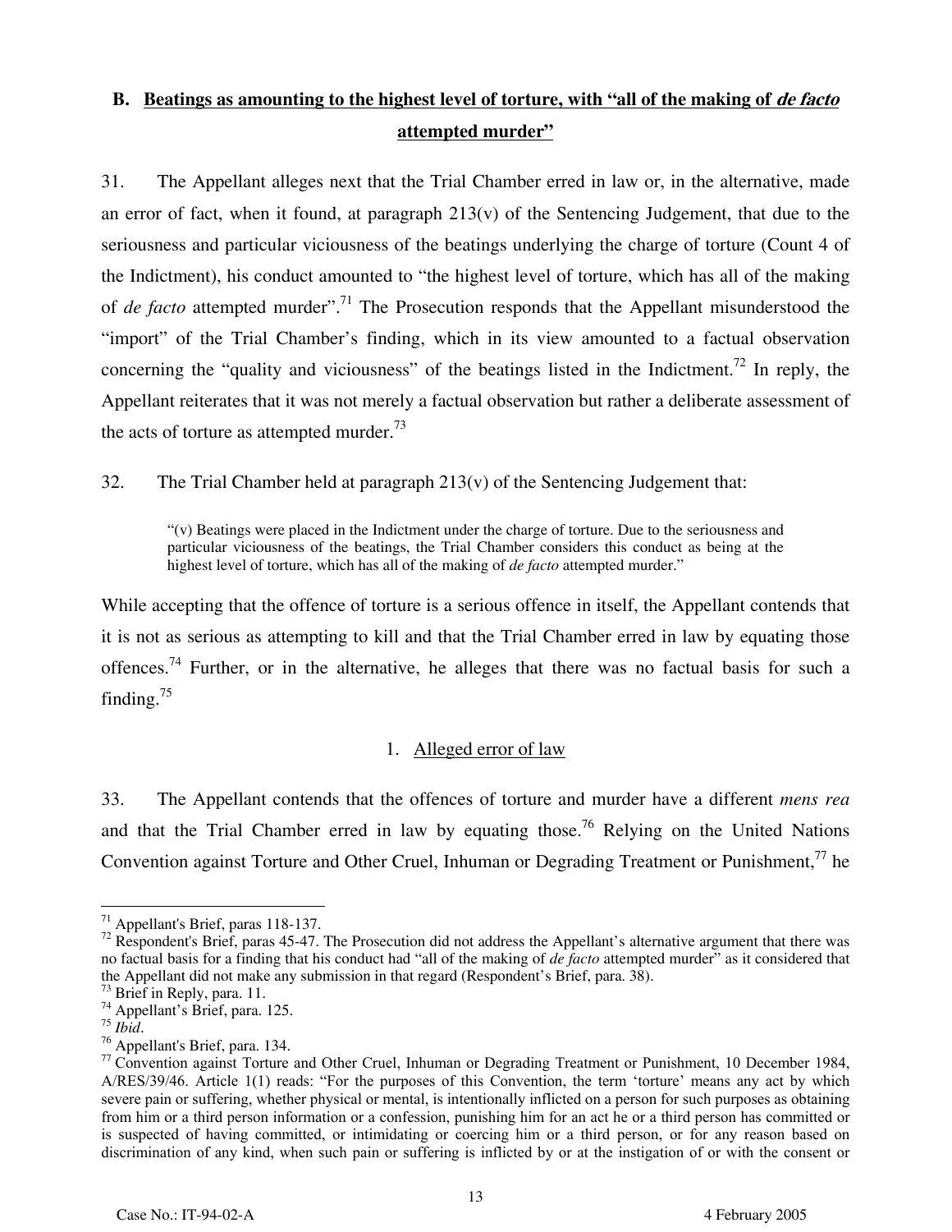## B. Beatings as amounting to the highest level of torture, with "all of the making of *de facto* attempted murder"

31. The Appellant alleges next that the Trial Chamber erred in law or, in the alternative, made an error of fact, when it found, at paragraph 213(v) of the Sentencing Judgement, that due to the seriousness and particular viciousness of the beatings underlying the charge of torture (Count 4 of the Indictment), his conduct amounted to "the highest level of torture, which has all of the making of *de facto* attempted murder".[71] The Prosecution responds that the Appellant misunderstood the "import" of the Trial Chamber's finding, which in its view amounted to a factual observation concerning the "quality and viciousness" of the beatings listed in the Indictment.[72] In reply, the Appellant reiterates that it was not merely a factual observation but rather a deliberate assessment of the acts of torture as attempted murder.[73]

32. The Trial Chamber held at paragraph 213(v) of the Sentencing Judgement that:

> "(v) Beatings were placed in the Indictment under the charge of torture. Due to the seriousness and particular viciousness of the beatings, the Trial Chamber considers this conduct as being at the highest level of torture, which has all of the making of *de facto* attempted murder."

While accepting that the offence of torture is a serious offence in itself, the Appellant contends that it is not as serious as attempting to kill and that the Trial Chamber erred in law by equating those offences.[74] Further, or in the alternative, he alleges that there was no factual basis for such a finding.[75]

### 1. Alleged error of law

33. The Appellant contends that the offences of torture and murder have a different *mens rea* and that the Trial Chamber erred in law by equating those.[76] Relying on the United Nations Convention against Torture and Other Cruel, Inhuman or Degrading Treatment or Punishment,[77] he

---

[71] Appellant's Brief, paras 118-137.

[72] Respondent's Brief, paras 45-47. The Prosecution did not address the Appellant's alternative argument that there was no factual basis for a finding that his conduct had "all of the making of *de facto* attempted murder" as it considered that the Appellant did not make any submission in that regard (Respondent's Brief, para. 38).

[73] Brief in Reply, para. 11.

[74] Appellant's Brief, para. 125.

[75] *Ibid*.

[76] Appellant's Brief, para. 134.

[77] Convention against Torture and Other Cruel, Inhuman or Degrading Treatment or Punishment, 10 December 1984, A/RES/39/46. Article 1(1) reads: "For the purposes of this Convention, the term 'torture' means any act by which severe pain or suffering, whether physical or mental, is intentionally inflicted on a person for such purposes as obtaining from him or a third person information or a confession, punishing him for an act he or a third person has committed or is suspected of having committed, or intimidating or coercing him or a third person, or for any reason based on discrimination of any kind, when such pain or suffering is inflicted by or at the instigation of or with the consent or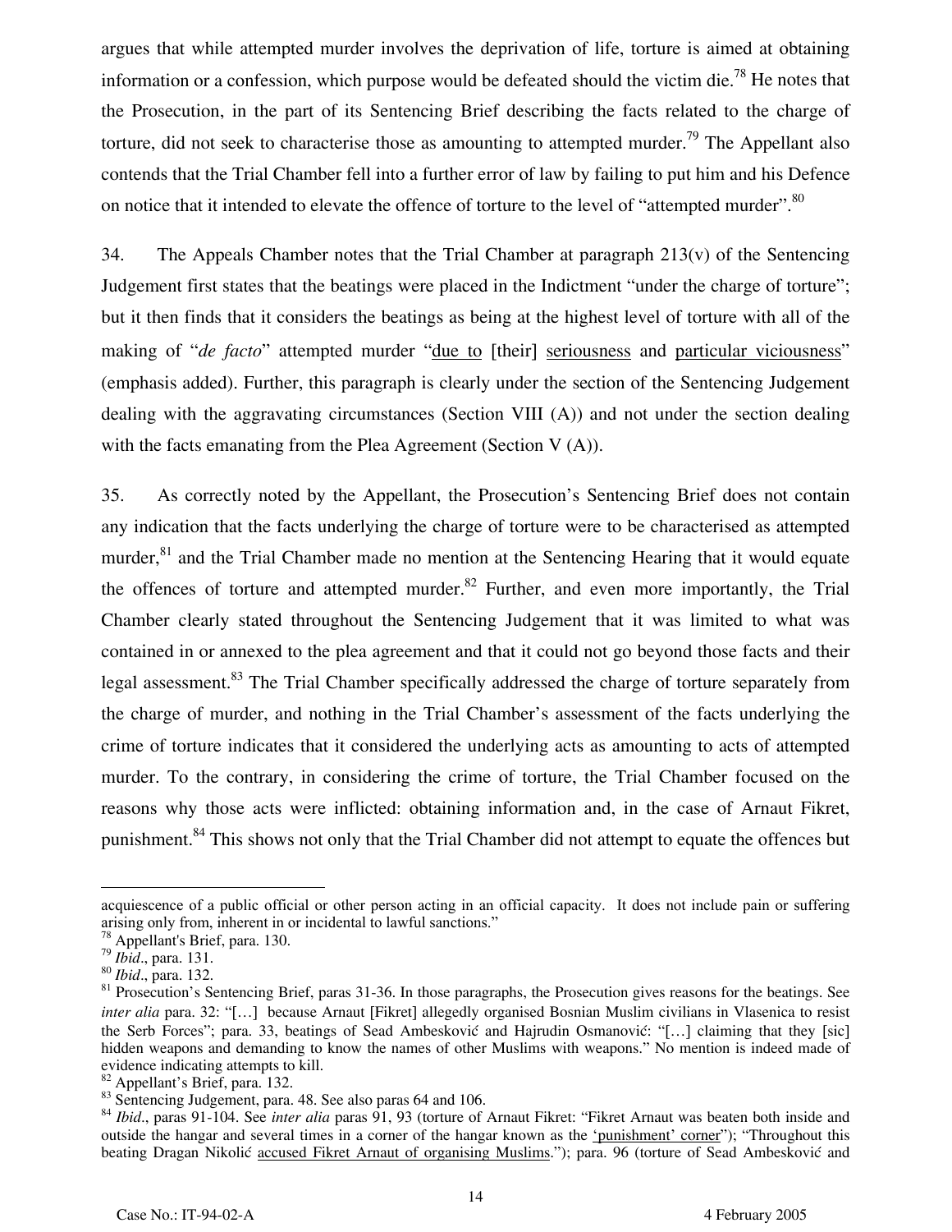argues that while attempted murder involves the deprivation of life, torture is aimed at obtaining information or a confession, which purpose would be defeated should the victim die.[78] He notes that the Prosecution, in the part of its Sentencing Brief describing the facts related to the charge of torture, did not seek to characterise those as amounting to attempted murder.[79] The Appellant also contends that the Trial Chamber fell into a further error of law by failing to put him and his Defence on notice that it intended to elevate the offence of torture to the level of "attempted murder".[80]

34. The Appeals Chamber notes that the Trial Chamber at paragraph 213(v) of the Sentencing Judgement first states that the beatings were placed in the Indictment "under the charge of torture"; but it then finds that it considers the beatings as being at the highest level of torture with all of the making of "*de facto*" attempted murder "<u>due to</u> [their] <u>seriousness</u> and <u>particular viciousness</u>" (emphasis added). Further, this paragraph is clearly under the section of the Sentencing Judgement dealing with the aggravating circumstances (Section VIII (A)) and not under the section dealing with the facts emanating from the Plea Agreement (Section V (A)).

35. As correctly noted by the Appellant, the Prosecution's Sentencing Brief does not contain any indication that the facts underlying the charge of torture were to be characterised as attempted murder,[81] and the Trial Chamber made no mention at the Sentencing Hearing that it would equate the offences of torture and attempted murder.[82] Further, and even more importantly, the Trial Chamber clearly stated throughout the Sentencing Judgement that it was limited to what was contained in or annexed to the plea agreement and that it could not go beyond those facts and their legal assessment.[83] The Trial Chamber specifically addressed the charge of torture separately from the charge of murder, and nothing in the Trial Chamber's assessment of the facts underlying the crime of torture indicates that it considered the underlying acts as amounting to acts of attempted murder. To the contrary, in considering the crime of torture, the Trial Chamber focused on the reasons why those acts were inflicted: obtaining information and, in the case of Arnaut Fikret, punishment.[84] This shows not only that the Trial Chamber did not attempt to equate the offences but

---

acquiescence of a public official or other person acting in an official capacity. It does not include pain or suffering arising only from, inherent in or incidental to lawful sanctions."

[78] Appellant's Brief, para. 130.

[79] *Ibid*., para. 131.

[80] *Ibid*., para. 132.

[81] Prosecution's Sentencing Brief, paras 31-36. In those paragraphs, the Prosecution gives reasons for the beatings. See *inter alia* para. 32: "[…] because Arnaut [Fikret] allegedly organised Bosnian Muslim civilians in Vlasenica to resist the Serb Forces"; para. 33, beatings of Sead Ambesković and Hajrudin Osmanović: "[…] claiming that they [sic] hidden weapons and demanding to know the names of other Muslims with weapons." No mention is indeed made of evidence indicating attempts to kill.

[82] Appellant's Brief, para. 132.

[83] Sentencing Judgement, para. 48. See also paras 64 and 106.

[84] *Ibid*., paras 91-104. See *inter alia* paras 91, 93 (torture of Arnaut Fikret: "Fikret Arnaut was beaten both inside and outside the hangar and several times in a corner of the hangar known as the <u>'punishment' corner</u>"); "Throughout this beating Dragan Nikolić <u>accused Fikret Arnaut of organising Muslims</u>."); para. 96 (torture of Sead Ambesković and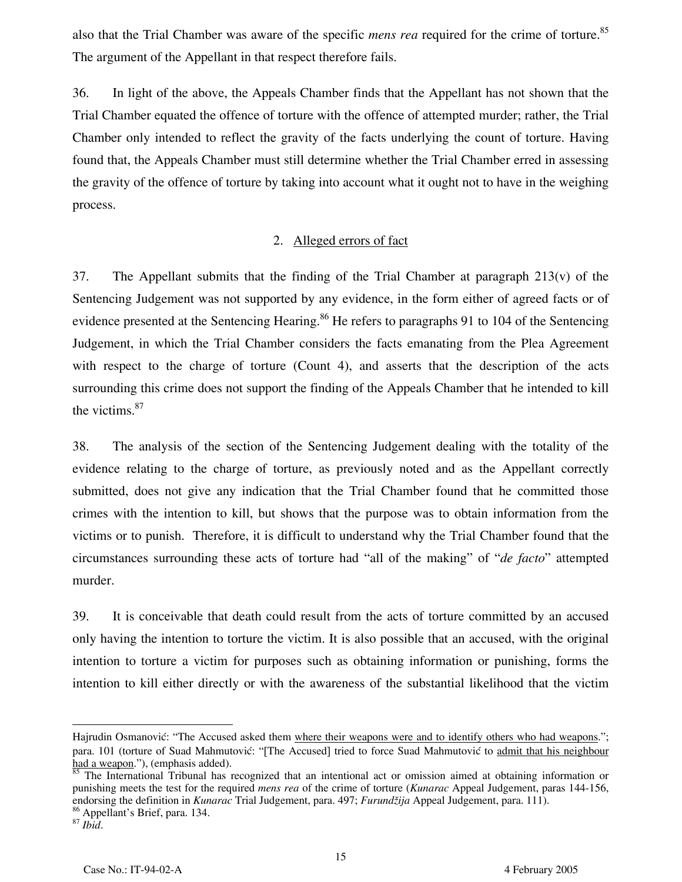also that the Trial Chamber was aware of the specific *mens rea* required for the crime of torture.[85] The argument of the Appellant in that respect therefore fails.

36. In light of the above, the Appeals Chamber finds that the Appellant has not shown that the Trial Chamber equated the offence of torture with the offence of attempted murder; rather, the Trial Chamber only intended to reflect the gravity of the facts underlying the count of torture. Having found that, the Appeals Chamber must still determine whether the Trial Chamber erred in assessing the gravity of the offence of torture by taking into account what it ought not to have in the weighing process.

### 2. Alleged errors of fact

37. The Appellant submits that the finding of the Trial Chamber at paragraph 213(v) of the Sentencing Judgement was not supported by any evidence, in the form either of agreed facts or of evidence presented at the Sentencing Hearing.[86] He refers to paragraphs 91 to 104 of the Sentencing Judgement, in which the Trial Chamber considers the facts emanating from the Plea Agreement with respect to the charge of torture (Count 4), and asserts that the description of the acts surrounding this crime does not support the finding of the Appeals Chamber that he intended to kill the victims.[87]

38. The analysis of the section of the Sentencing Judgement dealing with the totality of the evidence relating to the charge of torture, as previously noted and as the Appellant correctly submitted, does not give any indication that the Trial Chamber found that he committed those crimes with the intention to kill, but shows that the purpose was to obtain information from the victims or to punish. Therefore, it is difficult to understand why the Trial Chamber found that the circumstances surrounding these acts of torture had "all of the making" of "*de facto*" attempted murder.

39. It is conceivable that death could result from the acts of torture committed by an accused only having the intention to torture the victim. It is also possible that an accused, with the original intention to torture a victim for purposes such as obtaining information or punishing, forms the intention to kill either directly or with the awareness of the substantial likelihood that the victim

---

Hajrudin Osmanović: "The Accused asked them where their weapons were and to identify others who had weapons."; para. 101 (torture of Suad Mahmutović: "[The Accused] tried to force Suad Mahmutović to admit that his neighbour had a weapon."), (emphasis added).

[85] The International Tribunal has recognized that an intentional act or omission aimed at obtaining information or punishing meets the test for the required *mens rea* of the crime of torture (*Kunarac* Appeal Judgement, paras 144-156, endorsing the definition in *Kunarac* Trial Judgement, para. 497; *Furundžija* Appeal Judgement, para. 111).

[86] Appellant's Brief, para. 134.

[87] *Ibid*.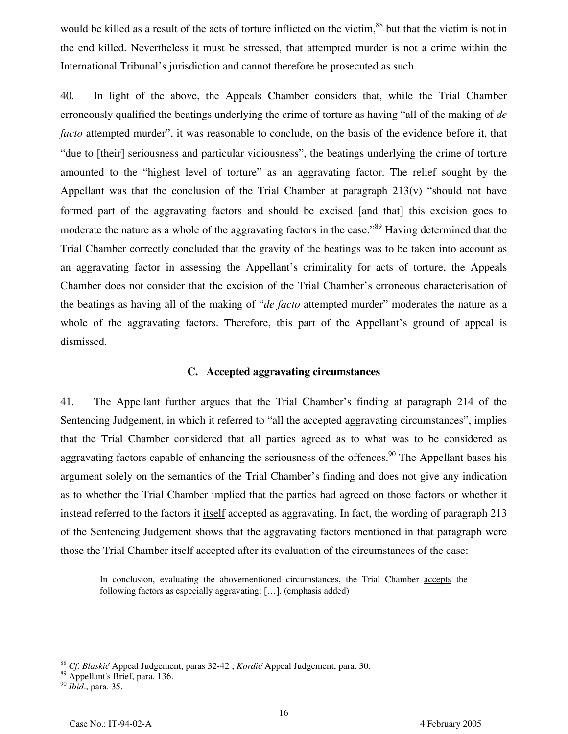would be killed as a result of the acts of torture inflicted on the victim,[88] but that the victim is not in the end killed. Nevertheless it must be stressed, that attempted murder is not a crime within the International Tribunal's jurisdiction and cannot therefore be prosecuted as such.

40. In light of the above, the Appeals Chamber considers that, while the Trial Chamber erroneously qualified the beatings underlying the crime of torture as having "all of the making of *de facto* attempted murder", it was reasonable to conclude, on the basis of the evidence before it, that "due to [their] seriousness and particular viciousness", the beatings underlying the crime of torture amounted to the "highest level of torture" as an aggravating factor. The relief sought by the Appellant was that the conclusion of the Trial Chamber at paragraph 213(v) "should not have formed part of the aggravating factors and should be excised [and that] this excision goes to moderate the nature as a whole of the aggravating factors in the case."[89] Having determined that the Trial Chamber correctly concluded that the gravity of the beatings was to be taken into account as an aggravating factor in assessing the Appellant's criminality for acts of torture, the Appeals Chamber does not consider that the excision of the Trial Chamber's erroneous characterisation of the beatings as having all of the making of "*de facto* attempted murder" moderates the nature as a whole of the aggravating factors. Therefore, this part of the Appellant's ground of appeal is dismissed.

### C. Accepted aggravating circumstances

41. The Appellant further argues that the Trial Chamber's finding at paragraph 214 of the Sentencing Judgement, in which it referred to "all the accepted aggravating circumstances", implies that the Trial Chamber considered that all parties agreed as to what was to be considered as aggravating factors capable of enhancing the seriousness of the offences.[90] The Appellant bases his argument solely on the semantics of the Trial Chamber's finding and does not give any indication as to whether the Trial Chamber implied that the parties had agreed on those factors or whether it instead referred to the factors it itself accepted as aggravating. In fact, the wording of paragraph 213 of the Sentencing Judgement shows that the aggravating factors mentioned in that paragraph were those the Trial Chamber itself accepted after its evaluation of the circumstances of the case:

> In conclusion, evaluating the abovementioned circumstances, the Trial Chamber accepts the following factors as especially aggravating: […]. (emphasis added)

---

[88] *Cf. Blaskić* Appeal Judgement, paras 32-42 ; *Kordić* Appeal Judgement, para. 30.

[89] Appellant's Brief, para. 136.

[90] *Ibid*., para. 35.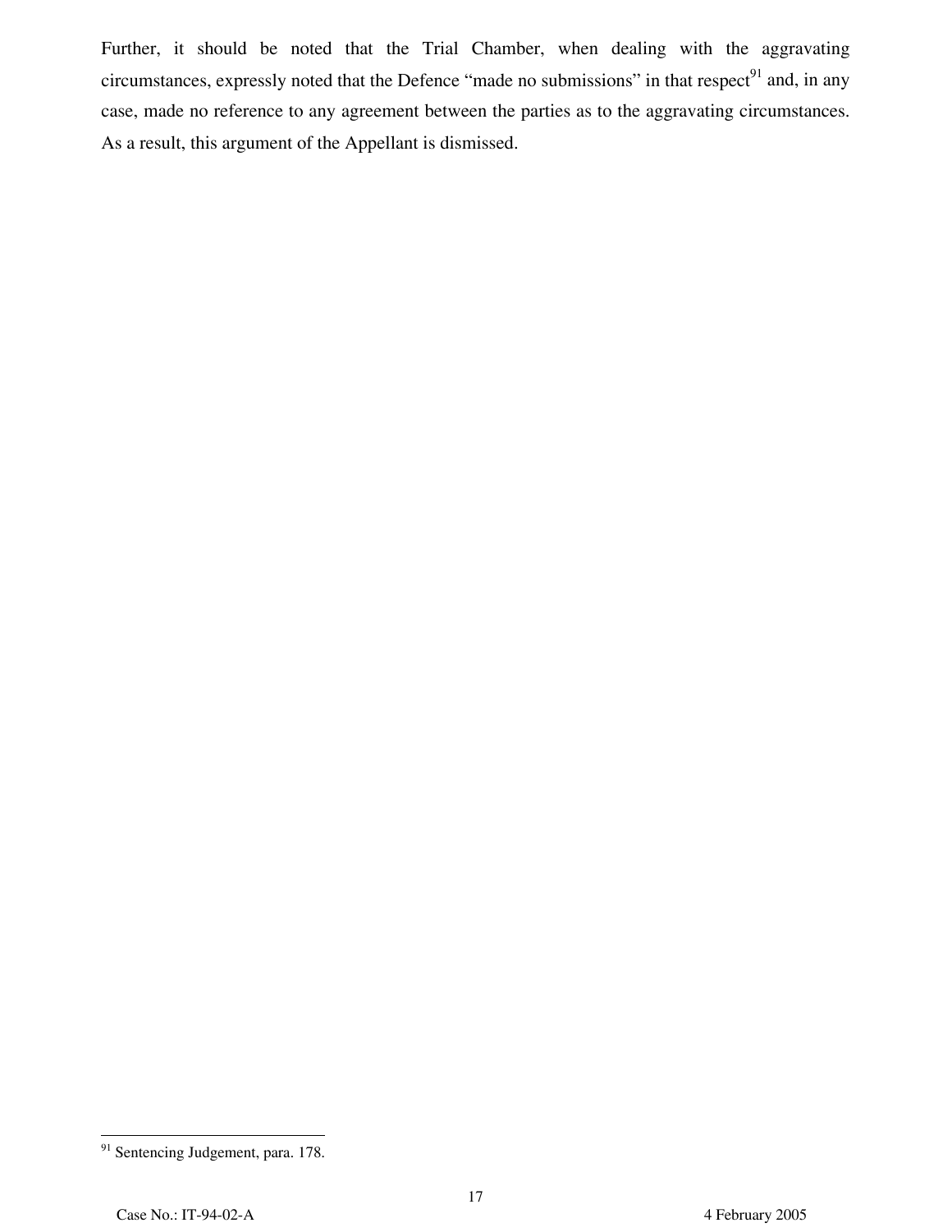Further, it should be noted that the Trial Chamber, when dealing with the aggravating circumstances, expressly noted that the Defence "made no submissions" in that respect[91] and, in any case, made no reference to any agreement between the parties as to the aggravating circumstances. As a result, this argument of the Appellant is dismissed.

---

[91] Sentencing Judgement, para. 178.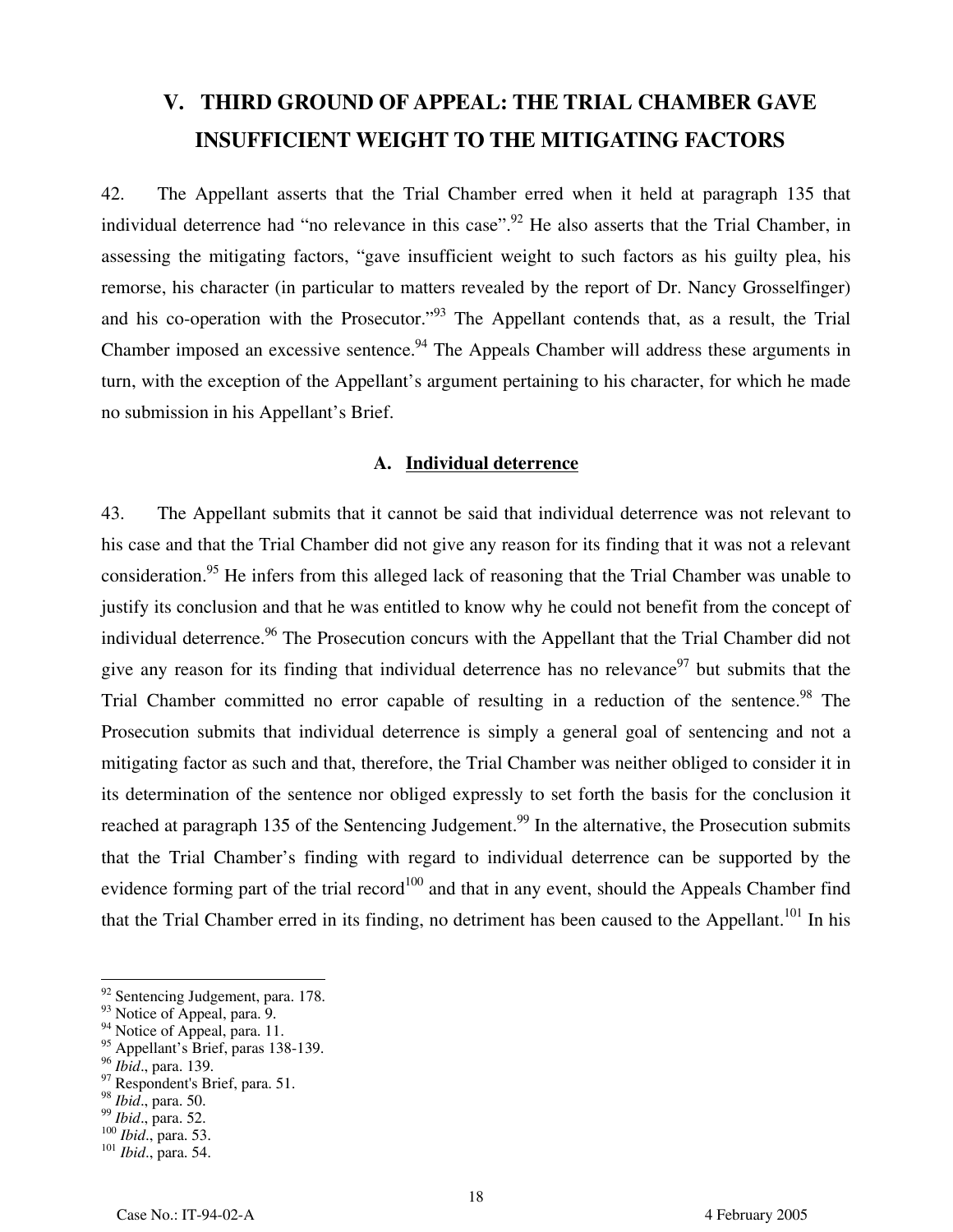## V. THIRD GROUND OF APPEAL: THE TRIAL CHAMBER GAVE INSUFFICIENT WEIGHT TO THE MITIGATING FACTORS

42. The Appellant asserts that the Trial Chamber erred when it held at paragraph 135 that individual deterrence had "no relevance in this case".[92] He also asserts that the Trial Chamber, in assessing the mitigating factors, "gave insufficient weight to such factors as his guilty plea, his remorse, his character (in particular to matters revealed by the report of Dr. Nancy Grosselfinger) and his co-operation with the Prosecutor."[93] The Appellant contends that, as a result, the Trial Chamber imposed an excessive sentence.[94] The Appeals Chamber will address these arguments in turn, with the exception of the Appellant's argument pertaining to his character, for which he made no submission in his Appellant's Brief.

### A. Individual deterrence

43. The Appellant submits that it cannot be said that individual deterrence was not relevant to his case and that the Trial Chamber did not give any reason for its finding that it was not a relevant consideration.[95] He infers from this alleged lack of reasoning that the Trial Chamber was unable to justify its conclusion and that he was entitled to know why he could not benefit from the concept of individual deterrence.[96] The Prosecution concurs with the Appellant that the Trial Chamber did not give any reason for its finding that individual deterrence has no relevance[97] but submits that the Trial Chamber committed no error capable of resulting in a reduction of the sentence.[98] The Prosecution submits that individual deterrence is simply a general goal of sentencing and not a mitigating factor as such and that, therefore, the Trial Chamber was neither obliged to consider it in its determination of the sentence nor obliged expressly to set forth the basis for the conclusion it reached at paragraph 135 of the Sentencing Judgement.[99] In the alternative, the Prosecution submits that the Trial Chamber's finding with regard to individual deterrence can be supported by the evidence forming part of the trial record[100] and that in any event, should the Appeals Chamber find that the Trial Chamber erred in its finding, no detriment has been caused to the Appellant.[101] In his

---

[92] Sentencing Judgement, para. 178.
[93] Notice of Appeal, para. 9.
[94] Notice of Appeal, para. 11.
[95] Appellant's Brief, paras 138-139.
[96] *Ibid*., para. 139.
[97] Respondent's Brief, para. 51.
[98] *Ibid*., para. 50.
[99] *Ibid*., para. 52.
[100] *Ibid*., para. 53.
[101] *Ibid*., para. 54.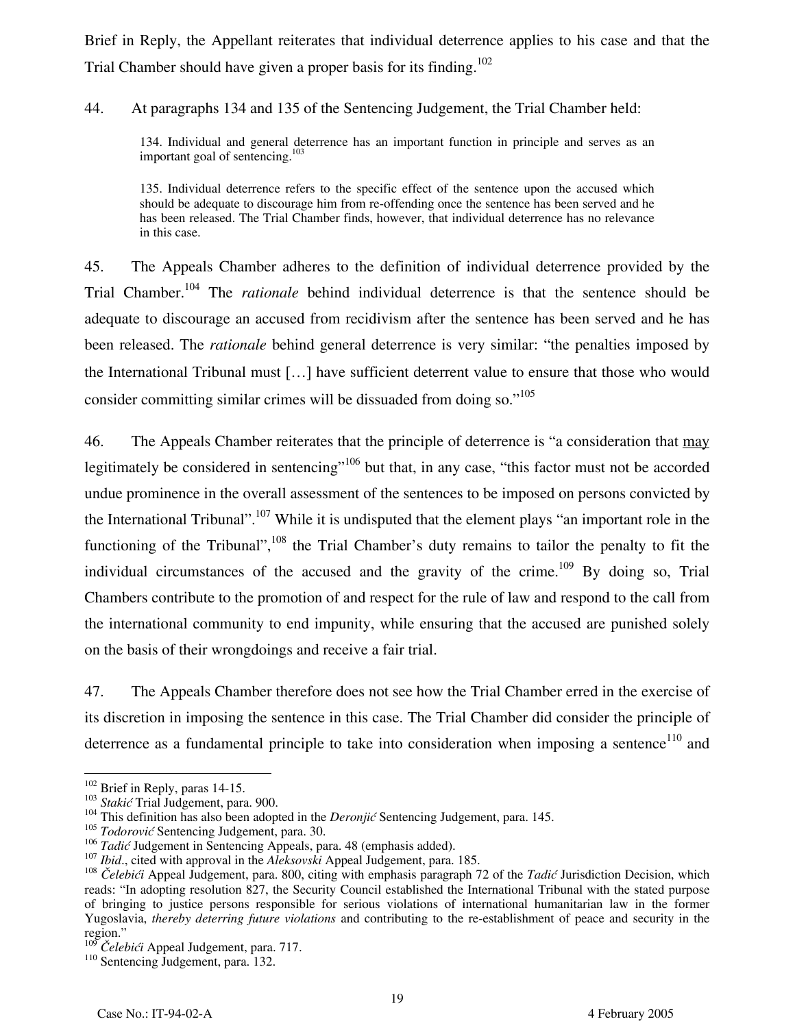Brief in Reply, the Appellant reiterates that individual deterrence applies to his case and that the Trial Chamber should have given a proper basis for its finding.[102]

44. At paragraphs 134 and 135 of the Sentencing Judgement, the Trial Chamber held:

> 134. Individual and general deterrence has an important function in principle and serves as an important goal of sentencing.[103]
>
> 135. Individual deterrence refers to the specific effect of the sentence upon the accused which should be adequate to discourage him from re-offending once the sentence has been served and he has been released. The Trial Chamber finds, however, that individual deterrence has no relevance in this case.

45. The Appeals Chamber adheres to the definition of individual deterrence provided by the Trial Chamber.[104] The *rationale* behind individual deterrence is that the sentence should be adequate to discourage an accused from recidivism after the sentence has been served and he has been released. The *rationale* behind general deterrence is very similar: "the penalties imposed by the International Tribunal must […] have sufficient deterrent value to ensure that those who would consider committing similar crimes will be dissuaded from doing so."[105]

46. The Appeals Chamber reiterates that the principle of deterrence is "a consideration that <u>may</u> legitimately be considered in sentencing"[106] but that, in any case, "this factor must not be accorded undue prominence in the overall assessment of the sentences to be imposed on persons convicted by the International Tribunal".[107] While it is undisputed that the element plays "an important role in the functioning of the Tribunal",[108] the Trial Chamber's duty remains to tailor the penalty to fit the individual circumstances of the accused and the gravity of the crime.[109] By doing so, Trial Chambers contribute to the promotion of and respect for the rule of law and respond to the call from the international community to end impunity, while ensuring that the accused are punished solely on the basis of their wrongdoings and receive a fair trial.

47. The Appeals Chamber therefore does not see how the Trial Chamber erred in the exercise of its discretion in imposing the sentence in this case. The Trial Chamber did consider the principle of deterrence as a fundamental principle to take into consideration when imposing a sentence[110] and

---

[102] Brief in Reply, paras 14-15.

[103] *Stakić* Trial Judgement, para. 900.

[104] This definition has also been adopted in the *Deronjić* Sentencing Judgement, para. 145.

[105] *Todorović* Sentencing Judgement, para. 30.

[106] *Tadić* Judgement in Sentencing Appeals, para. 48 (emphasis added).

[107] *Ibid.*, cited with approval in the *Aleksovski* Appeal Judgement, para. 185.

[108] *Čelebići* Appeal Judgement, para. 800, citing with emphasis paragraph 72 of the *Tadić* Jurisdiction Decision, which reads: "In adopting resolution 827, the Security Council established the International Tribunal with the stated purpose of bringing to justice persons responsible for serious violations of international humanitarian law in the former Yugoslavia, *thereby deterring future violations* and contributing to the re-establishment of peace and security in the region."

[109] *Čelebići* Appeal Judgement, para. 717.

[110] Sentencing Judgement, para. 132.

Case No.: IT-94-02-A 4 February 2005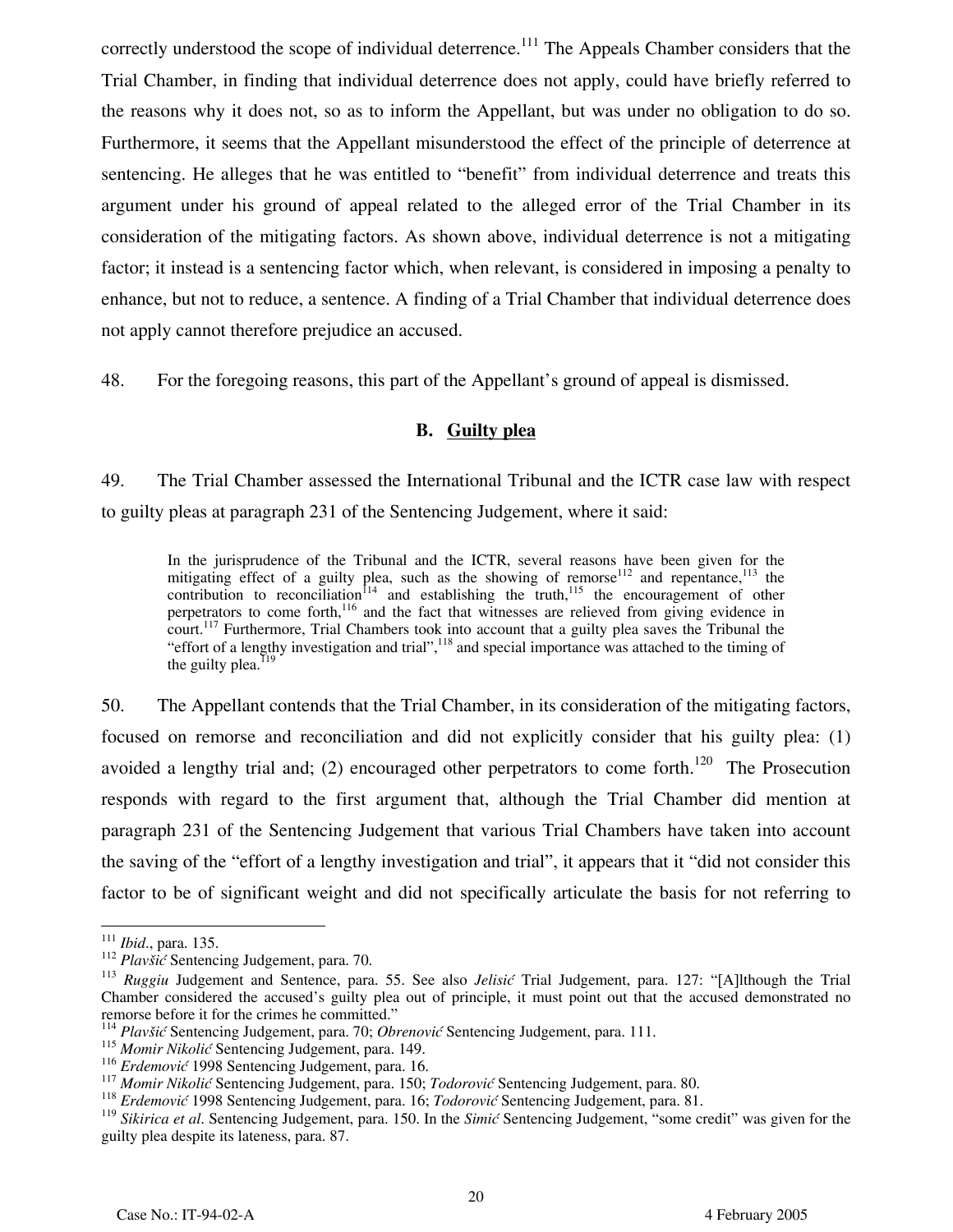correctly understood the scope of individual deterrence.[111] The Appeals Chamber considers that the Trial Chamber, in finding that individual deterrence does not apply, could have briefly referred to the reasons why it does not, so as to inform the Appellant, but was under no obligation to do so. Furthermore, it seems that the Appellant misunderstood the effect of the principle of deterrence at sentencing. He alleges that he was entitled to "benefit" from individual deterrence and treats this argument under his ground of appeal related to the alleged error of the Trial Chamber in its consideration of the mitigating factors. As shown above, individual deterrence is not a mitigating factor; it instead is a sentencing factor which, when relevant, is considered in imposing a penalty to enhance, but not to reduce, a sentence. A finding of a Trial Chamber that individual deterrence does not apply cannot therefore prejudice an accused.

48. For the foregoing reasons, this part of the Appellant's ground of appeal is dismissed.

### B. Guilty plea

49. The Trial Chamber assessed the International Tribunal and the ICTR case law with respect to guilty pleas at paragraph 231 of the Sentencing Judgement, where it said:

> In the jurisprudence of the Tribunal and the ICTR, several reasons have been given for the mitigating effect of a guilty plea, such as the showing of remorse[112] and repentance,[113] the contribution to reconciliation[114] and establishing the truth,[115] the encouragement of other perpetrators to come forth,[116] and the fact that witnesses are relieved from giving evidence in court.[117] Furthermore, Trial Chambers took into account that a guilty plea saves the Tribunal the "effort of a lengthy investigation and trial",[118] and special importance was attached to the timing of the guilty plea.[119]

50. The Appellant contends that the Trial Chamber, in its consideration of the mitigating factors, focused on remorse and reconciliation and did not explicitly consider that his guilty plea: (1) avoided a lengthy trial and; (2) encouraged other perpetrators to come forth.[120] The Prosecution responds with regard to the first argument that, although the Trial Chamber did mention at paragraph 231 of the Sentencing Judgement that various Trial Chambers have taken into account the saving of the "effort of a lengthy investigation and trial", it appears that it "did not consider this factor to be of significant weight and did not specifically articulate the basis for not referring to

---

[111] *Ibid*., para. 135.

[112] *Plavšić* Sentencing Judgement, para. 70.

[113] *Ruggiu* Judgement and Sentence, para. 55. See also *Jelisić* Trial Judgement, para. 127: "[A]lthough the Trial Chamber considered the accused's guilty plea out of principle, it must point out that the accused demonstrated no remorse before it for the crimes he committed."

[114] *Plavšić* Sentencing Judgement, para. 70; *Obrenović* Sentencing Judgement, para. 111.

[115] *Momir Nikolić* Sentencing Judgement, para. 149.

[116] *Erdemović* 1998 Sentencing Judgement, para. 16.

[117] *Momir Nikolić* Sentencing Judgement, para. 150; *Todorović* Sentencing Judgement, para. 80.

[118] *Erdemović* 1998 Sentencing Judgement, para. 16; *Todorović* Sentencing Judgement, para. 81.

[119] *Sikirica et al*. Sentencing Judgement, para. 150. In the *Simić* Sentencing Judgement, "some credit" was given for the guilty plea despite its lateness, para. 87.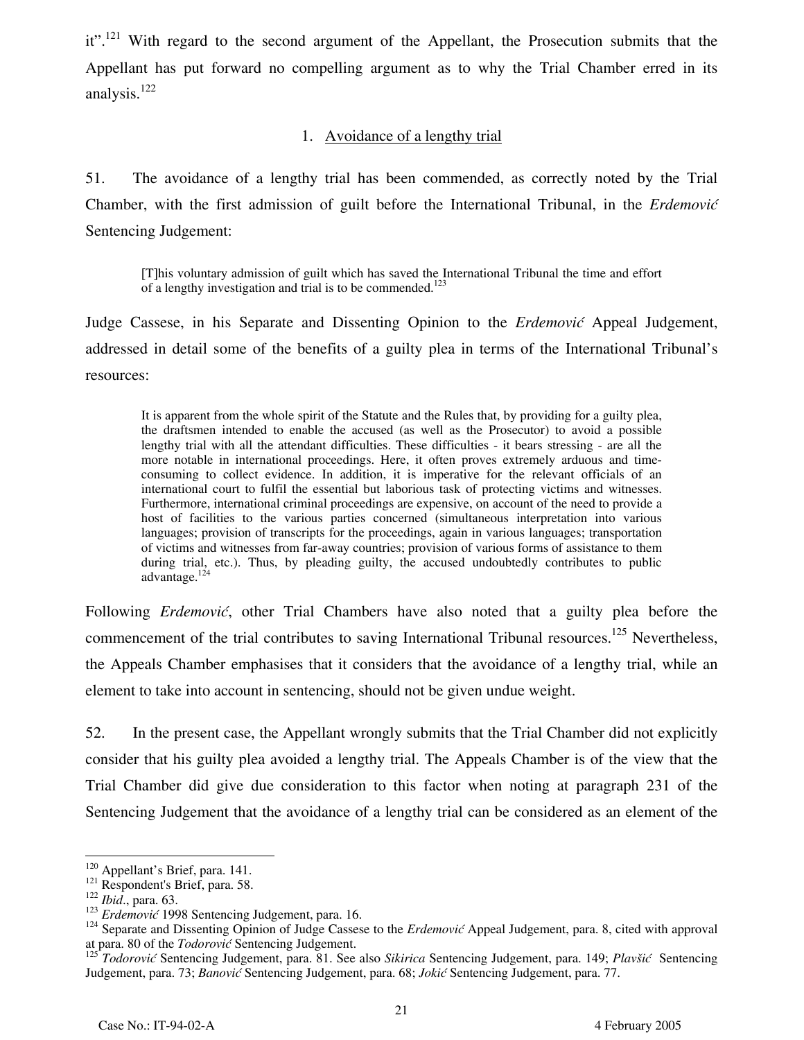it".[121] With regard to the second argument of the Appellant, the Prosecution submits that the Appellant has put forward no compelling argument as to why the Trial Chamber erred in its analysis.[122]

### 1. Avoidance of a lengthy trial

51. The avoidance of a lengthy trial has been commended, as correctly noted by the Trial Chamber, with the first admission of guilt before the International Tribunal, in the *Erdemović* Sentencing Judgement:

> [T]his voluntary admission of guilt which has saved the International Tribunal the time and effort of a lengthy investigation and trial is to be commended.[123]

Judge Cassese, in his Separate and Dissenting Opinion to the *Erdemović* Appeal Judgement, addressed in detail some of the benefits of a guilty plea in terms of the International Tribunal's resources:

> It is apparent from the whole spirit of the Statute and the Rules that, by providing for a guilty plea, the draftsmen intended to enable the accused (as well as the Prosecutor) to avoid a possible lengthy trial with all the attendant difficulties. These difficulties - it bears stressing - are all the more notable in international proceedings. Here, it often proves extremely arduous and time-consuming to collect evidence. In addition, it is imperative for the relevant officials of an international court to fulfil the essential but laborious task of protecting victims and witnesses. Furthermore, international criminal proceedings are expensive, on account of the need to provide a host of facilities to the various parties concerned (simultaneous interpretation into various languages; provision of transcripts for the proceedings, again in various languages; transportation of victims and witnesses from far-away countries; provision of various forms of assistance to them during trial, etc.). Thus, by pleading guilty, the accused undoubtedly contributes to public advantage.[124]

Following *Erdemović*, other Trial Chambers have also noted that a guilty plea before the commencement of the trial contributes to saving International Tribunal resources.[125] Nevertheless, the Appeals Chamber emphasises that it considers that the avoidance of a lengthy trial, while an element to take into account in sentencing, should not be given undue weight.

52. In the present case, the Appellant wrongly submits that the Trial Chamber did not explicitly consider that his guilty plea avoided a lengthy trial. The Appeals Chamber is of the view that the Trial Chamber did give due consideration to this factor when noting at paragraph 231 of the Sentencing Judgement that the avoidance of a lengthy trial can be considered as an element of the

---

[120] Appellant's Brief, para. 141.

[121] Respondent's Brief, para. 58.

[122] *Ibid*., para. 63.

[123] *Erdemović* 1998 Sentencing Judgement, para. 16.

[124] Separate and Dissenting Opinion of Judge Cassese to the *Erdemović* Appeal Judgement, para. 8, cited with approval at para. 80 of the *Todorović* Sentencing Judgement.

[125] *Todorović* Sentencing Judgement, para. 81. See also *Sikirica* Sentencing Judgement, para. 149; *Plavšić* Sentencing Judgement, para. 73; *Banović* Sentencing Judgement, para. 68; *Jokić* Sentencing Judgement, para. 77.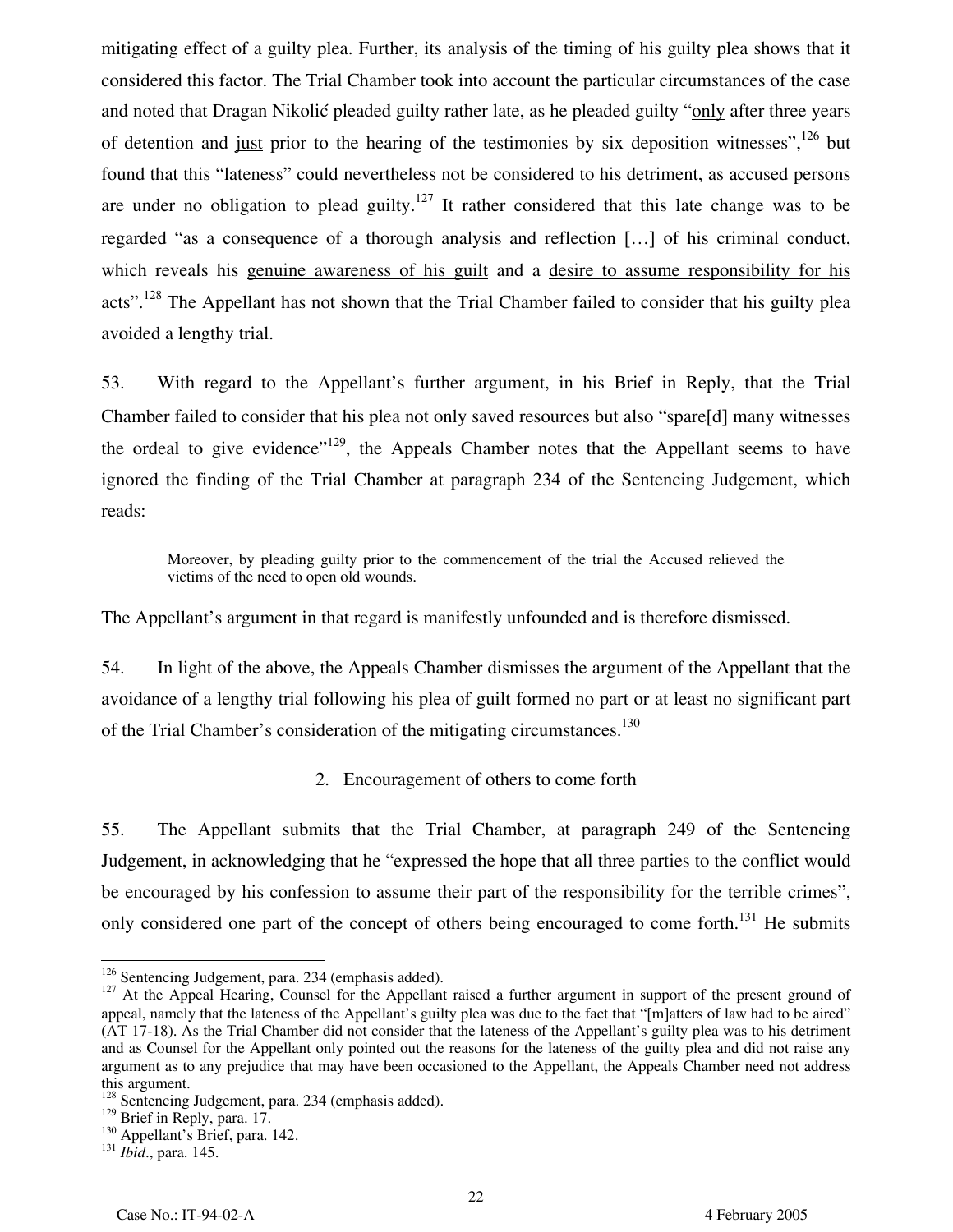mitigating effect of a guilty plea. Further, its analysis of the timing of his guilty plea shows that it considered this factor. The Trial Chamber took into account the particular circumstances of the case and noted that Dragan Nikolić pleaded guilty rather late, as he pleaded guilty "<u>only</u> after three years of detention and <u>just</u> prior to the hearing of the testimonies by six deposition witnesses",[126] but found that this "lateness" could nevertheless not be considered to his detriment, as accused persons are under no obligation to plead guilty.[127] It rather considered that this late change was to be regarded "as a consequence of a thorough analysis and reflection […] of his criminal conduct, which reveals his <u>genuine awareness of his guilt</u> and a <u>desire to assume responsibility for his acts</u>".[128] The Appellant has not shown that the Trial Chamber failed to consider that his guilty plea avoided a lengthy trial.

53. With regard to the Appellant's further argument, in his Brief in Reply, that the Trial Chamber failed to consider that his plea not only saved resources but also "spare[d] many witnesses the ordeal to give evidence"[129], the Appeals Chamber notes that the Appellant seems to have ignored the finding of the Trial Chamber at paragraph 234 of the Sentencing Judgement, which reads:

> Moreover, by pleading guilty prior to the commencement of the trial the Accused relieved the victims of the need to open old wounds.

The Appellant's argument in that regard is manifestly unfounded and is therefore dismissed.

54. In light of the above, the Appeals Chamber dismisses the argument of the Appellant that the avoidance of a lengthy trial following his plea of guilt formed no part or at least no significant part of the Trial Chamber's consideration of the mitigating circumstances.[130]

## 2. <u>Encouragement of others to come forth</u>

55. The Appellant submits that the Trial Chamber, at paragraph 249 of the Sentencing Judgement, in acknowledging that he "expressed the hope that all three parties to the conflict would be encouraged by his confession to assume their part of the responsibility for the terrible crimes", only considered one part of the concept of others being encouraged to come forth.[131] He submits

---

[126] Sentencing Judgement, para. 234 (emphasis added).

[127] At the Appeal Hearing, Counsel for the Appellant raised a further argument in support of the present ground of appeal, namely that the lateness of the Appellant's guilty plea was due to the fact that "[m]atters of law had to be aired" (AT 17-18). As the Trial Chamber did not consider that the lateness of the Appellant's guilty plea was to his detriment and as Counsel for the Appellant only pointed out the reasons for the lateness of the guilty plea and did not raise any argument as to any prejudice that may have been occasioned to the Appellant, the Appeals Chamber need not address this argument.

[128] Sentencing Judgement, para. 234 (emphasis added).

[129] Brief in Reply, para. 17.

[130] Appellant's Brief, para. 142.

[131] *Ibid*., para. 145.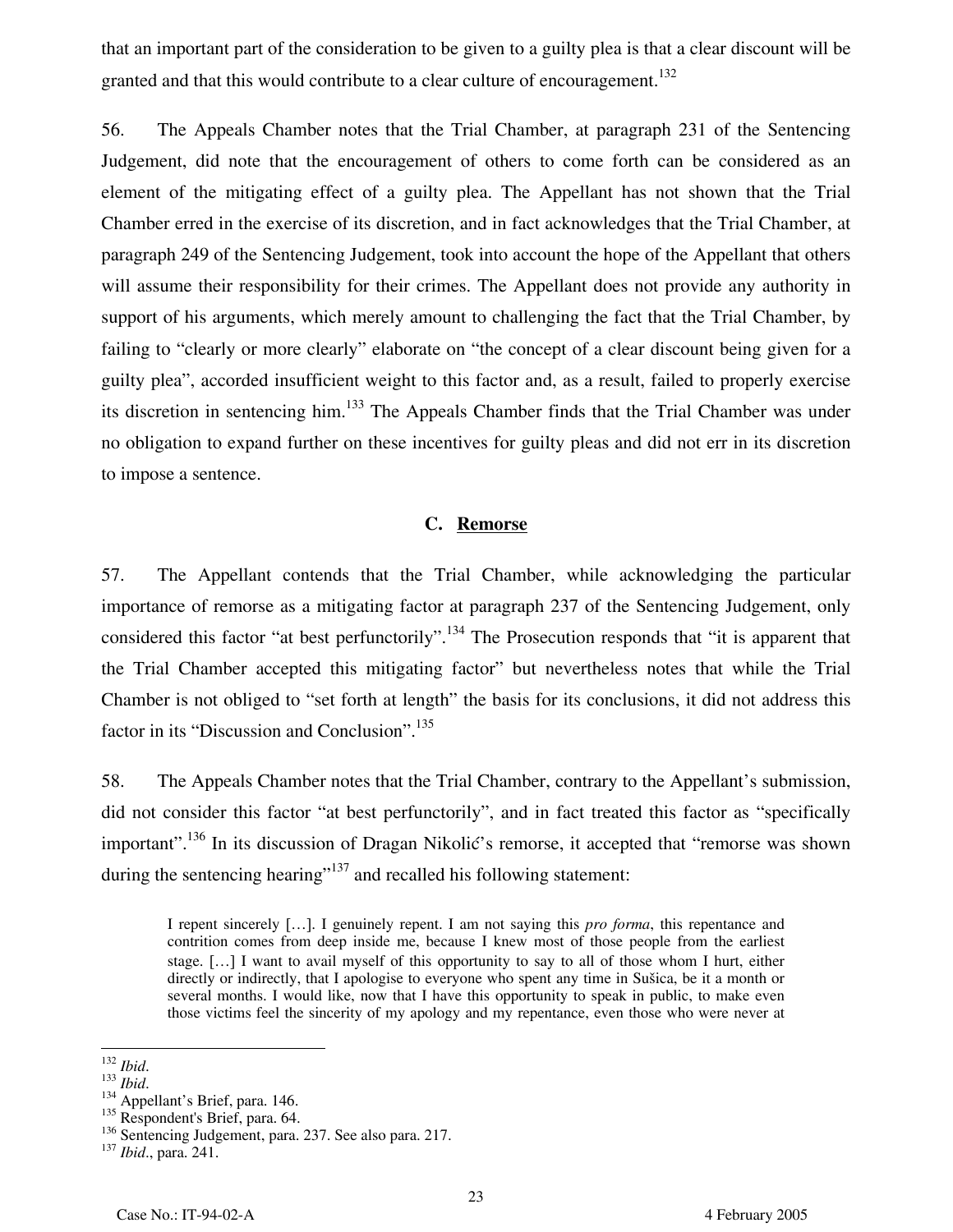that an important part of the consideration to be given to a guilty plea is that a clear discount will be granted and that this would contribute to a clear culture of encouragement.[132]

56. The Appeals Chamber notes that the Trial Chamber, at paragraph 231 of the Sentencing Judgement, did note that the encouragement of others to come forth can be considered as an element of the mitigating effect of a guilty plea. The Appellant has not shown that the Trial Chamber erred in the exercise of its discretion, and in fact acknowledges that the Trial Chamber, at paragraph 249 of the Sentencing Judgement, took into account the hope of the Appellant that others will assume their responsibility for their crimes. The Appellant does not provide any authority in support of his arguments, which merely amount to challenging the fact that the Trial Chamber, by failing to "clearly or more clearly" elaborate on "the concept of a clear discount being given for a guilty plea", accorded insufficient weight to this factor and, as a result, failed to properly exercise its discretion in sentencing him.[133] The Appeals Chamber finds that the Trial Chamber was under no obligation to expand further on these incentives for guilty pleas and did not err in its discretion to impose a sentence.

### C. Remorse

57. The Appellant contends that the Trial Chamber, while acknowledging the particular importance of remorse as a mitigating factor at paragraph 237 of the Sentencing Judgement, only considered this factor "at best perfunctorily".[134] The Prosecution responds that "it is apparent that the Trial Chamber accepted this mitigating factor" but nevertheless notes that while the Trial Chamber is not obliged to "set forth at length" the basis for its conclusions, it did not address this factor in its "Discussion and Conclusion".[135]

58. The Appeals Chamber notes that the Trial Chamber, contrary to the Appellant's submission, did not consider this factor "at best perfunctorily", and in fact treated this factor as "specifically important".[136] In its discussion of Dragan Nikolić's remorse, it accepted that "remorse was shown during the sentencing hearing"[137] and recalled his following statement:

> I repent sincerely […]. I genuinely repent. I am not saying this *pro forma*, this repentance and contrition comes from deep inside me, because I knew most of those people from the earliest stage. […] I want to avail myself of this opportunity to say to all of those whom I hurt, either directly or indirectly, that I apologise to everyone who spent any time in Sušica, be it a month or several months. I would like, now that I have this opportunity to speak in public, to make even those victims feel the sincerity of my apology and my repentance, even those who were never at

---

[132] *Ibid*.
[133] *Ibid*.
[134] Appellant's Brief, para. 146.
[135] Respondent's Brief, para. 64.
[136] Sentencing Judgement, para. 237. See also para. 217.
[137] *Ibid*., para. 241.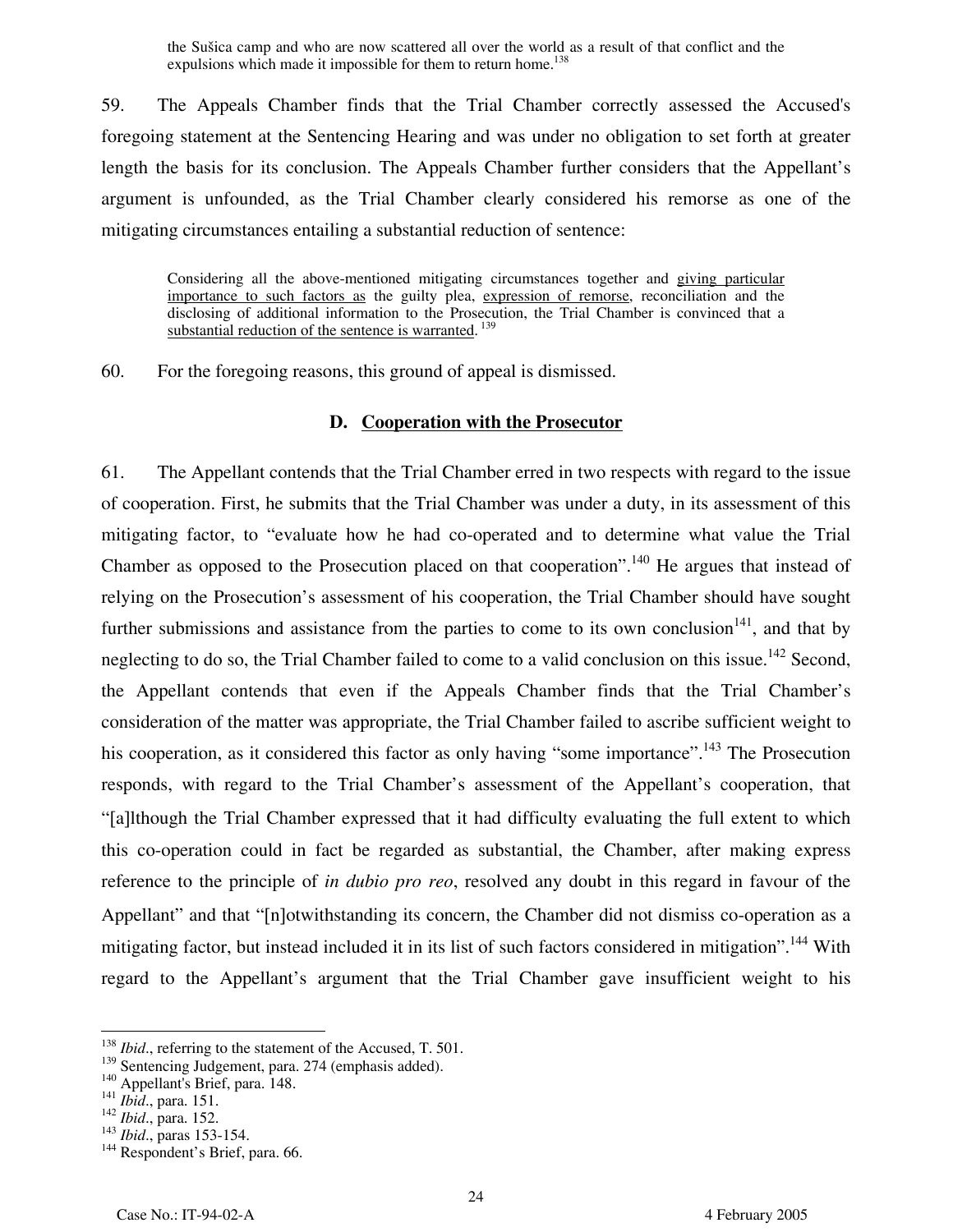the Sušica camp and who are now scattered all over the world as a result of that conflict and the expulsions which made it impossible for them to return home.[138]

59. The Appeals Chamber finds that the Trial Chamber correctly assessed the Accused's foregoing statement at the Sentencing Hearing and was under no obligation to set forth at greater length the basis for its conclusion. The Appeals Chamber further considers that the Appellant's argument is unfounded, as the Trial Chamber clearly considered his remorse as one of the mitigating circumstances entailing a substantial reduction of sentence:

> Considering all the above-mentioned mitigating circumstances together and <u>giving particular importance to such factors as</u> the guilty plea, <u>expression of remorse</u>, reconciliation and the disclosing of additional information to the Prosecution, the Trial Chamber is convinced that a <u>substantial reduction of the sentence is warranted</u>.[139]

60. For the foregoing reasons, this ground of appeal is dismissed.

### D. Cooperation with the Prosecutor

61. The Appellant contends that the Trial Chamber erred in two respects with regard to the issue of cooperation. First, he submits that the Trial Chamber was under a duty, in its assessment of this mitigating factor, to "evaluate how he had co-operated and to determine what value the Trial Chamber as opposed to the Prosecution placed on that cooperation".[140] He argues that instead of relying on the Prosecution's assessment of his cooperation, the Trial Chamber should have sought further submissions and assistance from the parties to come to its own conclusion[141], and that by neglecting to do so, the Trial Chamber failed to come to a valid conclusion on this issue.[142] Second, the Appellant contends that even if the Appeals Chamber finds that the Trial Chamber's consideration of the matter was appropriate, the Trial Chamber failed to ascribe sufficient weight to his cooperation, as it considered this factor as only having "some importance".[143] The Prosecution responds, with regard to the Trial Chamber's assessment of the Appellant's cooperation, that "[a]lthough the Trial Chamber expressed that it had difficulty evaluating the full extent to which this co-operation could in fact be regarded as substantial, the Chamber, after making express reference to the principle of *in dubio pro reo*, resolved any doubt in this regard in favour of the Appellant" and that "[n]otwithstanding its concern, the Chamber did not dismiss co-operation as a mitigating factor, but instead included it in its list of such factors considered in mitigation".[144] With regard to the Appellant's argument that the Trial Chamber gave insufficient weight to his

---

[138] *Ibid*., referring to the statement of the Accused, T. 501.
[139] Sentencing Judgement, para. 274 (emphasis added).
[140] Appellant's Brief, para. 148.
[141] *Ibid*., para. 151.
[142] *Ibid*., para. 152.
[143] *Ibid*., paras 153-154.
[144] Respondent's Brief, para. 66.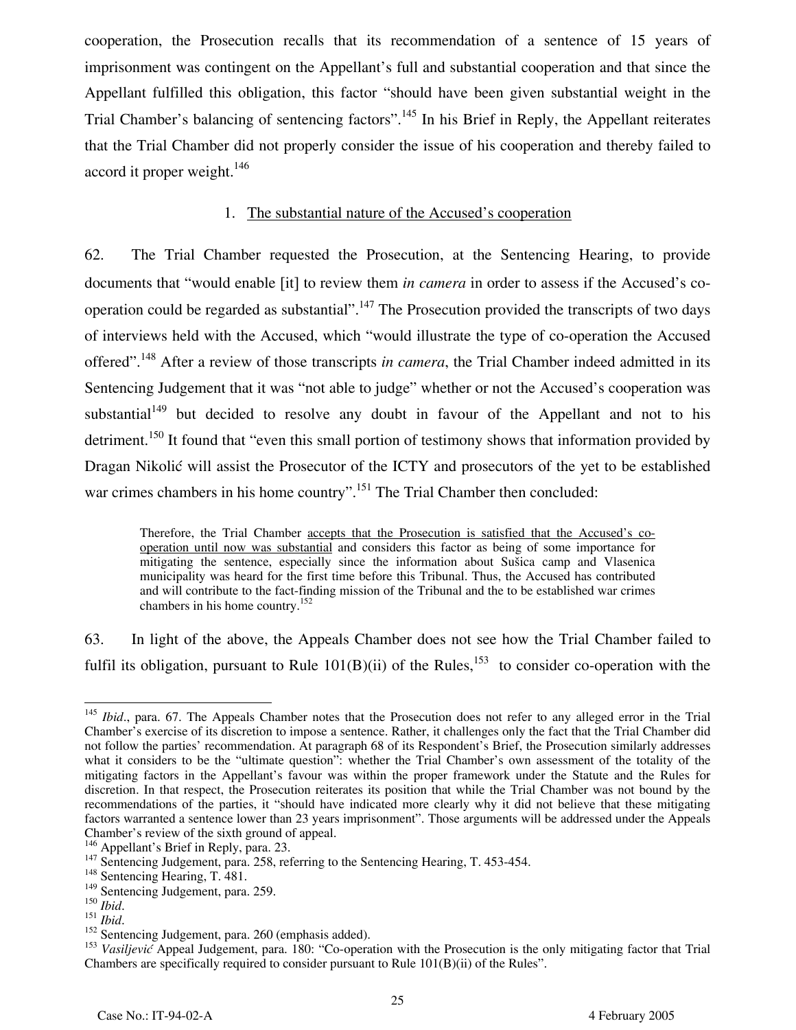cooperation, the Prosecution recalls that its recommendation of a sentence of 15 years of imprisonment was contingent on the Appellant's full and substantial cooperation and that since the Appellant fulfilled this obligation, this factor "should have been given substantial weight in the Trial Chamber's balancing of sentencing factors".[145] In his Brief in Reply, the Appellant reiterates that the Trial Chamber did not properly consider the issue of his cooperation and thereby failed to accord it proper weight.[146]

### 1. The substantial nature of the Accused's cooperation

62. The Trial Chamber requested the Prosecution, at the Sentencing Hearing, to provide documents that "would enable [it] to review them *in camera* in order to assess if the Accused's co-operation could be regarded as substantial".[147] The Prosecution provided the transcripts of two days of interviews held with the Accused, which "would illustrate the type of co-operation the Accused offered".[148] After a review of those transcripts *in camera*, the Trial Chamber indeed admitted in its Sentencing Judgement that it was "not able to judge" whether or not the Accused's cooperation was substantial[149] but decided to resolve any doubt in favour of the Appellant and not to his detriment.[150] It found that "even this small portion of testimony shows that information provided by Dragan Nikolić will assist the Prosecutor of the ICTY and prosecutors of the yet to be established war crimes chambers in his home country".[151] The Trial Chamber then concluded:

> Therefore, the Trial Chamber accepts that the Prosecution is satisfied that the Accused's co-operation until now was substantial and considers this factor as being of some importance for mitigating the sentence, especially since the information about Sušica camp and Vlasenica municipality was heard for the first time before this Tribunal. Thus, the Accused has contributed and will contribute to the fact-finding mission of the Tribunal and the to be established war crimes chambers in his home country.[152]

63. In light of the above, the Appeals Chamber does not see how the Trial Chamber failed to fulfil its obligation, pursuant to Rule 101(B)(ii) of the Rules,[153] to consider co-operation with the

---

[145] *Ibid*., para. 67. The Appeals Chamber notes that the Prosecution does not refer to any alleged error in the Trial Chamber's exercise of its discretion to impose a sentence. Rather, it challenges only the fact that the Trial Chamber did not follow the parties' recommendation. At paragraph 68 of its Respondent's Brief, the Prosecution similarly addresses what it considers to be the "ultimate question": whether the Trial Chamber's own assessment of the totality of the mitigating factors in the Appellant's favour was within the proper framework under the Statute and the Rules for discretion. In that respect, the Prosecution reiterates its position that while the Trial Chamber was not bound by the recommendations of the parties, it "should have indicated more clearly why it did not believe that these mitigating factors warranted a sentence lower than 23 years imprisonment". Those arguments will be addressed under the Appeals Chamber's review of the sixth ground of appeal.

[146] Appellant's Brief in Reply, para. 23.

[147] Sentencing Judgement, para. 258, referring to the Sentencing Hearing, T. 453-454.

[148] Sentencing Hearing, T. 481.

[149] Sentencing Judgement, para. 259.

[150] *Ibid*.

[151] *Ibid*.

[152] Sentencing Judgement, para. 260 (emphasis added).

[153] *Vasiljević* Appeal Judgement, para. 180: "Co-operation with the Prosecution is the only mitigating factor that Trial Chambers are specifically required to consider pursuant to Rule 101(B)(ii) of the Rules".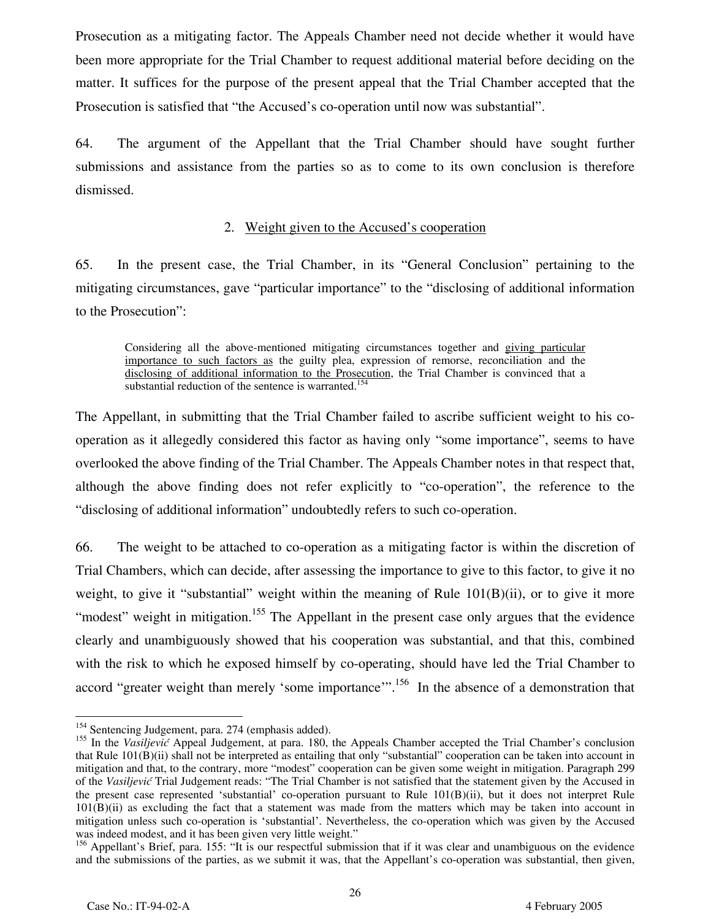Prosecution as a mitigating factor. The Appeals Chamber need not decide whether it would have been more appropriate for the Trial Chamber to request additional material before deciding on the matter. It suffices for the purpose of the present appeal that the Trial Chamber accepted that the Prosecution is satisfied that "the Accused's co-operation until now was substantial".

64. The argument of the Appellant that the Trial Chamber should have sought further submissions and assistance from the parties so as to come to its own conclusion is therefore dismissed.

### 2. Weight given to the Accused's cooperation

65. In the present case, the Trial Chamber, in its "General Conclusion" pertaining to the mitigating circumstances, gave "particular importance" to the "disclosing of additional information to the Prosecution":

> Considering all the above-mentioned mitigating circumstances together and giving particular importance to such factors as the guilty plea, expression of remorse, reconciliation and the disclosing of additional information to the Prosecution, the Trial Chamber is convinced that a substantial reduction of the sentence is warranted.[154]

The Appellant, in submitting that the Trial Chamber failed to ascribe sufficient weight to his co-operation as it allegedly considered this factor as having only "some importance", seems to have overlooked the above finding of the Trial Chamber. The Appeals Chamber notes in that respect that, although the above finding does not refer explicitly to "co-operation", the reference to the "disclosing of additional information" undoubtedly refers to such co-operation.

66. The weight to be attached to co-operation as a mitigating factor is within the discretion of Trial Chambers, which can decide, after assessing the importance to give to this factor, to give it no weight, to give it "substantial" weight within the meaning of Rule 101(B)(ii), or to give it more "modest" weight in mitigation.[155] The Appellant in the present case only argues that the evidence clearly and unambiguously showed that his cooperation was substantial, and that this, combined with the risk to which he exposed himself by co-operating, should have led the Trial Chamber to accord "greater weight than merely 'some importance'".[156] In the absence of a demonstration that

---

[154] Sentencing Judgement, para. 274 (emphasis added).

[155] In the *Vasiljević* Appeal Judgement, at para. 180, the Appeals Chamber accepted the Trial Chamber's conclusion that Rule 101(B)(ii) shall not be interpreted as entailing that only "substantial" cooperation can be taken into account in mitigation and that, to the contrary, more "modest" cooperation can be given some weight in mitigation. Paragraph 299 of the *Vasiljević* Trial Judgement reads: "The Trial Chamber is not satisfied that the statement given by the Accused in the present case represented 'substantial' co-operation pursuant to Rule 101(B)(ii), but it does not interpret Rule 101(B)(ii) as excluding the fact that a statement was made from the matters which may be taken into account in mitigation unless such co-operation is 'substantial'. Nevertheless, the co-operation which was given by the Accused was indeed modest, and it has been given very little weight."

[156] Appellant's Brief, para. 155: "It is our respectful submission that if it was clear and unambiguous on the evidence and the submissions of the parties, as we submit it was, that the Appellant's co-operation was substantial, then given,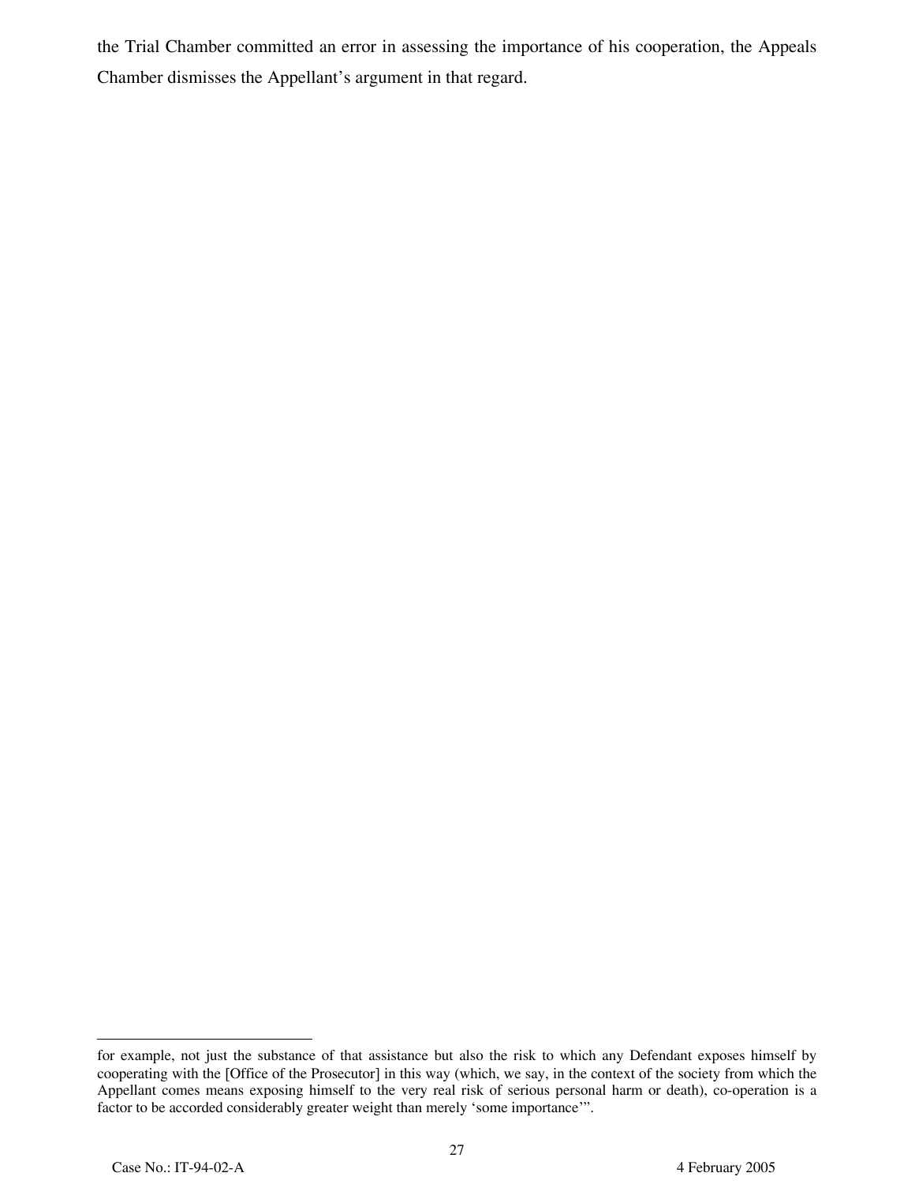the Trial Chamber committed an error in assessing the importance of his cooperation, the Appeals Chamber dismisses the Appellant's argument in that regard.

---

for example, not just the substance of that assistance but also the risk to which any Defendant exposes himself by cooperating with the [Office of the Prosecutor] in this way (which, we say, in the context of the society from which the Appellant comes means exposing himself to the very real risk of serious personal harm or death), co-operation is a factor to be accorded considerably greater weight than merely 'some importance'".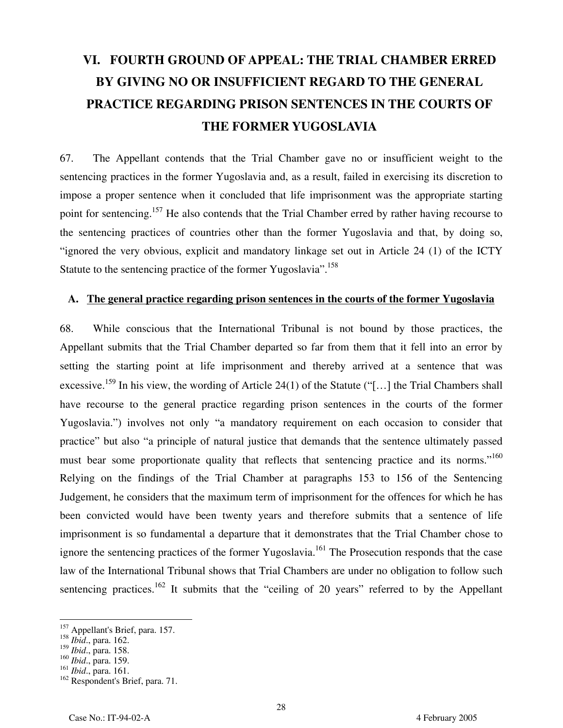# VI. FOURTH GROUND OF APPEAL: THE TRIAL CHAMBER ERRED BY GIVING NO OR INSUFFICIENT REGARD TO THE GENERAL PRACTICE REGARDING PRISON SENTENCES IN THE COURTS OF THE FORMER YUGOSLAVIA

67. The Appellant contends that the Trial Chamber gave no or insufficient weight to the sentencing practices in the former Yugoslavia and, as a result, failed in exercising its discretion to impose a proper sentence when it concluded that life imprisonment was the appropriate starting point for sentencing.[157] He also contends that the Trial Chamber erred by rather having recourse to the sentencing practices of countries other than the former Yugoslavia and that, by doing so, "ignored the very obvious, explicit and mandatory linkage set out in Article 24 (1) of the ICTY Statute to the sentencing practice of the former Yugoslavia".[158]

## A. The general practice regarding prison sentences in the courts of the former Yugoslavia

68. While conscious that the International Tribunal is not bound by those practices, the Appellant submits that the Trial Chamber departed so far from them that it fell into an error by setting the starting point at life imprisonment and thereby arrived at a sentence that was excessive.[159] In his view, the wording of Article 24(1) of the Statute ("[…] the Trial Chambers shall have recourse to the general practice regarding prison sentences in the courts of the former Yugoslavia.") involves not only "a mandatory requirement on each occasion to consider that practice" but also "a principle of natural justice that demands that the sentence ultimately passed must bear some proportionate quality that reflects that sentencing practice and its norms."[160] Relying on the findings of the Trial Chamber at paragraphs 153 to 156 of the Sentencing Judgement, he considers that the maximum term of imprisonment for the offences for which he has been convicted would have been twenty years and therefore submits that a sentence of life imprisonment is so fundamental a departure that it demonstrates that the Trial Chamber chose to ignore the sentencing practices of the former Yugoslavia.[161] The Prosecution responds that the case law of the International Tribunal shows that Trial Chambers are under no obligation to follow such sentencing practices.[162] It submits that the "ceiling of 20 years" referred to by the Appellant

---

[157] Appellant's Brief, para. 157.
[158] *Ibid*., para. 162.
[159] *Ibid*., para. 158.
[160] *Ibid*., para. 159.
[161] *Ibid*., para. 161.
[162] Respondent's Brief, para. 71.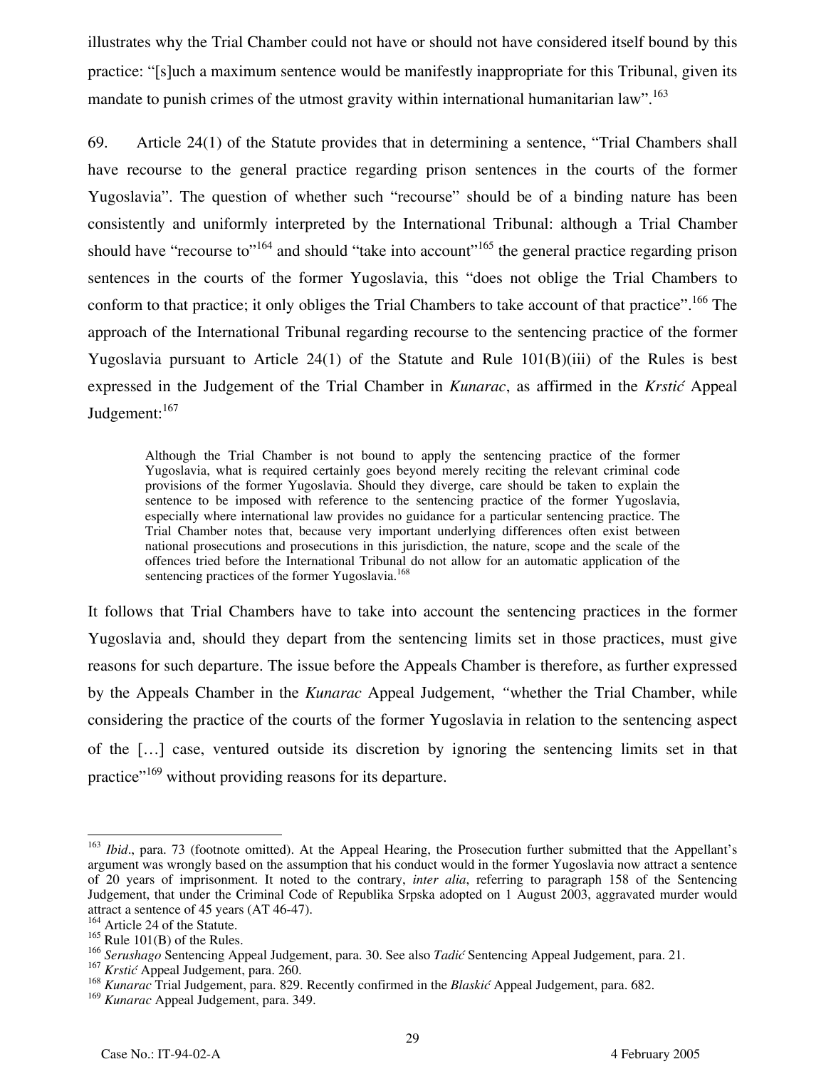illustrates why the Trial Chamber could not have or should not have considered itself bound by this practice: "[s]uch a maximum sentence would be manifestly inappropriate for this Tribunal, given its mandate to punish crimes of the utmost gravity within international humanitarian law".[163]

69. Article 24(1) of the Statute provides that in determining a sentence, "Trial Chambers shall have recourse to the general practice regarding prison sentences in the courts of the former Yugoslavia". The question of whether such "recourse" should be of a binding nature has been consistently and uniformly interpreted by the International Tribunal: although a Trial Chamber should have "recourse to"[164] and should "take into account"[165] the general practice regarding prison sentences in the courts of the former Yugoslavia, this "does not oblige the Trial Chambers to conform to that practice; it only obliges the Trial Chambers to take account of that practice".[166] The approach of the International Tribunal regarding recourse to the sentencing practice of the former Yugoslavia pursuant to Article 24(1) of the Statute and Rule 101(B)(iii) of the Rules is best expressed in the Judgement of the Trial Chamber in *Kunarac*, as affirmed in the *Krstić* Appeal Judgement:[167]

> Although the Trial Chamber is not bound to apply the sentencing practice of the former Yugoslavia, what is required certainly goes beyond merely reciting the relevant criminal code provisions of the former Yugoslavia. Should they diverge, care should be taken to explain the sentence to be imposed with reference to the sentencing practice of the former Yugoslavia, especially where international law provides no guidance for a particular sentencing practice. The Trial Chamber notes that, because very important underlying differences often exist between national prosecutions and prosecutions in this jurisdiction, the nature, scope and the scale of the offences tried before the International Tribunal do not allow for an automatic application of the sentencing practices of the former Yugoslavia.[168]

It follows that Trial Chambers have to take into account the sentencing practices in the former Yugoslavia and, should they depart from the sentencing limits set in those practices, must give reasons for such departure. The issue before the Appeals Chamber is therefore, as further expressed by the Appeals Chamber in the *Kunarac* Appeal Judgement, "whether the Trial Chamber, while considering the practice of the courts of the former Yugoslavia in relation to the sentencing aspect of the […] case, ventured outside its discretion by ignoring the sentencing limits set in that practice"[169] without providing reasons for its departure.

---

[163] *Ibid*., para. 73 (footnote omitted). At the Appeal Hearing, the Prosecution further submitted that the Appellant's argument was wrongly based on the assumption that his conduct would in the former Yugoslavia now attract a sentence of 20 years of imprisonment. It noted to the contrary, *inter alia*, referring to paragraph 158 of the Sentencing Judgement, that under the Criminal Code of Republika Srpska adopted on 1 August 2003, aggravated murder would attract a sentence of 45 years (AT 46-47).

[164] Article 24 of the Statute.

[165] Rule 101(B) of the Rules.

[166] *Serushago* Sentencing Appeal Judgement, para. 30. See also *Tadić* Sentencing Appeal Judgement, para. 21.

[167] *Krstić* Appeal Judgement, para. 260.

[168] *Kunarac* Trial Judgement, para. 829. Recently confirmed in the *Blaskić* Appeal Judgement, para. 682.

[169] *Kunarac* Appeal Judgement, para. 349.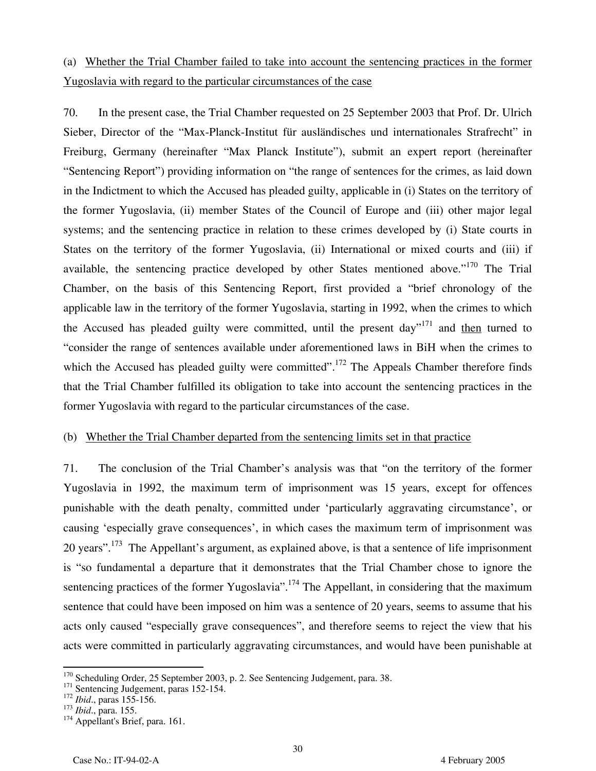(a) <u>Whether the Trial Chamber failed to take into account the sentencing practices in the former Yugoslavia with regard to the particular circumstances of the case</u>

70. In the present case, the Trial Chamber requested on 25 September 2003 that Prof. Dr. Ulrich Sieber, Director of the "Max-Planck-Institut für ausländisches und internationales Strafrecht" in Freiburg, Germany (hereinafter "Max Planck Institute"), submit an expert report (hereinafter "Sentencing Report") providing information on "the range of sentences for the crimes, as laid down in the Indictment to which the Accused has pleaded guilty, applicable in (i) States on the territory of the former Yugoslavia, (ii) member States of the Council of Europe and (iii) other major legal systems; and the sentencing practice in relation to these crimes developed by (i) State courts in States on the territory of the former Yugoslavia, (ii) International or mixed courts and (iii) if available, the sentencing practice developed by other States mentioned above."[170] The Trial Chamber, on the basis of this Sentencing Report, first provided a "brief chronology of the applicable law in the territory of the former Yugoslavia, starting in 1992, when the crimes to which the Accused has pleaded guilty were committed, until the present day"[171] and <u>then</u> turned to "consider the range of sentences available under aforementioned laws in BiH when the crimes to which the Accused has pleaded guilty were committed".[172] The Appeals Chamber therefore finds that the Trial Chamber fulfilled its obligation to take into account the sentencing practices in the former Yugoslavia with regard to the particular circumstances of the case.

(b) <u>Whether the Trial Chamber departed from the sentencing limits set in that practice</u>

71. The conclusion of the Trial Chamber's analysis was that "on the territory of the former Yugoslavia in 1992, the maximum term of imprisonment was 15 years, except for offences punishable with the death penalty, committed under 'particularly aggravating circumstance', or causing 'especially grave consequences', in which cases the maximum term of imprisonment was 20 years".[173] The Appellant's argument, as explained above, is that a sentence of life imprisonment is "so fundamental a departure that it demonstrates that the Trial Chamber chose to ignore the sentencing practices of the former Yugoslavia".[174] The Appellant, in considering that the maximum sentence that could have been imposed on him was a sentence of 20 years, seems to assume that his acts only caused "especially grave consequences", and therefore seems to reject the view that his acts were committed in particularly aggravating circumstances, and would have been punishable at

---

[170] Scheduling Order, 25 September 2003, p. 2. See Sentencing Judgement, para. 38.

[171] Sentencing Judgement, paras 152-154.

[172] *Ibid*., paras 155-156.

[173] *Ibid*., para. 155.

[174] Appellant's Brief, para. 161.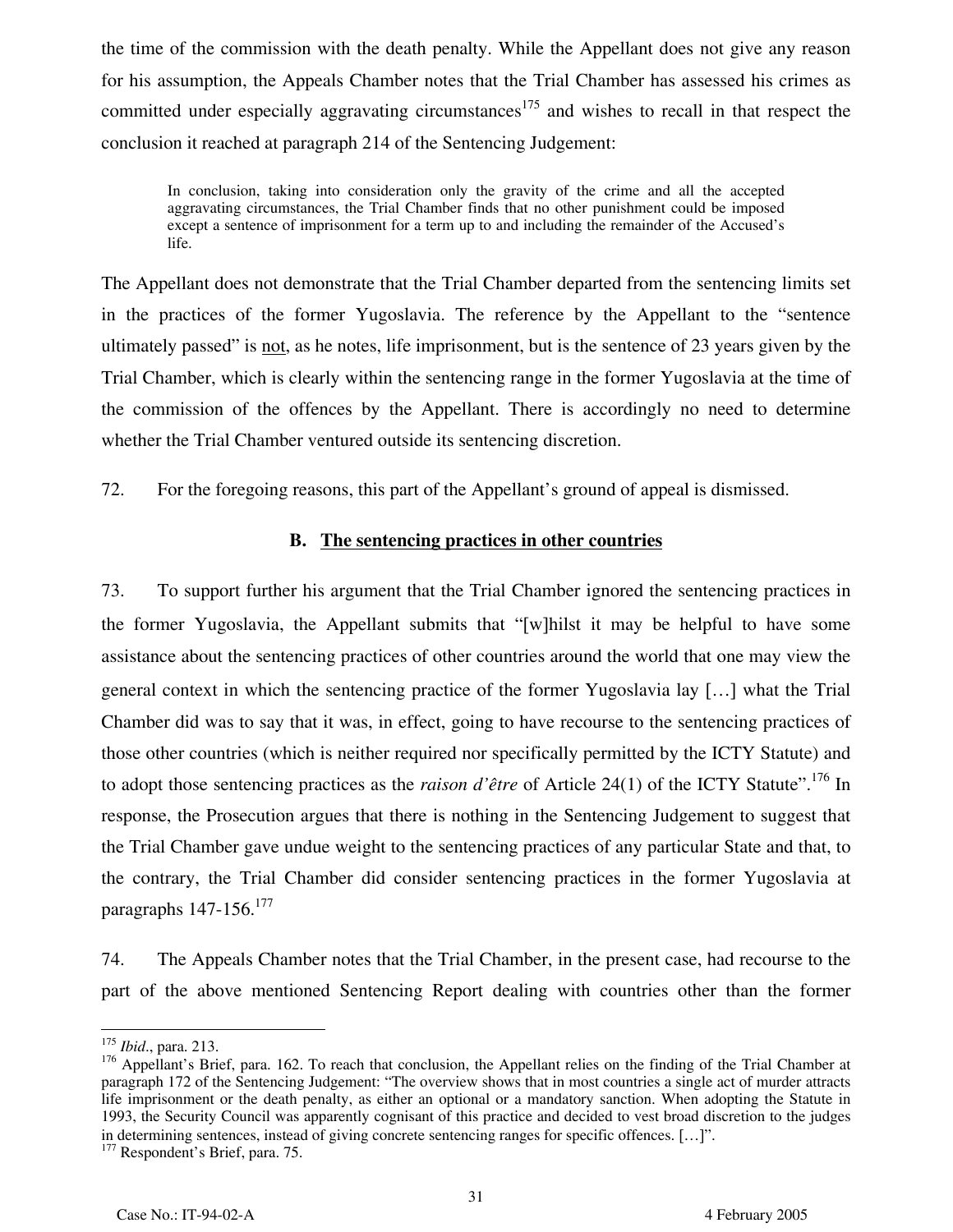the time of the commission with the death penalty. While the Appellant does not give any reason for his assumption, the Appeals Chamber notes that the Trial Chamber has assessed his crimes as committed under especially aggravating circumstances[175] and wishes to recall in that respect the conclusion it reached at paragraph 214 of the Sentencing Judgement:

> In conclusion, taking into consideration only the gravity of the crime and all the accepted aggravating circumstances, the Trial Chamber finds that no other punishment could be imposed except a sentence of imprisonment for a term up to and including the remainder of the Accused's life.

The Appellant does not demonstrate that the Trial Chamber departed from the sentencing limits set in the practices of the former Yugoslavia. The reference by the Appellant to the "sentence ultimately passed" is <u>not</u>, as he notes, life imprisonment, but is the sentence of 23 years given by the Trial Chamber, which is clearly within the sentencing range in the former Yugoslavia at the time of the commission of the offences by the Appellant. There is accordingly no need to determine whether the Trial Chamber ventured outside its sentencing discretion.

72. For the foregoing reasons, this part of the Appellant's ground of appeal is dismissed.

### B. <u>The sentencing practices in other countries</u>

73. To support further his argument that the Trial Chamber ignored the sentencing practices in the former Yugoslavia, the Appellant submits that "[w]hilst it may be helpful to have some assistance about the sentencing practices of other countries around the world that one may view the general context in which the sentencing practice of the former Yugoslavia lay […] what the Trial Chamber did was to say that it was, in effect, going to have recourse to the sentencing practices of those other countries (which is neither required nor specifically permitted by the ICTY Statute) and to adopt those sentencing practices as the *raison d'être* of Article 24(1) of the ICTY Statute".[176] In response, the Prosecution argues that there is nothing in the Sentencing Judgement to suggest that the Trial Chamber gave undue weight to the sentencing practices of any particular State and that, to the contrary, the Trial Chamber did consider sentencing practices in the former Yugoslavia at paragraphs 147-156.[177]

74. The Appeals Chamber notes that the Trial Chamber, in the present case, had recourse to the part of the above mentioned Sentencing Report dealing with countries other than the former

---

[175] *Ibid*., para. 213.

[176] Appellant's Brief, para. 162. To reach that conclusion, the Appellant relies on the finding of the Trial Chamber at paragraph 172 of the Sentencing Judgement: "The overview shows that in most countries a single act of murder attracts life imprisonment or the death penalty, as either an optional or a mandatory sanction. When adopting the Statute in 1993, the Security Council was apparently cognisant of this practice and decided to vest broad discretion to the judges in determining sentences, instead of giving concrete sentencing ranges for specific offences. […]".

[177] Respondent's Brief, para. 75.

Case No.: IT-94-02-A 4 February 2005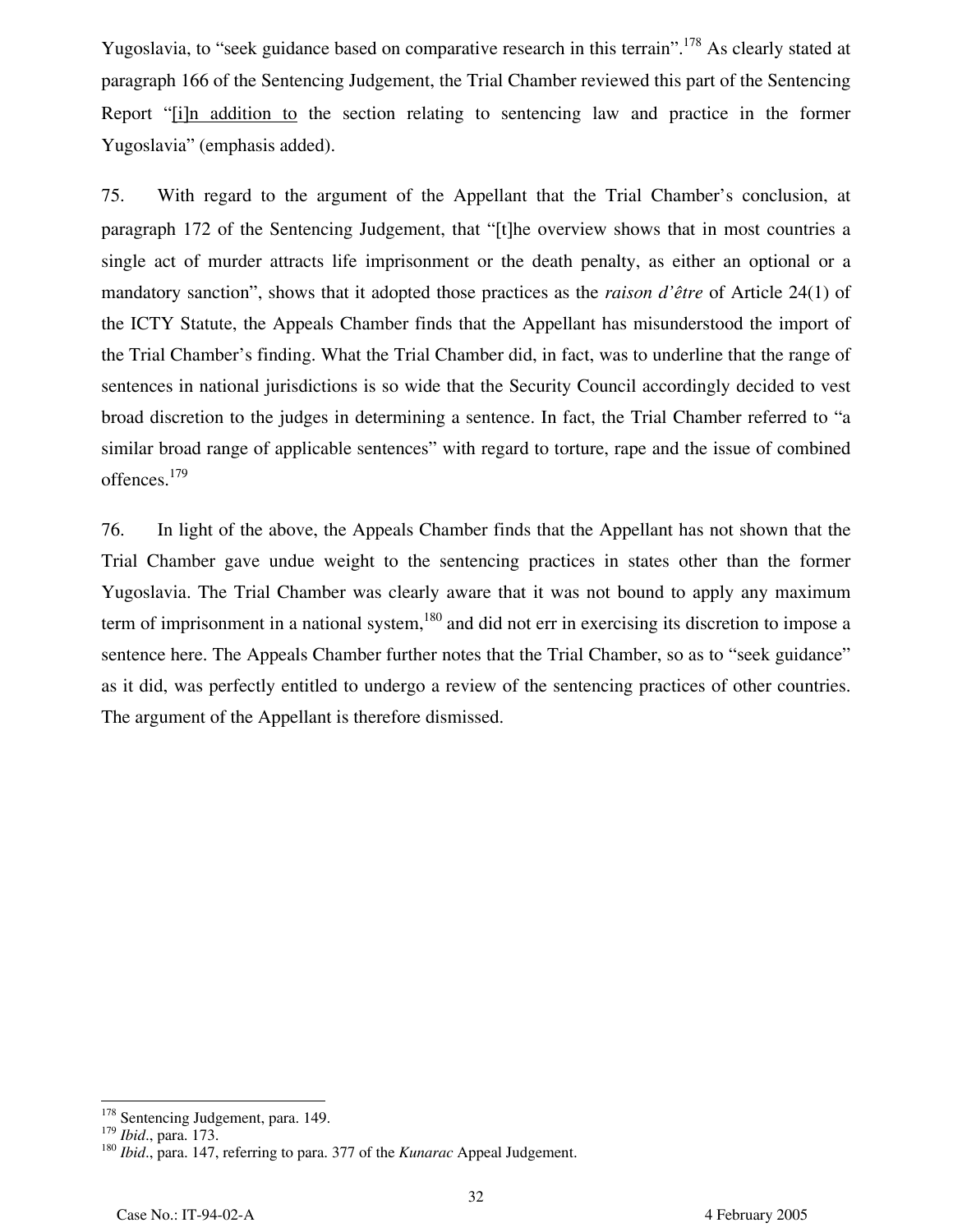Yugoslavia, to "seek guidance based on comparative research in this terrain".[178] As clearly stated at paragraph 166 of the Sentencing Judgement, the Trial Chamber reviewed this part of the Sentencing Report "[i]n addition to the section relating to sentencing law and practice in the former Yugoslavia" (emphasis added).

75. With regard to the argument of the Appellant that the Trial Chamber's conclusion, at paragraph 172 of the Sentencing Judgement, that "[t]he overview shows that in most countries a single act of murder attracts life imprisonment or the death penalty, as either an optional or a mandatory sanction", shows that it adopted those practices as the *raison d'être* of Article 24(1) of the ICTY Statute, the Appeals Chamber finds that the Appellant has misunderstood the import of the Trial Chamber's finding. What the Trial Chamber did, in fact, was to underline that the range of sentences in national jurisdictions is so wide that the Security Council accordingly decided to vest broad discretion to the judges in determining a sentence. In fact, the Trial Chamber referred to "a similar broad range of applicable sentences" with regard to torture, rape and the issue of combined offences.[179]

76. In light of the above, the Appeals Chamber finds that the Appellant has not shown that the Trial Chamber gave undue weight to the sentencing practices in states other than the former Yugoslavia. The Trial Chamber was clearly aware that it was not bound to apply any maximum term of imprisonment in a national system,[180] and did not err in exercising its discretion to impose a sentence here. The Appeals Chamber further notes that the Trial Chamber, so as to "seek guidance" as it did, was perfectly entitled to undergo a review of the sentencing practices of other countries. The argument of the Appellant is therefore dismissed.

---

[178] Sentencing Judgement, para. 149.

[179] *Ibid*., para. 173.

[180] *Ibid*., para. 147, referring to para. 377 of the *Kunarac* Appeal Judgement.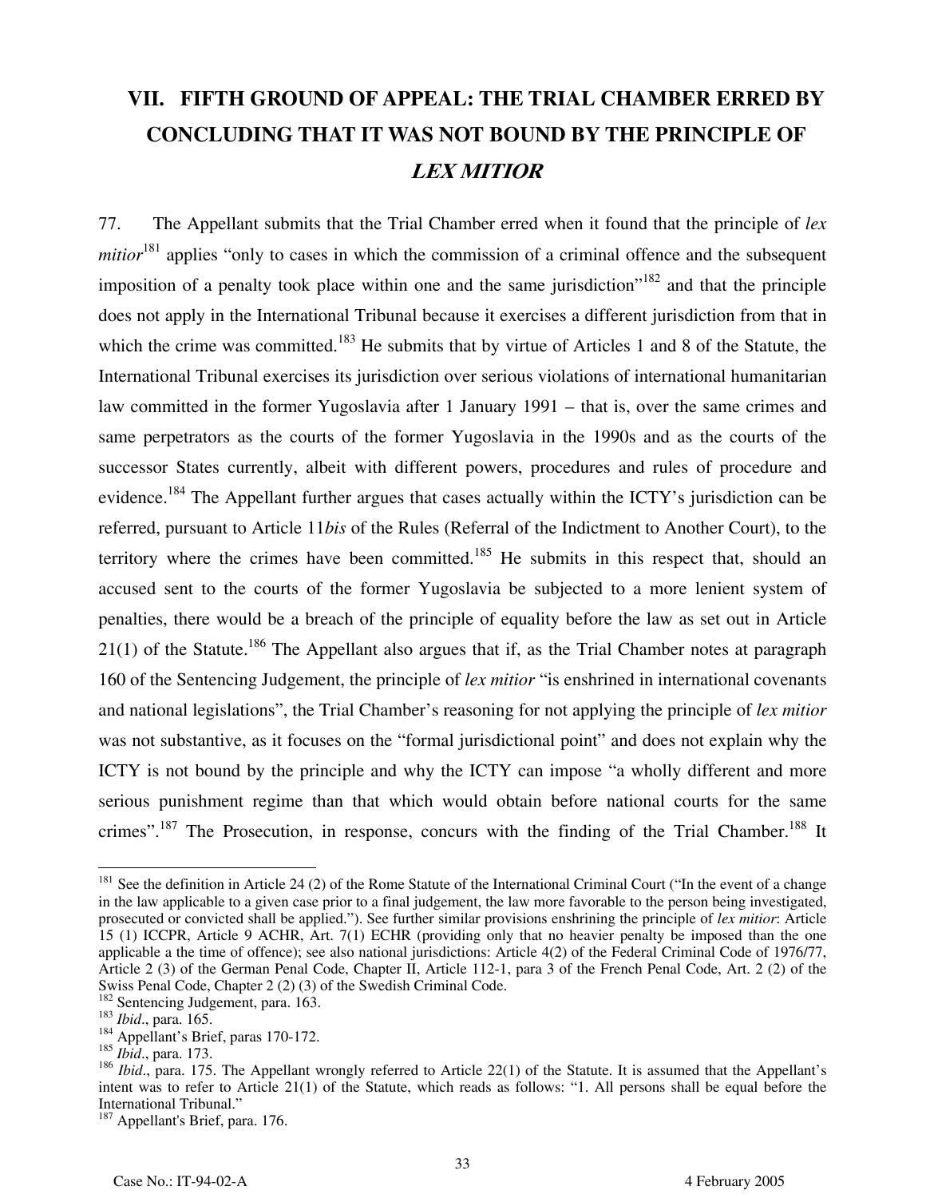# VII. FIFTH GROUND OF APPEAL: THE TRIAL CHAMBER ERRED BY CONCLUDING THAT IT WAS NOT BOUND BY THE PRINCIPLE OF *LEX MITIOR*

77. The Appellant submits that the Trial Chamber erred when it found that the principle of *lex mitior*[181] applies "only to cases in which the commission of a criminal offence and the subsequent imposition of a penalty took place within one and the same jurisdiction"[182] and that the principle does not apply in the International Tribunal because it exercises a different jurisdiction from that in which the crime was committed.[183] He submits that by virtue of Articles 1 and 8 of the Statute, the International Tribunal exercises its jurisdiction over serious violations of international humanitarian law committed in the former Yugoslavia after 1 January 1991 – that is, over the same crimes and same perpetrators as the courts of the former Yugoslavia in the 1990s and as the courts of the successor States currently, albeit with different powers, procedures and rules of procedure and evidence.[184] The Appellant further argues that cases actually within the ICTY's jurisdiction can be referred, pursuant to Article 11*bis* of the Rules (Referral of the Indictment to Another Court), to the territory where the crimes have been committed.[185] He submits in this respect that, should an accused sent to the courts of the former Yugoslavia be subjected to a more lenient system of penalties, there would be a breach of the principle of equality before the law as set out in Article 21(1) of the Statute.[186] The Appellant also argues that if, as the Trial Chamber notes at paragraph 160 of the Sentencing Judgement, the principle of *lex mitior* "is enshrined in international covenants and national legislations", the Trial Chamber's reasoning for not applying the principle of *lex mitior* was not substantive, as it focuses on the "formal jurisdictional point" and does not explain why the ICTY is not bound by the principle and why the ICTY can impose "a wholly different and more serious punishment regime than that which would obtain before national courts for the same crimes".[187] The Prosecution, in response, concurs with the finding of the Trial Chamber.[188] It

---

[181] See the definition in Article 24 (2) of the Rome Statute of the International Criminal Court ("In the event of a change in the law applicable to a given case prior to a final judgement, the law more favorable to the person being investigated, prosecuted or convicted shall be applied."). See further similar provisions enshrining the principle of *lex mitior*: Article 15 (1) ICCPR, Article 9 ACHR, Art. 7(1) ECHR (providing only that no heavier penalty be imposed than the one applicable a the time of offence); see also national jurisdictions: Article 4(2) of the Federal Criminal Code of 1976/77, Article 2 (3) of the German Penal Code, Chapter II, Article 112-1, para 3 of the French Penal Code, Art. 2 (2) of the Swiss Penal Code, Chapter 2 (2) (3) of the Swedish Criminal Code.

[182] Sentencing Judgement, para. 163.

[183] *Ibid*., para. 165.

[184] Appellant's Brief, paras 170-172.

[185] *Ibid*., para. 173.

[186] *Ibid*., para. 175. The Appellant wrongly referred to Article 22(1) of the Statute. It is assumed that the Appellant's intent was to refer to Article 21(1) of the Statute, which reads as follows: "1. All persons shall be equal before the International Tribunal."

[187] Appellant's Brief, para. 176.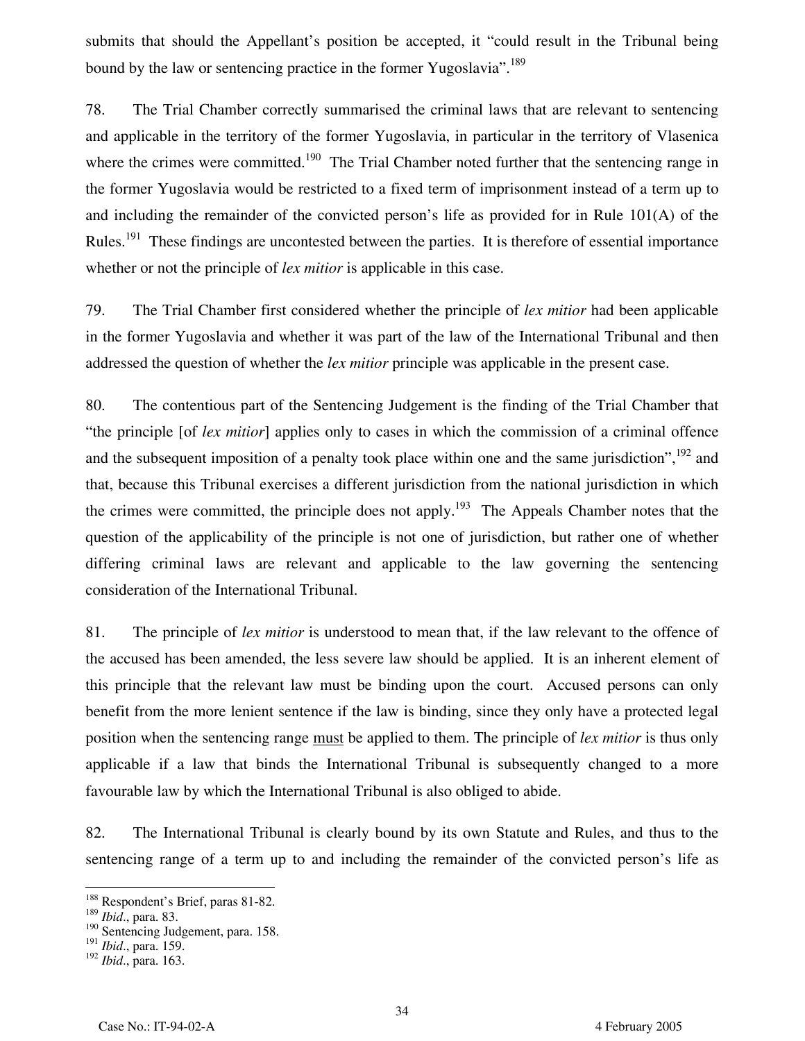submits that should the Appellant's position be accepted, it "could result in the Tribunal being bound by the law or sentencing practice in the former Yugoslavia".[189]

78. The Trial Chamber correctly summarised the criminal laws that are relevant to sentencing and applicable in the territory of the former Yugoslavia, in particular in the territory of Vlasenica where the crimes were committed.[190] The Trial Chamber noted further that the sentencing range in the former Yugoslavia would be restricted to a fixed term of imprisonment instead of a term up to and including the remainder of the convicted person's life as provided for in Rule 101(A) of the Rules.[191] These findings are uncontested between the parties. It is therefore of essential importance whether or not the principle of *lex mitior* is applicable in this case.

79. The Trial Chamber first considered whether the principle of *lex mitior* had been applicable in the former Yugoslavia and whether it was part of the law of the International Tribunal and then addressed the question of whether the *lex mitior* principle was applicable in the present case.

80. The contentious part of the Sentencing Judgement is the finding of the Trial Chamber that "the principle [of *lex mitior*] applies only to cases in which the commission of a criminal offence and the subsequent imposition of a penalty took place within one and the same jurisdiction",[192] and that, because this Tribunal exercises a different jurisdiction from the national jurisdiction in which the crimes were committed, the principle does not apply.[193] The Appeals Chamber notes that the question of the applicability of the principle is not one of jurisdiction, but rather one of whether differing criminal laws are relevant and applicable to the law governing the sentencing consideration of the International Tribunal.

81. The principle of *lex mitior* is understood to mean that, if the law relevant to the offence of the accused has been amended, the less severe law should be applied. It is an inherent element of this principle that the relevant law must be binding upon the court. Accused persons can only benefit from the more lenient sentence if the law is binding, since they only have a protected legal position when the sentencing range <u>must</u> be applied to them. The principle of *lex mitior* is thus only applicable if a law that binds the International Tribunal is subsequently changed to a more favourable law by which the International Tribunal is also obliged to abide.

82. The International Tribunal is clearly bound by its own Statute and Rules, and thus to the sentencing range of a term up to and including the remainder of the convicted person's life as

---

[188] Respondent's Brief, paras 81-82.
[189] *Ibid*., para. 83.
[190] Sentencing Judgement, para. 158.
[191] *Ibid*., para. 159.
[192] *Ibid*., para. 163.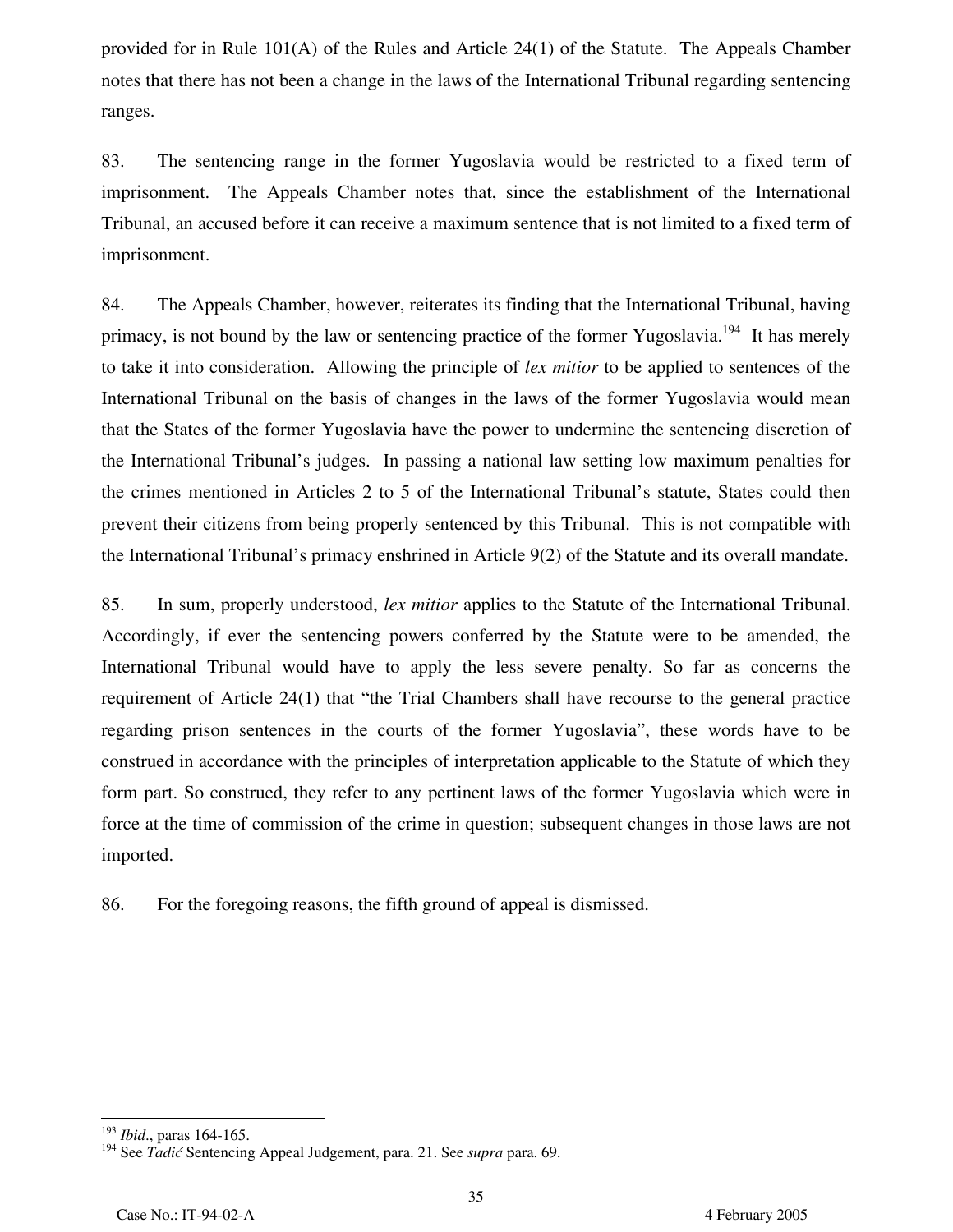provided for in Rule 101(A) of the Rules and Article 24(1) of the Statute. The Appeals Chamber notes that there has not been a change in the laws of the International Tribunal regarding sentencing ranges.

83. The sentencing range in the former Yugoslavia would be restricted to a fixed term of imprisonment. The Appeals Chamber notes that, since the establishment of the International Tribunal, an accused before it can receive a maximum sentence that is not limited to a fixed term of imprisonment.

84. The Appeals Chamber, however, reiterates its finding that the International Tribunal, having primacy, is not bound by the law or sentencing practice of the former Yugoslavia.[194] It has merely to take it into consideration. Allowing the principle of *lex mitior* to be applied to sentences of the International Tribunal on the basis of changes in the laws of the former Yugoslavia would mean that the States of the former Yugoslavia have the power to undermine the sentencing discretion of the International Tribunal's judges. In passing a national law setting low maximum penalties for the crimes mentioned in Articles 2 to 5 of the International Tribunal's statute, States could then prevent their citizens from being properly sentenced by this Tribunal. This is not compatible with the International Tribunal's primacy enshrined in Article 9(2) of the Statute and its overall mandate.

85. In sum, properly understood, *lex mitior* applies to the Statute of the International Tribunal. Accordingly, if ever the sentencing powers conferred by the Statute were to be amended, the International Tribunal would have to apply the less severe penalty. So far as concerns the requirement of Article 24(1) that "the Trial Chambers shall have recourse to the general practice regarding prison sentences in the courts of the former Yugoslavia", these words have to be construed in accordance with the principles of interpretation applicable to the Statute of which they form part. So construed, they refer to any pertinent laws of the former Yugoslavia which were in force at the time of commission of the crime in question; subsequent changes in those laws are not imported.

86. For the foregoing reasons, the fifth ground of appeal is dismissed.

---

[193] *Ibid*., paras 164-165.

[194] See *Tadić* Sentencing Appeal Judgement, para. 21. See *supra* para. 69.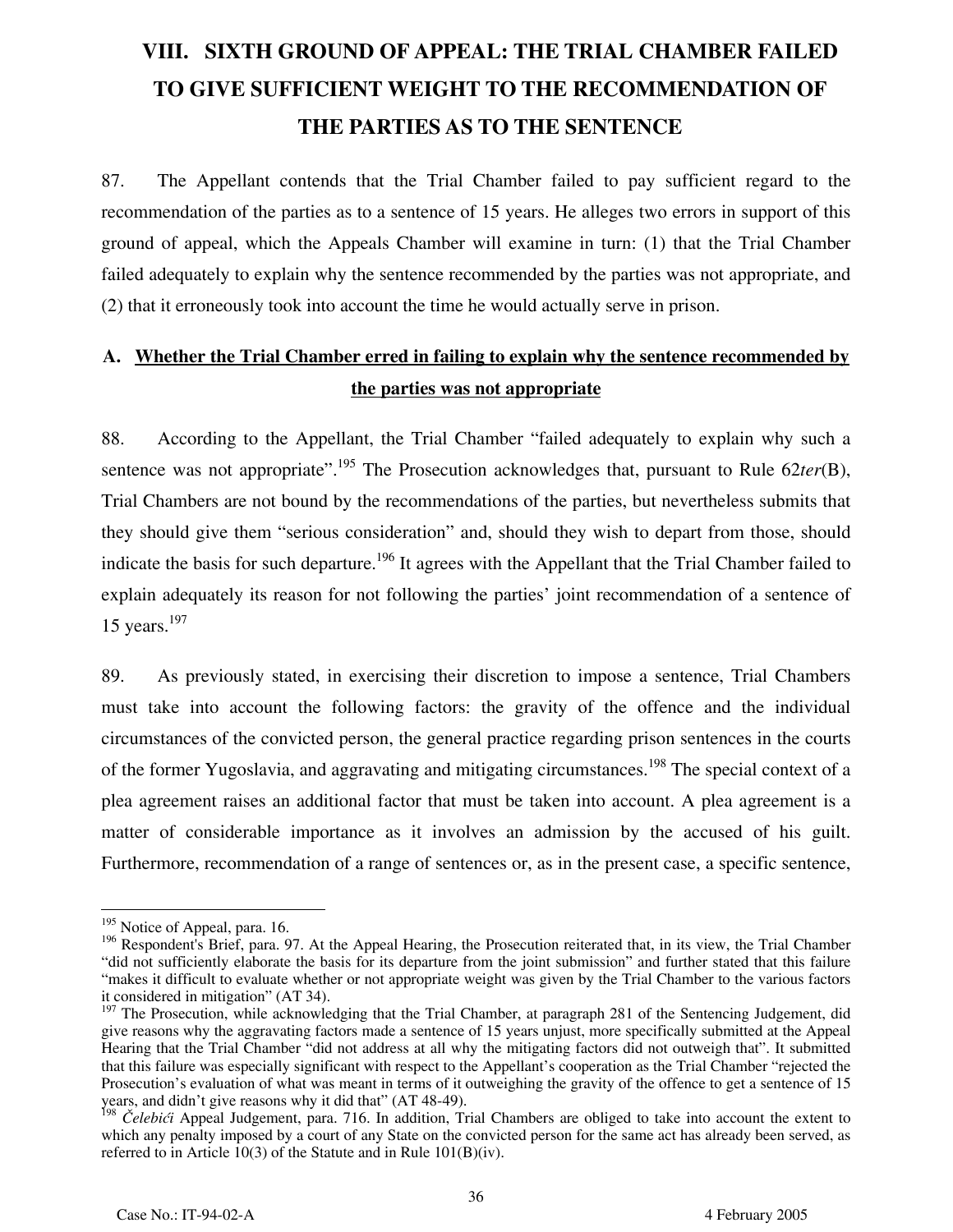# VIII. SIXTH GROUND OF APPEAL: THE TRIAL CHAMBER FAILED TO GIVE SUFFICIENT WEIGHT TO THE RECOMMENDATION OF THE PARTIES AS TO THE SENTENCE

87. The Appellant contends that the Trial Chamber failed to pay sufficient regard to the recommendation of the parties as to a sentence of 15 years. He alleges two errors in support of this ground of appeal, which the Appeals Chamber will examine in turn: (1) that the Trial Chamber failed adequately to explain why the sentence recommended by the parties was not appropriate, and (2) that it erroneously took into account the time he would actually serve in prison.

## A. Whether the Trial Chamber erred in failing to explain why the sentence recommended by the parties was not appropriate

88. According to the Appellant, the Trial Chamber "failed adequately to explain why such a sentence was not appropriate".[195] The Prosecution acknowledges that, pursuant to Rule 62*ter*(B), Trial Chambers are not bound by the recommendations of the parties, but nevertheless submits that they should give them "serious consideration" and, should they wish to depart from those, should indicate the basis for such departure.[196] It agrees with the Appellant that the Trial Chamber failed to explain adequately its reason for not following the parties' joint recommendation of a sentence of 15 years.[197]

89. As previously stated, in exercising their discretion to impose a sentence, Trial Chambers must take into account the following factors: the gravity of the offence and the individual circumstances of the convicted person, the general practice regarding prison sentences in the courts of the former Yugoslavia, and aggravating and mitigating circumstances.[198] The special context of a plea agreement raises an additional factor that must be taken into account. A plea agreement is a matter of considerable importance as it involves an admission by the accused of his guilt. Furthermore, recommendation of a range of sentences or, as in the present case, a specific sentence,

---

[195] Notice of Appeal, para. 16.

[196] Respondent's Brief, para. 97. At the Appeal Hearing, the Prosecution reiterated that, in its view, the Trial Chamber "did not sufficiently elaborate the basis for its departure from the joint submission" and further stated that this failure "makes it difficult to evaluate whether or not appropriate weight was given by the Trial Chamber to the various factors it considered in mitigation" (AT 34).

[197] The Prosecution, while acknowledging that the Trial Chamber, at paragraph 281 of the Sentencing Judgement, did give reasons why the aggravating factors made a sentence of 15 years unjust, more specifically submitted at the Appeal Hearing that the Trial Chamber "did not address at all why the mitigating factors did not outweigh that". It submitted that this failure was especially significant with respect to the Appellant's cooperation as the Trial Chamber "rejected the Prosecution's evaluation of what was meant in terms of it outweighing the gravity of the offence to get a sentence of 15 years, and didn't give reasons why it did that" (AT 48-49).

[198] *Čelebići* Appeal Judgement, para. 716. In addition, Trial Chambers are obliged to take into account the extent to which any penalty imposed by a court of any State on the convicted person for the same act has already been served, as referred to in Article 10(3) of the Statute and in Rule 101(B)(iv).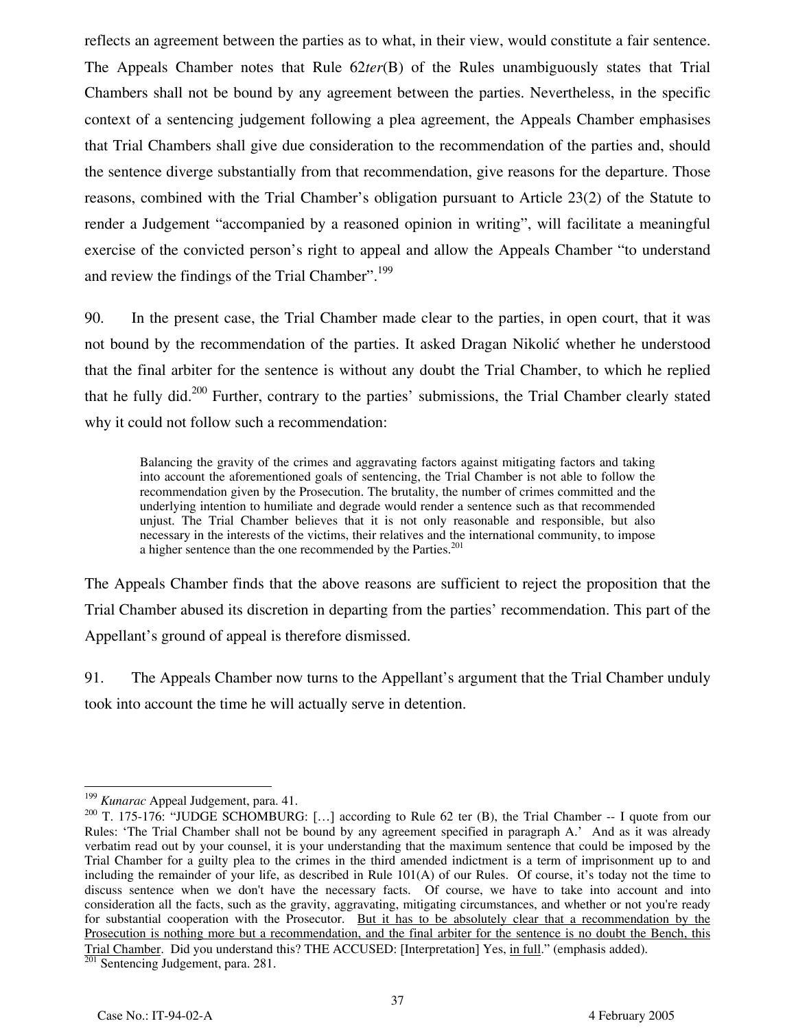reflects an agreement between the parties as to what, in their view, would constitute a fair sentence. The Appeals Chamber notes that Rule 62*ter*(B) of the Rules unambiguously states that Trial Chambers shall not be bound by any agreement between the parties. Nevertheless, in the specific context of a sentencing judgement following a plea agreement, the Appeals Chamber emphasises that Trial Chambers shall give due consideration to the recommendation of the parties and, should the sentence diverge substantially from that recommendation, give reasons for the departure. Those reasons, combined with the Trial Chamber's obligation pursuant to Article 23(2) of the Statute to render a Judgement "accompanied by a reasoned opinion in writing", will facilitate a meaningful exercise of the convicted person's right to appeal and allow the Appeals Chamber "to understand and review the findings of the Trial Chamber".[199]

90. In the present case, the Trial Chamber made clear to the parties, in open court, that it was not bound by the recommendation of the parties. It asked Dragan Nikolić whether he understood that the final arbiter for the sentence is without any doubt the Trial Chamber, to which he replied that he fully did.[200] Further, contrary to the parties' submissions, the Trial Chamber clearly stated why it could not follow such a recommendation:

> Balancing the gravity of the crimes and aggravating factors against mitigating factors and taking into account the aforementioned goals of sentencing, the Trial Chamber is not able to follow the recommendation given by the Prosecution. The brutality, the number of crimes committed and the underlying intention to humiliate and degrade would render a sentence such as that recommended unjust. The Trial Chamber believes that it is not only reasonable and responsible, but also necessary in the interests of the victims, their relatives and the international community, to impose a higher sentence than the one recommended by the Parties.[201]

The Appeals Chamber finds that the above reasons are sufficient to reject the proposition that the Trial Chamber abused its discretion in departing from the parties' recommendation. This part of the Appellant's ground of appeal is therefore dismissed.

91. The Appeals Chamber now turns to the Appellant's argument that the Trial Chamber unduly took into account the time he will actually serve in detention.

---

[199] *Kunarac* Appeal Judgement, para. 41.

[200] T. 175-176: "JUDGE SCHOMBURG: […] according to Rule 62 ter (B), the Trial Chamber -- I quote from our Rules: 'The Trial Chamber shall not be bound by any agreement specified in paragraph A.' And as it was already verbatim read out by your counsel, it is your understanding that the maximum sentence that could be imposed by the Trial Chamber for a guilty plea to the crimes in the third amended indictment is a term of imprisonment up to and including the remainder of your life, as described in Rule 101(A) of our Rules. Of course, it's today not the time to discuss sentence when we don't have the necessary facts. Of course, we have to take into account and into consideration all the facts, such as the gravity, aggravating, mitigating circumstances, and whether or not you're ready for substantial cooperation with the Prosecutor. <u>But it has to be absolutely clear that a recommendation by the Prosecution is nothing more but a recommendation, and the final arbiter for the sentence is no doubt the Bench, this Trial Chamber</u>. Did you understand this? THE ACCUSED: [Interpretation] Yes, <u>in full</u>." (emphasis added).

[201] Sentencing Judgement, para. 281.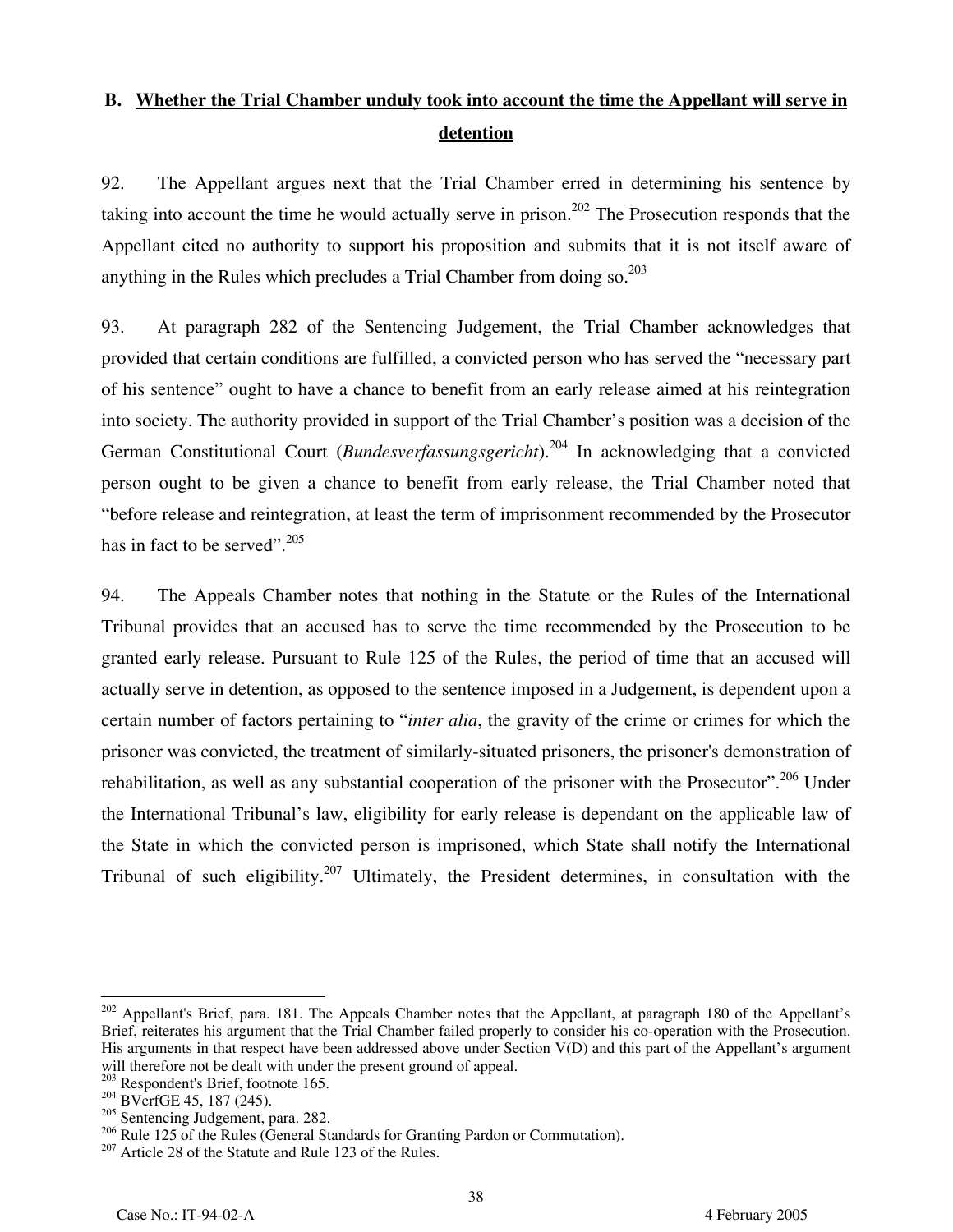### B. <u>Whether the Trial Chamber unduly took into account the time the Appellant will serve in detention</u>

92. The Appellant argues next that the Trial Chamber erred in determining his sentence by taking into account the time he would actually serve in prison.[202] The Prosecution responds that the Appellant cited no authority to support his proposition and submits that it is not itself aware of anything in the Rules which precludes a Trial Chamber from doing so.[203]

93. At paragraph 282 of the Sentencing Judgement, the Trial Chamber acknowledges that provided that certain conditions are fulfilled, a convicted person who has served the "necessary part of his sentence" ought to have a chance to benefit from an early release aimed at his reintegration into society. The authority provided in support of the Trial Chamber's position was a decision of the German Constitutional Court (*Bundesverfassungsgericht*).[204] In acknowledging that a convicted person ought to be given a chance to benefit from early release, the Trial Chamber noted that "before release and reintegration, at least the term of imprisonment recommended by the Prosecutor has in fact to be served".[205]

94. The Appeals Chamber notes that nothing in the Statute or the Rules of the International Tribunal provides that an accused has to serve the time recommended by the Prosecution to be granted early release. Pursuant to Rule 125 of the Rules, the period of time that an accused will actually serve in detention, as opposed to the sentence imposed in a Judgement, is dependent upon a certain number of factors pertaining to "*inter alia*, the gravity of the crime or crimes for which the prisoner was convicted, the treatment of similarly-situated prisoners, the prisoner's demonstration of rehabilitation, as well as any substantial cooperation of the prisoner with the Prosecutor".[206] Under the International Tribunal's law, eligibility for early release is dependant on the applicable law of the State in which the convicted person is imprisoned, which State shall notify the International Tribunal of such eligibility.[207] Ultimately, the President determines, in consultation with the

---

[202] Appellant's Brief, para. 181. The Appeals Chamber notes that the Appellant, at paragraph 180 of the Appellant's Brief, reiterates his argument that the Trial Chamber failed properly to consider his co-operation with the Prosecution. His arguments in that respect have been addressed above under Section V(D) and this part of the Appellant's argument will therefore not be dealt with under the present ground of appeal.

[203] Respondent's Brief, footnote 165.

[204] BVerfGE 45, 187 (245).

[205] Sentencing Judgement, para. 282.

[206] Rule 125 of the Rules (General Standards for Granting Pardon or Commutation).

[207] Article 28 of the Statute and Rule 123 of the Rules.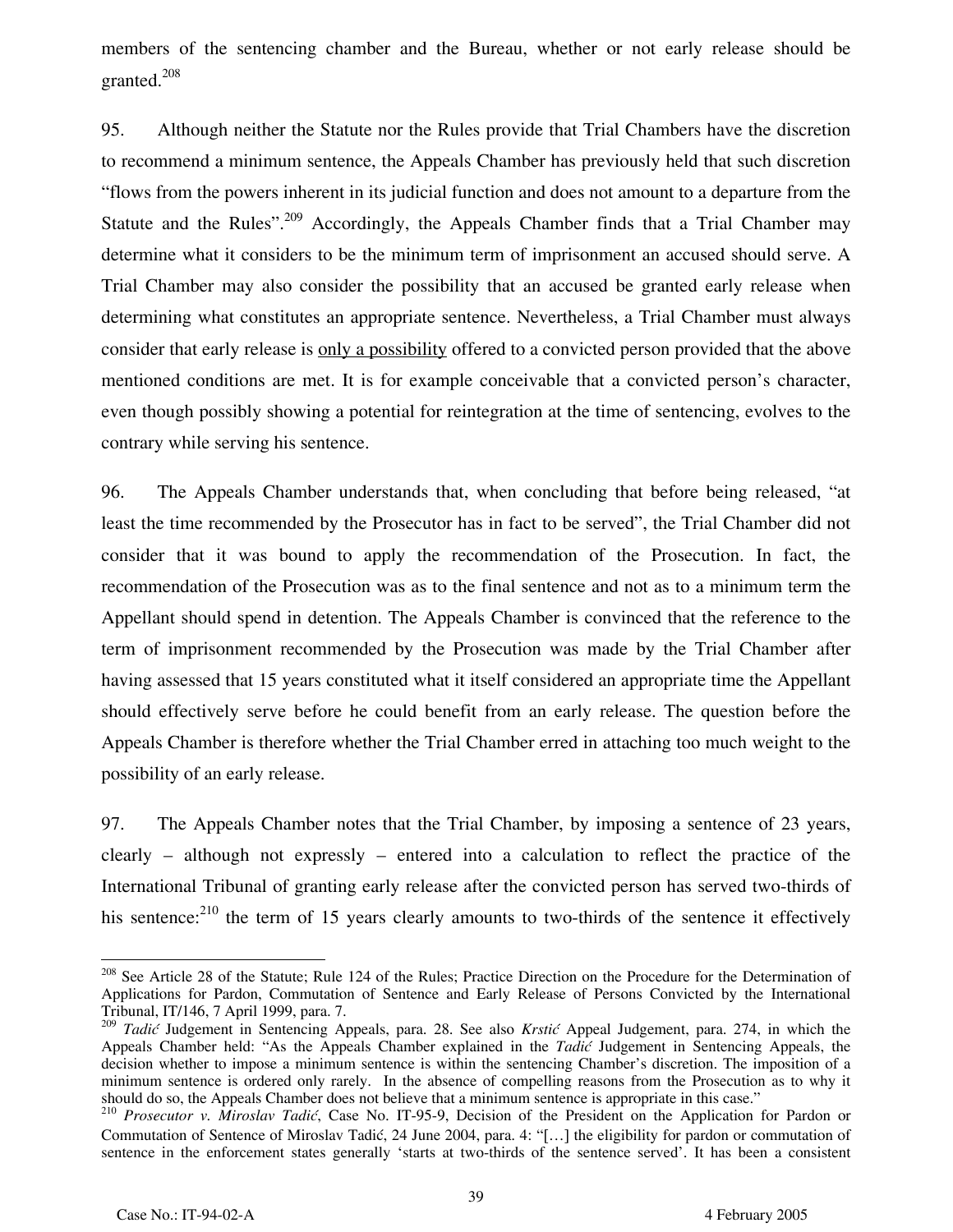members of the sentencing chamber and the Bureau, whether or not early release should be granted.[208]

95. Although neither the Statute nor the Rules provide that Trial Chambers have the discretion to recommend a minimum sentence, the Appeals Chamber has previously held that such discretion "flows from the powers inherent in its judicial function and does not amount to a departure from the Statute and the Rules".[209] Accordingly, the Appeals Chamber finds that a Trial Chamber may determine what it considers to be the minimum term of imprisonment an accused should serve. A Trial Chamber may also consider the possibility that an accused be granted early release when determining what constitutes an appropriate sentence. Nevertheless, a Trial Chamber must always consider that early release is <u>only a possibility</u> offered to a convicted person provided that the above mentioned conditions are met. It is for example conceivable that a convicted person's character, even though possibly showing a potential for reintegration at the time of sentencing, evolves to the contrary while serving his sentence.

96. The Appeals Chamber understands that, when concluding that before being released, "at least the time recommended by the Prosecutor has in fact to be served", the Trial Chamber did not consider that it was bound to apply the recommendation of the Prosecution. In fact, the recommendation of the Prosecution was as to the final sentence and not as to a minimum term the Appellant should spend in detention. The Appeals Chamber is convinced that the reference to the term of imprisonment recommended by the Prosecution was made by the Trial Chamber after having assessed that 15 years constituted what it itself considered an appropriate time the Appellant should effectively serve before he could benefit from an early release. The question before the Appeals Chamber is therefore whether the Trial Chamber erred in attaching too much weight to the possibility of an early release.

97. The Appeals Chamber notes that the Trial Chamber, by imposing a sentence of 23 years, clearly – although not expressly – entered into a calculation to reflect the practice of the International Tribunal of granting early release after the convicted person has served two-thirds of his sentence:[210] the term of 15 years clearly amounts to two-thirds of the sentence it effectively

---

[208] See Article 28 of the Statute; Rule 124 of the Rules; Practice Direction on the Procedure for the Determination of Applications for Pardon, Commutation of Sentence and Early Release of Persons Convicted by the International Tribunal, IT/146, 7 April 1999, para. 7.

[209] *Tadić* Judgement in Sentencing Appeals, para. 28. See also *Krstić* Appeal Judgement, para. 274, in which the Appeals Chamber held: "As the Appeals Chamber explained in the *Tadić* Judgement in Sentencing Appeals, the decision whether to impose a minimum sentence is within the sentencing Chamber's discretion. The imposition of a minimum sentence is ordered only rarely. In the absence of compelling reasons from the Prosecution as to why it should do so, the Appeals Chamber does not believe that a minimum sentence is appropriate in this case."

[210] *Prosecutor v. Miroslav Tadić*, Case No. IT-95-9, Decision of the President on the Application for Pardon or Commutation of Sentence of Miroslav Tadić, 24 June 2004, para. 4: "[…] the eligibility for pardon or commutation of sentence in the enforcement states generally 'starts at two-thirds of the sentence served'. It has been a consistent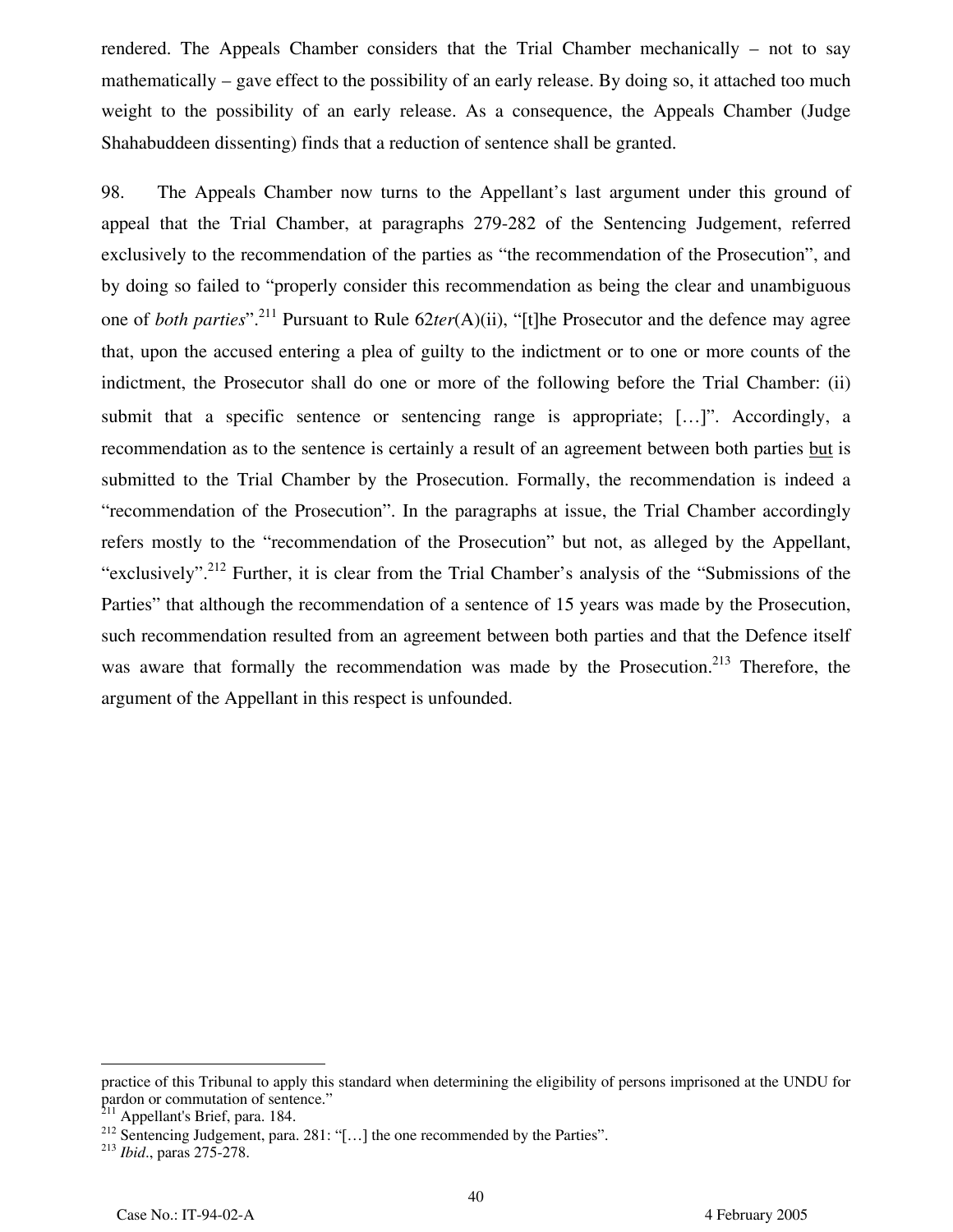rendered. The Appeals Chamber considers that the Trial Chamber mechanically – not to say mathematically – gave effect to the possibility of an early release. By doing so, it attached too much weight to the possibility of an early release. As a consequence, the Appeals Chamber (Judge Shahabuddeen dissenting) finds that a reduction of sentence shall be granted.

98. The Appeals Chamber now turns to the Appellant's last argument under this ground of appeal that the Trial Chamber, at paragraphs 279-282 of the Sentencing Judgement, referred exclusively to the recommendation of the parties as "the recommendation of the Prosecution", and by doing so failed to "properly consider this recommendation as being the clear and unambiguous one of *both parties*".[211] Pursuant to Rule 62*ter*(A)(ii), "[t]he Prosecutor and the defence may agree that, upon the accused entering a plea of guilty to the indictment or to one or more counts of the indictment, the Prosecutor shall do one or more of the following before the Trial Chamber: (ii) submit that a specific sentence or sentencing range is appropriate; […]". Accordingly, a recommendation as to the sentence is certainly a result of an agreement between both parties <u>but</u> is submitted to the Trial Chamber by the Prosecution. Formally, the recommendation is indeed a "recommendation of the Prosecution". In the paragraphs at issue, the Trial Chamber accordingly refers mostly to the "recommendation of the Prosecution" but not, as alleged by the Appellant, "exclusively".[212] Further, it is clear from the Trial Chamber's analysis of the "Submissions of the Parties" that although the recommendation of a sentence of 15 years was made by the Prosecution, such recommendation resulted from an agreement between both parties and that the Defence itself was aware that formally the recommendation was made by the Prosecution.[213] Therefore, the argument of the Appellant in this respect is unfounded.

---

practice of this Tribunal to apply this standard when determining the eligibility of persons imprisoned at the UNDU for pardon or commutation of sentence."

[211] Appellant's Brief, para. 184.

[212] Sentencing Judgement, para. 281: "[…] the one recommended by the Parties".

[213] *Ibid*., paras 275-278.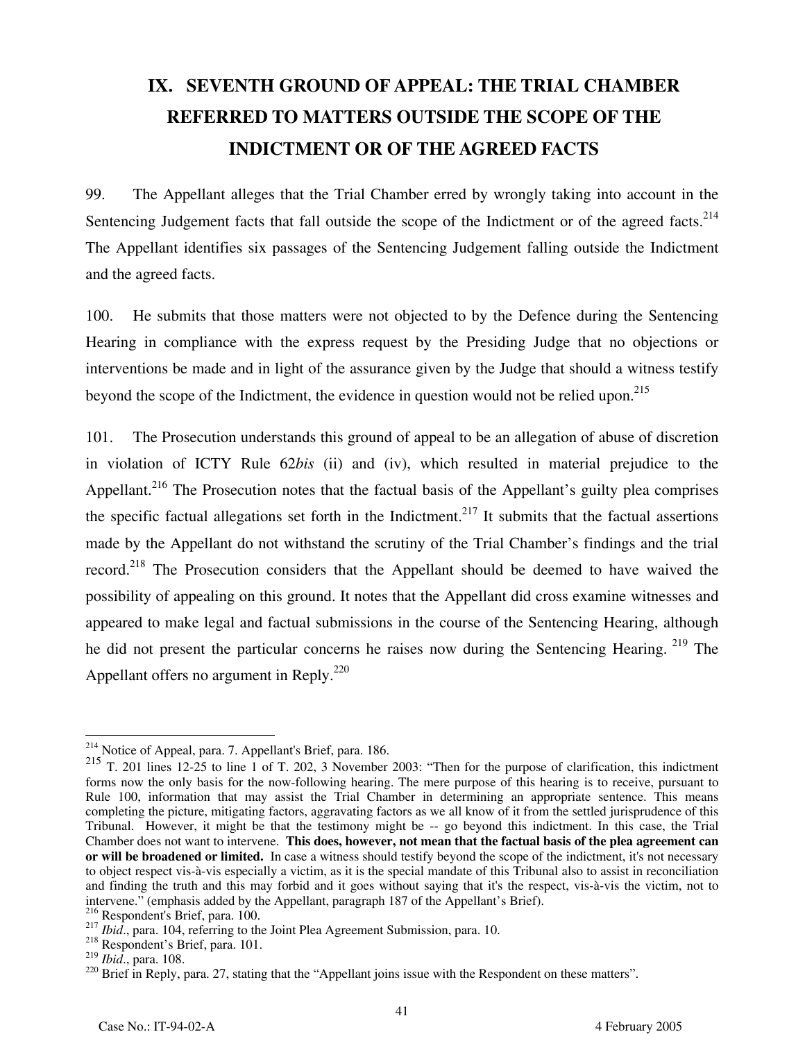# IX. SEVENTH GROUND OF APPEAL: THE TRIAL CHAMBER REFERRED TO MATTERS OUTSIDE THE SCOPE OF THE INDICTMENT OR OF THE AGREED FACTS

99. The Appellant alleges that the Trial Chamber erred by wrongly taking into account in the Sentencing Judgement facts that fall outside the scope of the Indictment or of the agreed facts.[214] The Appellant identifies six passages of the Sentencing Judgement falling outside the Indictment and the agreed facts.

100. He submits that those matters were not objected to by the Defence during the Sentencing Hearing in compliance with the express request by the Presiding Judge that no objections or interventions be made and in light of the assurance given by the Judge that should a witness testify beyond the scope of the Indictment, the evidence in question would not be relied upon.[215]

101. The Prosecution understands this ground of appeal to be an allegation of abuse of discretion in violation of ICTY Rule 62*bis* (ii) and (iv), which resulted in material prejudice to the Appellant.[216] The Prosecution notes that the factual basis of the Appellant's guilty plea comprises the specific factual allegations set forth in the Indictment.[217] It submits that the factual assertions made by the Appellant do not withstand the scrutiny of the Trial Chamber's findings and the trial record.[218] The Prosecution considers that the Appellant should be deemed to have waived the possibility of appealing on this ground. It notes that the Appellant did cross examine witnesses and appeared to make legal and factual submissions in the course of the Sentencing Hearing, although he did not present the particular concerns he raises now during the Sentencing Hearing.[219] The Appellant offers no argument in Reply.[220]

---

[214] Notice of Appeal, para. 7. Appellant's Brief, para. 186.

[215] T. 201 lines 12-25 to line 1 of T. 202, 3 November 2003: "Then for the purpose of clarification, this indictment forms now the only basis for the now-following hearing. The mere purpose of this hearing is to receive, pursuant to Rule 100, information that may assist the Trial Chamber in determining an appropriate sentence. This means completing the picture, mitigating factors, aggravating factors as we all know of it from the settled jurisprudence of this Tribunal. However, it might be that the testimony might be -- go beyond this indictment. In this case, the Trial Chamber does not want to intervene. **This does, however, not mean that the factual basis of the plea agreement can or will be broadened or limited.** In case a witness should testify beyond the scope of the indictment, it's not necessary to object respect vis-à-vis especially a victim, as it is the special mandate of this Tribunal also to assist in reconciliation and finding the truth and this may forbid and it goes without saying that it's the respect, vis-à-vis the victim, not to intervene." (emphasis added by the Appellant, paragraph 187 of the Appellant's Brief).

[216] Respondent's Brief, para. 100.

[217] *Ibid*., para. 104, referring to the Joint Plea Agreement Submission, para. 10.

[218] Respondent's Brief, para. 101.

[219] *Ibid*., para. 108.

[220] Brief in Reply, para. 27, stating that the "Appellant joins issue with the Respondent on these matters".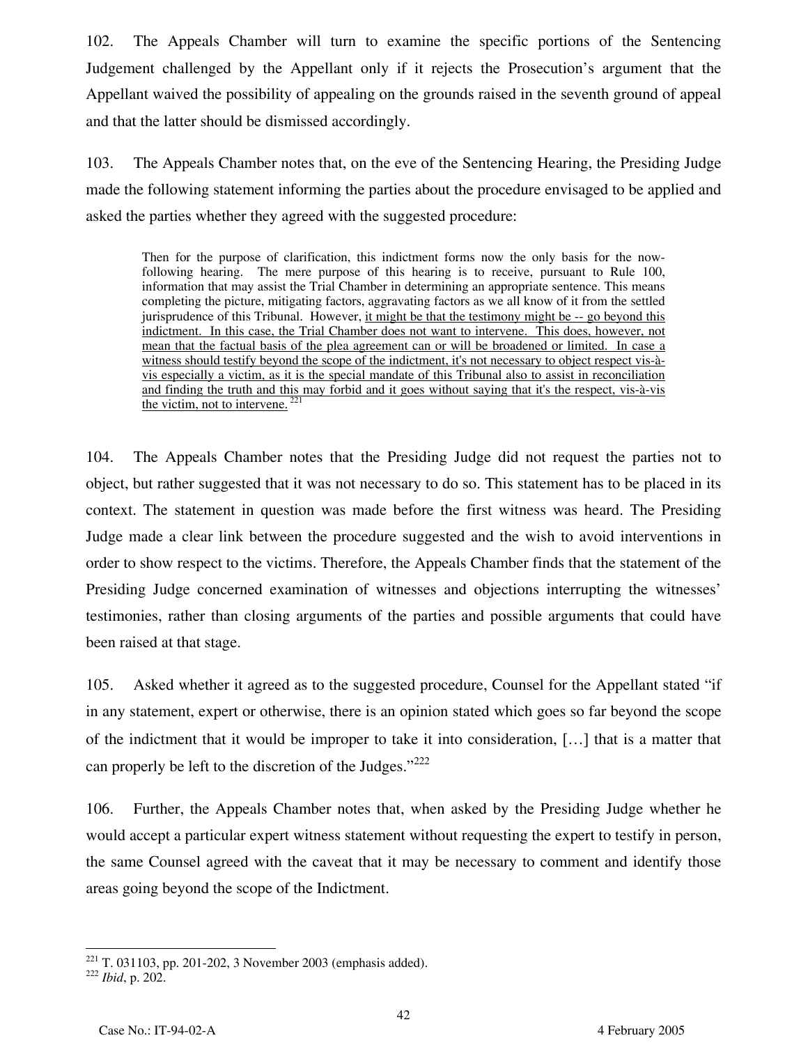102. The Appeals Chamber will turn to examine the specific portions of the Sentencing Judgement challenged by the Appellant only if it rejects the Prosecution's argument that the Appellant waived the possibility of appealing on the grounds raised in the seventh ground of appeal and that the latter should be dismissed accordingly.

103. The Appeals Chamber notes that, on the eve of the Sentencing Hearing, the Presiding Judge made the following statement informing the parties about the procedure envisaged to be applied and asked the parties whether they agreed with the suggested procedure:

> Then for the purpose of clarification, this indictment forms now the only basis for the now-following hearing. The mere purpose of this hearing is to receive, pursuant to Rule 100, information that may assist the Trial Chamber in determining an appropriate sentence. This means completing the picture, mitigating factors, aggravating factors as we all know of it from the settled jurisprudence of this Tribunal. However, <u>it might be that the testimony might be -- go beyond this indictment. In this case, the Trial Chamber does not want to intervene. This does, however, not mean that the factual basis of the plea agreement can or will be broadened or limited. In case a witness should testify beyond the scope of the indictment, it's not necessary to object respect vis-à-vis especially a victim, as it is the special mandate of this Tribunal also to assist in reconciliation and finding the truth and this may forbid and it goes without saying that it's the respect, vis-à-vis the victim, not to intervene.</u>[221]

104. The Appeals Chamber notes that the Presiding Judge did not request the parties not to object, but rather suggested that it was not necessary to do so. This statement has to be placed in its context. The statement in question was made before the first witness was heard. The Presiding Judge made a clear link between the procedure suggested and the wish to avoid interventions in order to show respect to the victims. Therefore, the Appeals Chamber finds that the statement of the Presiding Judge concerned examination of witnesses and objections interrupting the witnesses' testimonies, rather than closing arguments of the parties and possible arguments that could have been raised at that stage.

105. Asked whether it agreed as to the suggested procedure, Counsel for the Appellant stated "if in any statement, expert or otherwise, there is an opinion stated which goes so far beyond the scope of the indictment that it would be improper to take it into consideration, […] that is a matter that can properly be left to the discretion of the Judges."[222]

106. Further, the Appeals Chamber notes that, when asked by the Presiding Judge whether he would accept a particular expert witness statement without requesting the expert to testify in person, the same Counsel agreed with the caveat that it may be necessary to comment and identify those areas going beyond the scope of the Indictment.

---

[221] T. 031103, pp. 201-202, 3 November 2003 (emphasis added).

[222] *Ibid*, p. 202.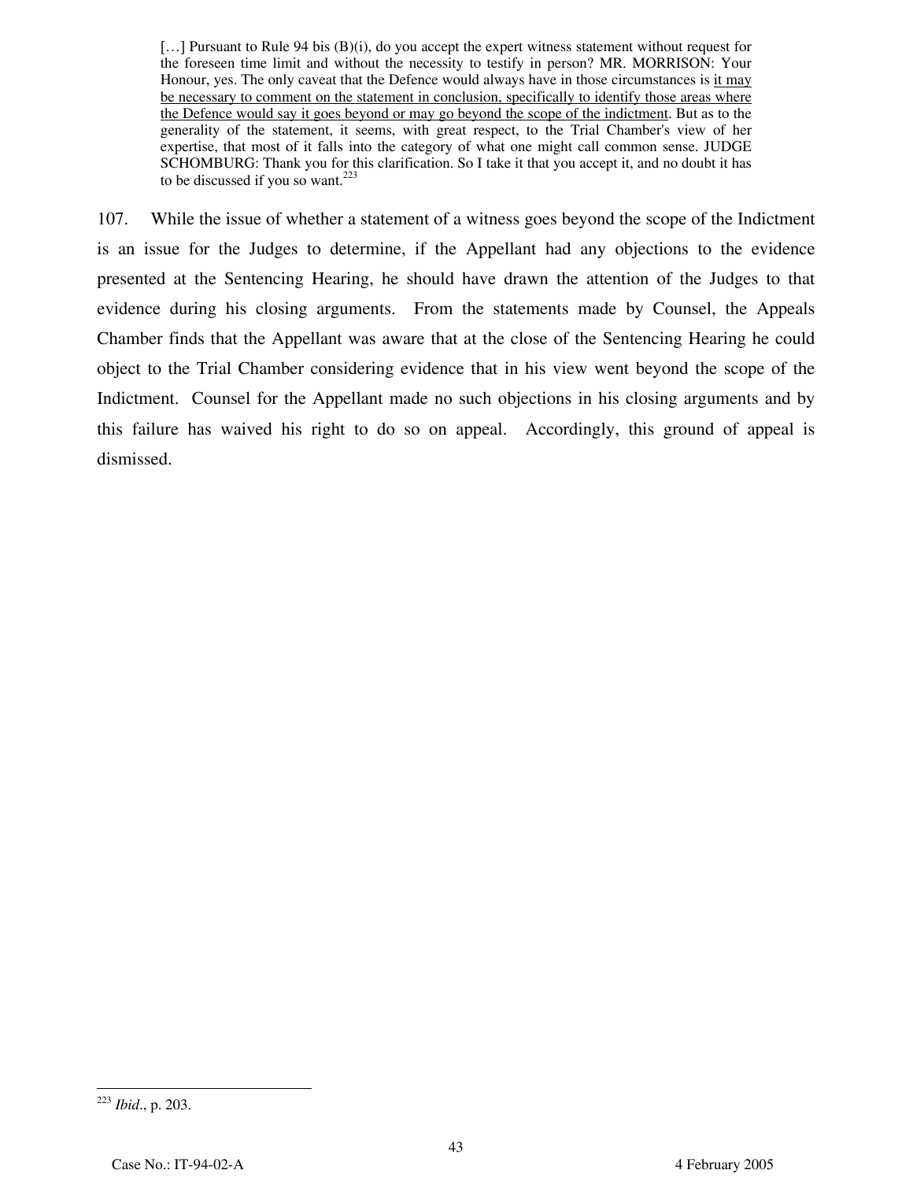> […] Pursuant to Rule 94 bis (B)(i), do you accept the expert witness statement without request for the foreseen time limit and without the necessity to testify in person? MR. MORRISON: Your Honour, yes. The only caveat that the Defence would always have in those circumstances is <u>it may be necessary to comment on the statement in conclusion, specifically to identify those areas where the Defence would say it goes beyond or may go beyond the scope of the indictment</u>. But as to the generality of the statement, it seems, with great respect, to the Trial Chamber's view of her expertise, that most of it falls into the category of what one might call common sense. JUDGE SCHOMBURG: Thank you for this clarification. So I take it that you accept it, and no doubt it has to be discussed if you so want.[223]

107. While the issue of whether a statement of a witness goes beyond the scope of the Indictment is an issue for the Judges to determine, if the Appellant had any objections to the evidence presented at the Sentencing Hearing, he should have drawn the attention of the Judges to that evidence during his closing arguments. From the statements made by Counsel, the Appeals Chamber finds that the Appellant was aware that at the close of the Sentencing Hearing he could object to the Trial Chamber considering evidence that in his view went beyond the scope of the Indictment. Counsel for the Appellant made no such objections in his closing arguments and by this failure has waived his right to do so on appeal. Accordingly, this ground of appeal is dismissed.

---

[223] *Ibid*., p. 203.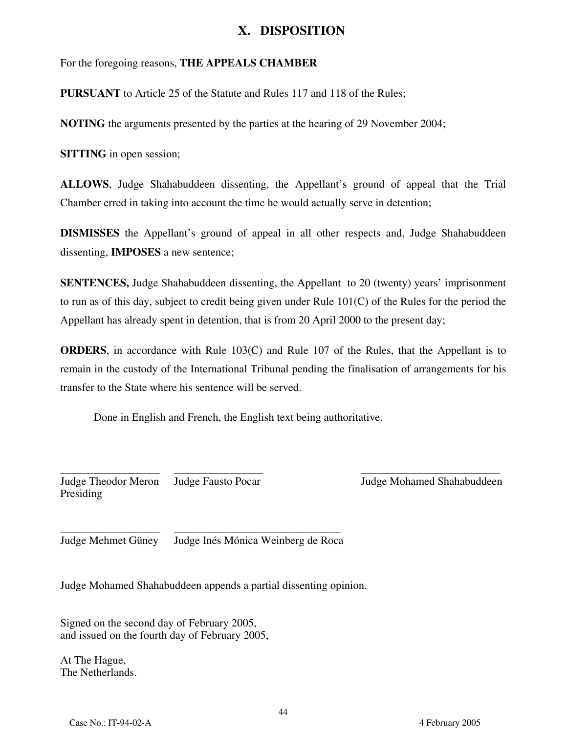## X. DISPOSITION

For the foregoing reasons, **THE APPEALS CHAMBER**

**PURSUANT** to Article 25 of the Statute and Rules 117 and 118 of the Rules;

**NOTING** the arguments presented by the parties at the hearing of 29 November 2004;

**SITTING** in open session;

**ALLOWS**, Judge Shahabuddeen dissenting, the Appellant's ground of appeal that the Trial Chamber erred in taking into account the time he would actually serve in detention;

**DISMISSES** the Appellant's ground of appeal in all other respects and, Judge Shahabuddeen dissenting, **IMPOSES** a new sentence;

**SENTENCES,** Judge Shahabuddeen dissenting, the Appellant to 20 (twenty) years' imprisonment to run as of this day, subject to credit being given under Rule 101(C) of the Rules for the period the Appellant has already spent in detention, that is from 20 April 2000 to the present day;

**ORDERS**, in accordance with Rule 103(C) and Rule 107 of the Rules, that the Appellant is to remain in the custody of the International Tribunal pending the finalisation of arrangements for his transfer to the State where his sentence will be served.

Done in English and French, the English text being authoritative.

\_\_\_\_\_\_\_\_\_\_\_\_\_\_\_\_\_\_
Judge Theodor Meron
Presiding

\_\_\_\_\_\_\_\_\_\_\_\_\_\_\_\_\_\_
Judge Fausto Pocar

\_\_\_\_\_\_\_\_\_\_\_\_\_\_\_\_\_\_
Judge Mohamed Shahabuddeen

\_\_\_\_\_\_\_\_\_\_\_\_\_\_\_\_\_\_
Judge Mehmet Güney

\_\_\_\_\_\_\_\_\_\_\_\_\_\_\_\_\_\_
Judge Inés Mónica Weinberg de Roca

Judge Mohamed Shahabuddeen appends a partial dissenting opinion.

Signed on the second day of February 2005,
and issued on the fourth day of February 2005,

At The Hague,
The Netherlands.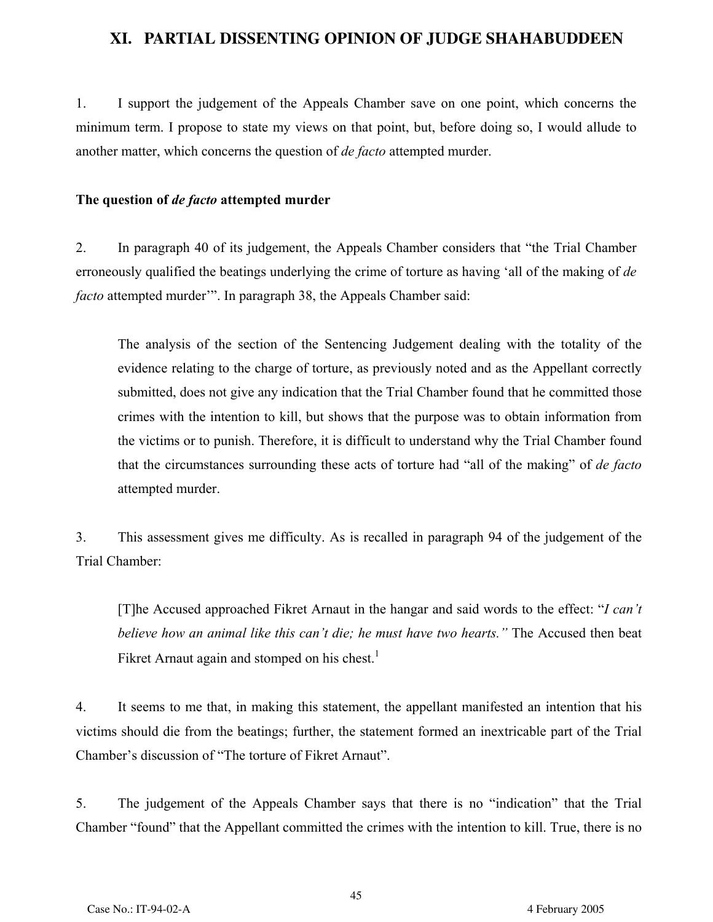## XI. PARTIAL DISSENTING OPINION OF JUDGE SHAHABUDDEEN

1. I support the judgement of the Appeals Chamber save on one point, which concerns the minimum term. I propose to state my views on that point, but, before doing so, I would allude to another matter, which concerns the question of *de facto* attempted murder.

**The question of *de facto* attempted murder**

2. In paragraph 40 of its judgement, the Appeals Chamber considers that "the Trial Chamber erroneously qualified the beatings underlying the crime of torture as having 'all of the making of *de facto* attempted murder'". In paragraph 38, the Appeals Chamber said:

> The analysis of the section of the Sentencing Judgement dealing with the totality of the evidence relating to the charge of torture, as previously noted and as the Appellant correctly submitted, does not give any indication that the Trial Chamber found that he committed those crimes with the intention to kill, but shows that the purpose was to obtain information from the victims or to punish. Therefore, it is difficult to understand why the Trial Chamber found that the circumstances surrounding these acts of torture had "all of the making" of *de facto* attempted murder.

3. This assessment gives me difficulty. As is recalled in paragraph 94 of the judgement of the Trial Chamber:

> [T]he Accused approached Fikret Arnaut in the hangar and said words to the effect: "*I can't believe how an animal like this can't die; he must have two hearts.*" The Accused then beat Fikret Arnaut again and stomped on his chest.[1]

4. It seems to me that, in making this statement, the appellant manifested an intention that his victims should die from the beatings; further, the statement formed an inextricable part of the Trial Chamber's discussion of "The torture of Fikret Arnaut".

5. The judgement of the Appeals Chamber says that there is no "indication" that the Trial Chamber "found" that the Appellant committed the crimes with the intention to kill. True, there is no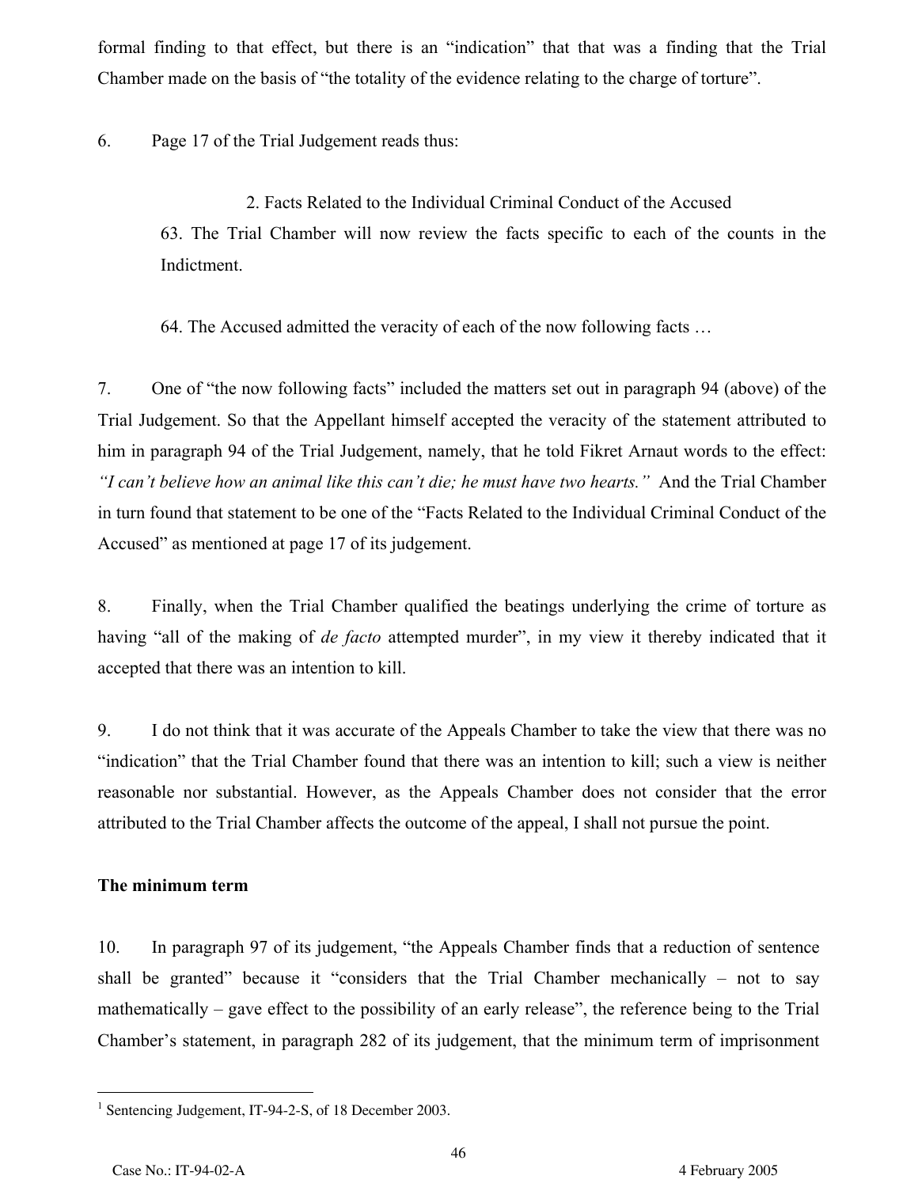formal finding to that effect, but there is an "indication" that that was a finding that the Trial Chamber made on the basis of "the totality of the evidence relating to the charge of torture".

6. Page 17 of the Trial Judgement reads thus:

> 2. Facts Related to the Individual Criminal Conduct of the Accused
>
> 63. The Trial Chamber will now review the facts specific to each of the counts in the Indictment.
>
> 64. The Accused admitted the veracity of each of the now following facts …

7. One of "the now following facts" included the matters set out in paragraph 94 (above) of the Trial Judgement. So that the Appellant himself accepted the veracity of the statement attributed to him in paragraph 94 of the Trial Judgement, namely, that he told Fikret Arnaut words to the effect: *"I can't believe how an animal like this can't die; he must have two hearts."* And the Trial Chamber in turn found that statement to be one of the "Facts Related to the Individual Criminal Conduct of the Accused" as mentioned at page 17 of its judgement.

8. Finally, when the Trial Chamber qualified the beatings underlying the crime of torture as having "all of the making of *de facto* attempted murder", in my view it thereby indicated that it accepted that there was an intention to kill.

9. I do not think that it was accurate of the Appeals Chamber to take the view that there was no "indication" that the Trial Chamber found that there was an intention to kill; such a view is neither reasonable nor substantial. However, as the Appeals Chamber does not consider that the error attributed to the Trial Chamber affects the outcome of the appeal, I shall not pursue the point.

**The minimum term**

10. In paragraph 97 of its judgement, "the Appeals Chamber finds that a reduction of sentence shall be granted" because it "considers that the Trial Chamber mechanically – not to say mathematically – gave effect to the possibility of an early release", the reference being to the Trial Chamber's statement, in paragraph 282 of its judgement, that the minimum term of imprisonment

[1] Sentencing Judgement, IT-94-2-S, of 18 December 2003.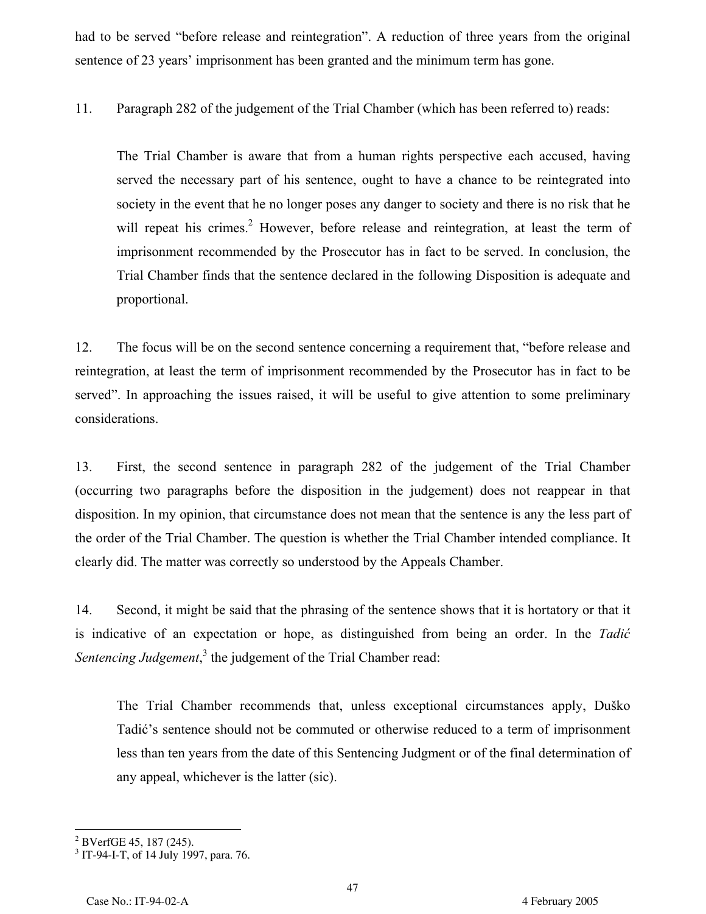had to be served "before release and reintegration". A reduction of three years from the original sentence of 23 years' imprisonment has been granted and the minimum term has gone.

11. Paragraph 282 of the judgement of the Trial Chamber (which has been referred to) reads:

> The Trial Chamber is aware that from a human rights perspective each accused, having served the necessary part of his sentence, ought to have a chance to be reintegrated into society in the event that he no longer poses any danger to society and there is no risk that he will repeat his crimes.[2] However, before release and reintegration, at least the term of imprisonment recommended by the Prosecutor has in fact to be served. In conclusion, the Trial Chamber finds that the sentence declared in the following Disposition is adequate and proportional.

12. The focus will be on the second sentence concerning a requirement that, "before release and reintegration, at least the term of imprisonment recommended by the Prosecutor has in fact to be served". In approaching the issues raised, it will be useful to give attention to some preliminary considerations.

13. First, the second sentence in paragraph 282 of the judgement of the Trial Chamber (occurring two paragraphs before the disposition in the judgement) does not reappear in that disposition. In my opinion, that circumstance does not mean that the sentence is any the less part of the order of the Trial Chamber. The question is whether the Trial Chamber intended compliance. It clearly did. The matter was correctly so understood by the Appeals Chamber.

14. Second, it might be said that the phrasing of the sentence shows that it is hortatory or that it is indicative of an expectation or hope, as distinguished from being an order. In the *Tadić Sentencing Judgement*,[3] the judgement of the Trial Chamber read:

> The Trial Chamber recommends that, unless exceptional circumstances apply, Duško Tadić's sentence should not be commuted or otherwise reduced to a term of imprisonment less than ten years from the date of this Sentencing Judgment or of the final determination of any appeal, whichever is the latter (sic).

---

[2] BVerfGE 45, 187 (245).

[3] IT-94-I-T, of 14 July 1997, para. 76.

Case No.: IT-94-02-A 4 February 2005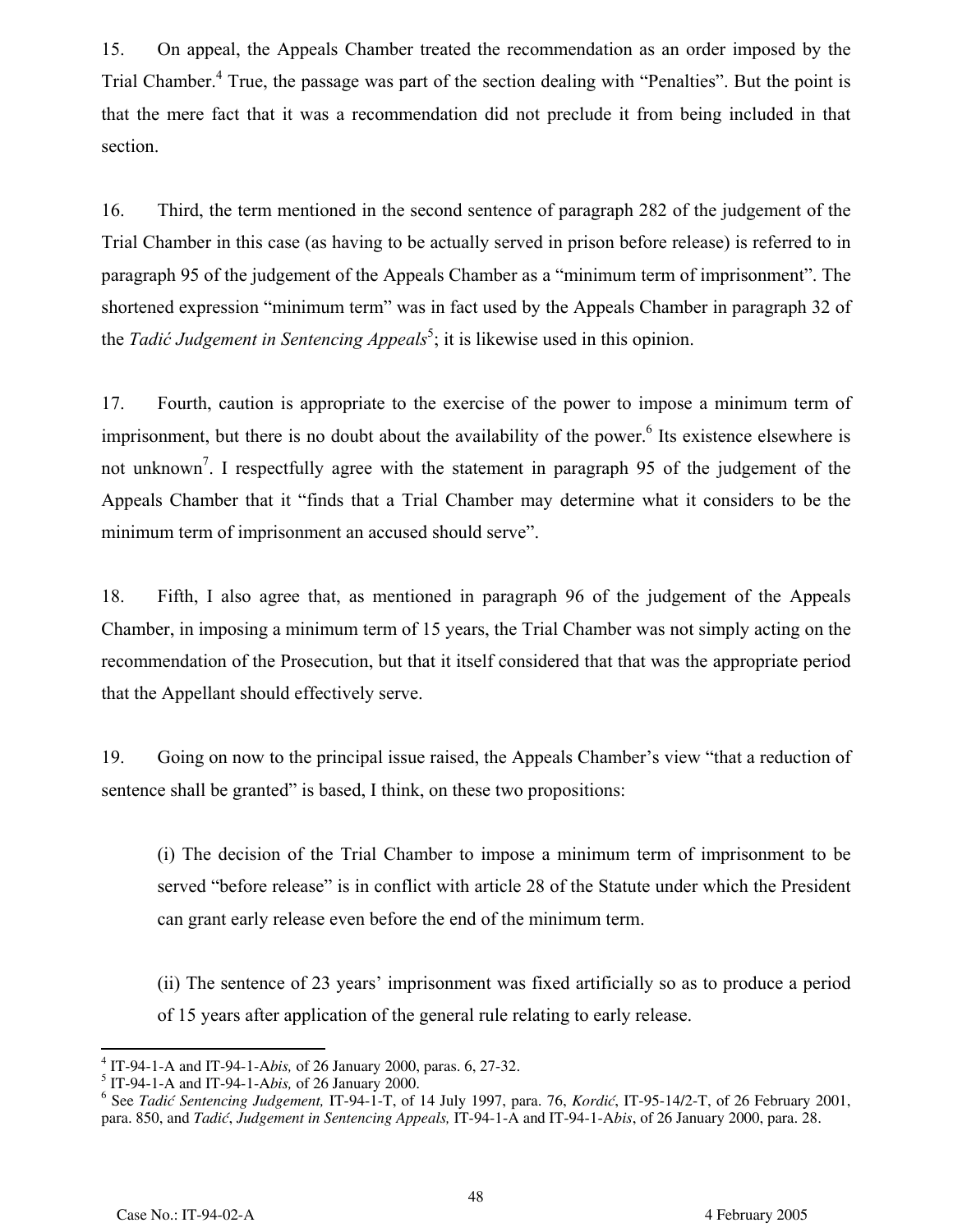15. On appeal, the Appeals Chamber treated the recommendation as an order imposed by the Trial Chamber.[4] True, the passage was part of the section dealing with "Penalties". But the point is that the mere fact that it was a recommendation did not preclude it from being included in that section.

16. Third, the term mentioned in the second sentence of paragraph 282 of the judgement of the Trial Chamber in this case (as having to be actually served in prison before release) is referred to in paragraph 95 of the judgement of the Appeals Chamber as a "minimum term of imprisonment". The shortened expression "minimum term" was in fact used by the Appeals Chamber in paragraph 32 of the *Tadić Judgement in Sentencing Appeals*[5]; it is likewise used in this opinion.

17. Fourth, caution is appropriate to the exercise of the power to impose a minimum term of imprisonment, but there is no doubt about the availability of the power.[6] Its existence elsewhere is not unknown[7]. I respectfully agree with the statement in paragraph 95 of the judgement of the Appeals Chamber that it "finds that a Trial Chamber may determine what it considers to be the minimum term of imprisonment an accused should serve".

18. Fifth, I also agree that, as mentioned in paragraph 96 of the judgement of the Appeals Chamber, in imposing a minimum term of 15 years, the Trial Chamber was not simply acting on the recommendation of the Prosecution, but that it itself considered that that was the appropriate period that the Appellant should effectively serve.

19. Going on now to the principal issue raised, the Appeals Chamber's view "that a reduction of sentence shall be granted" is based, I think, on these two propositions:

> (i) The decision of the Trial Chamber to impose a minimum term of imprisonment to be served "before release" is in conflict with article 28 of the Statute under which the President can grant early release even before the end of the minimum term.
>
> (ii) The sentence of 23 years' imprisonment was fixed artificially so as to produce a period of 15 years after application of the general rule relating to early release.

---

[4] IT-94-1-A and IT-94-1-A*bis,* of 26 January 2000, paras. 6, 27-32.

[5] IT-94-1-A and IT-94-1-A*bis,* of 26 January 2000.

[6] See *Tadić Sentencing Judgement,* IT-94-1-T, of 14 July 1997, para. 76, *Kordić*, IT-95-14/2-T, of 26 February 2001, para. 850, and *Tadić*, *Judgement in Sentencing Appeals,* IT-94-1-A and IT-94-1-A*bis*, of 26 January 2000, para. 28.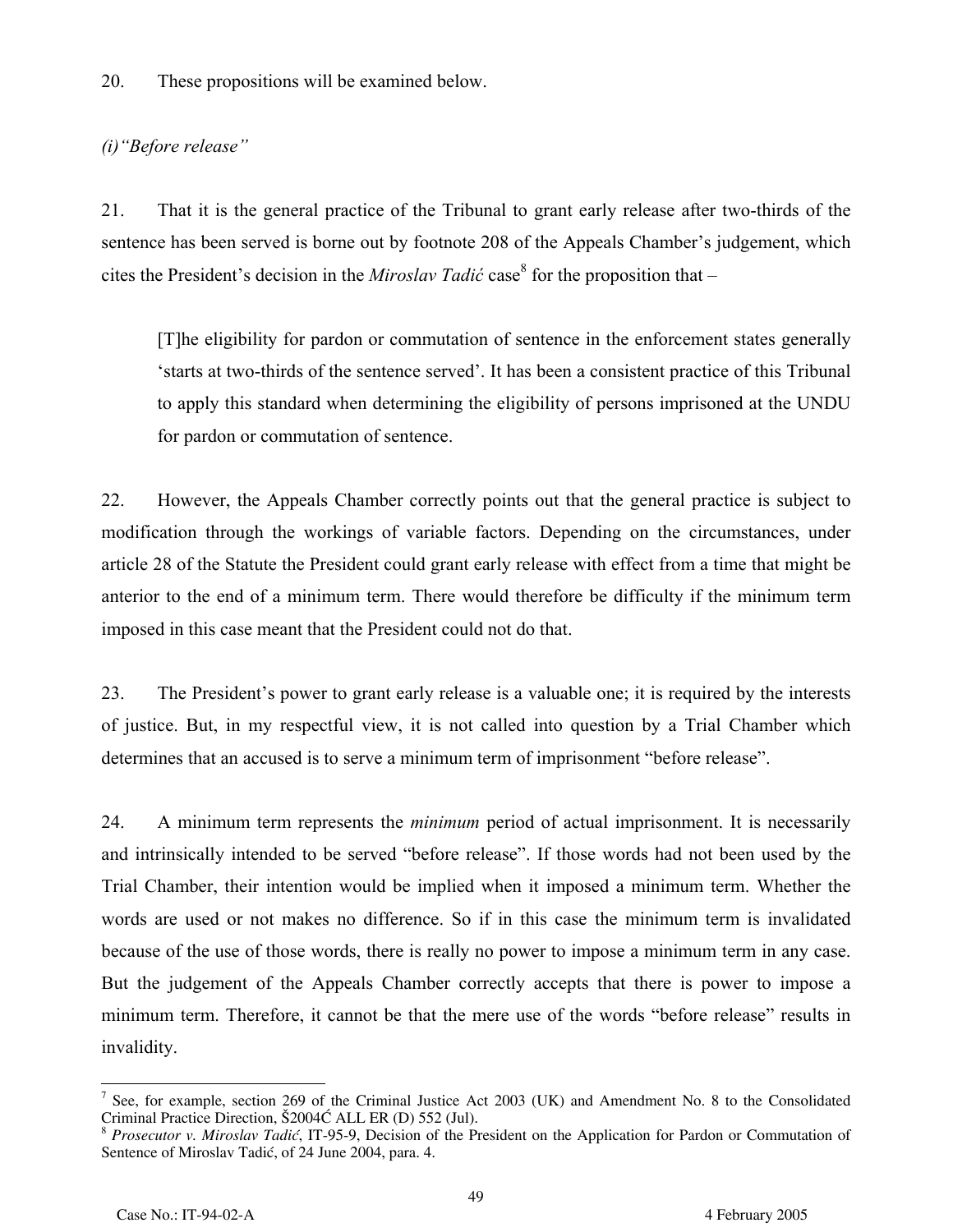20. These propositions will be examined below.

*(i)"Before release"*

21. That it is the general practice of the Tribunal to grant early release after two-thirds of the sentence has been served is borne out by footnote 208 of the Appeals Chamber's judgement, which cites the President's decision in the *Miroslav Tadić* case[8] for the proposition that –

> [T]he eligibility for pardon or commutation of sentence in the enforcement states generally 'starts at two-thirds of the sentence served'. It has been a consistent practice of this Tribunal to apply this standard when determining the eligibility of persons imprisoned at the UNDU for pardon or commutation of sentence.

22. However, the Appeals Chamber correctly points out that the general practice is subject to modification through the workings of variable factors. Depending on the circumstances, under article 28 of the Statute the President could grant early release with effect from a time that might be anterior to the end of a minimum term. There would therefore be difficulty if the minimum term imposed in this case meant that the President could not do that.

23. The President's power to grant early release is a valuable one; it is required by the interests of justice. But, in my respectful view, it is not called into question by a Trial Chamber which determines that an accused is to serve a minimum term of imprisonment "before release".

24. A minimum term represents the *minimum* period of actual imprisonment. It is necessarily and intrinsically intended to be served "before release". If those words had not been used by the Trial Chamber, their intention would be implied when it imposed a minimum term. Whether the words are used or not makes no difference. So if in this case the minimum term is invalidated because of the use of those words, there is really no power to impose a minimum term in any case. But the judgement of the Appeals Chamber correctly accepts that there is power to impose a minimum term. Therefore, it cannot be that the mere use of the words "before release" results in invalidity.

---

[7] See, for example, section 269 of the Criminal Justice Act 2003 (UK) and Amendment No. 8 to the Consolidated Criminal Practice Direction, Š2004Ć ALL ER (D) 552 (Jul).

[8] *Prosecutor v. Miroslav Tadić*, IT-95-9, Decision of the President on the Application for Pardon or Commutation of Sentence of Miroslav Tadić, of 24 June 2004, para. 4.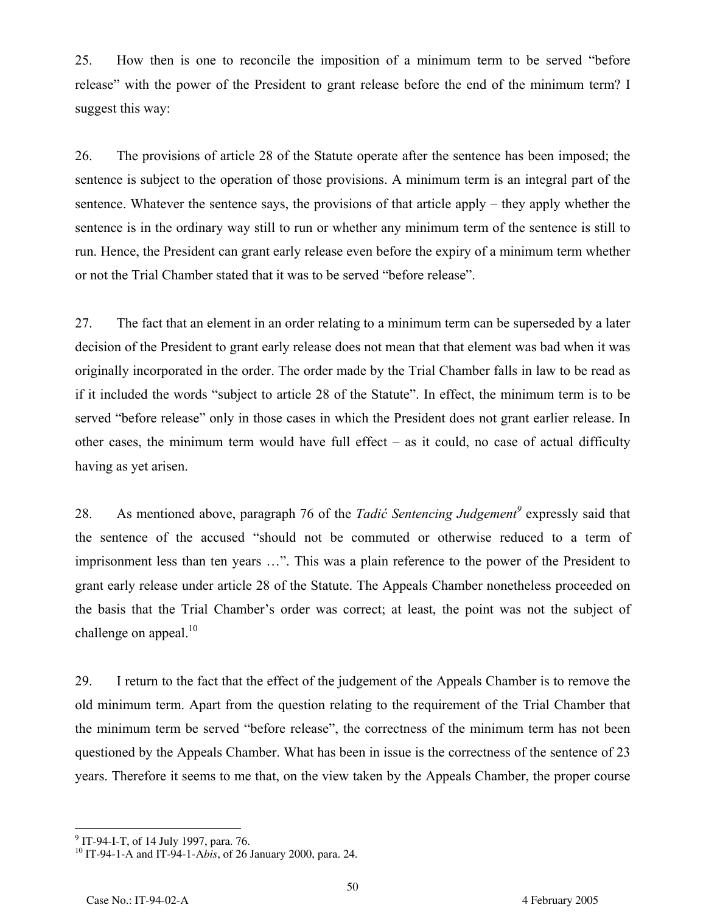25. How then is one to reconcile the imposition of a minimum term to be served "before release" with the power of the President to grant release before the end of the minimum term? I suggest this way:

26. The provisions of article 28 of the Statute operate after the sentence has been imposed; the sentence is subject to the operation of those provisions. A minimum term is an integral part of the sentence. Whatever the sentence says, the provisions of that article apply – they apply whether the sentence is in the ordinary way still to run or whether any minimum term of the sentence is still to run. Hence, the President can grant early release even before the expiry of a minimum term whether or not the Trial Chamber stated that it was to be served "before release".

27. The fact that an element in an order relating to a minimum term can be superseded by a later decision of the President to grant early release does not mean that that element was bad when it was originally incorporated in the order. The order made by the Trial Chamber falls in law to be read as if it included the words "subject to article 28 of the Statute". In effect, the minimum term is to be served "before release" only in those cases in which the President does not grant earlier release. In other cases, the minimum term would have full effect – as it could, no case of actual difficulty having as yet arisen.

28. As mentioned above, paragraph 76 of the *Tadić Sentencing Judgement*[9] expressly said that the sentence of the accused "should not be commuted or otherwise reduced to a term of imprisonment less than ten years …". This was a plain reference to the power of the President to grant early release under article 28 of the Statute. The Appeals Chamber nonetheless proceeded on the basis that the Trial Chamber's order was correct; at least, the point was not the subject of challenge on appeal.[10]

29. I return to the fact that the effect of the judgement of the Appeals Chamber is to remove the old minimum term. Apart from the question relating to the requirement of the Trial Chamber that the minimum term be served "before release", the correctness of the minimum term has not been questioned by the Appeals Chamber. What has been in issue is the correctness of the sentence of 23 years. Therefore it seems to me that, on the view taken by the Appeals Chamber, the proper course

---

[9] IT-94-I-T, of 14 July 1997, para. 76.

[10] IT-94-1-A and IT-94-1-A*bis*, of 26 January 2000, para. 24.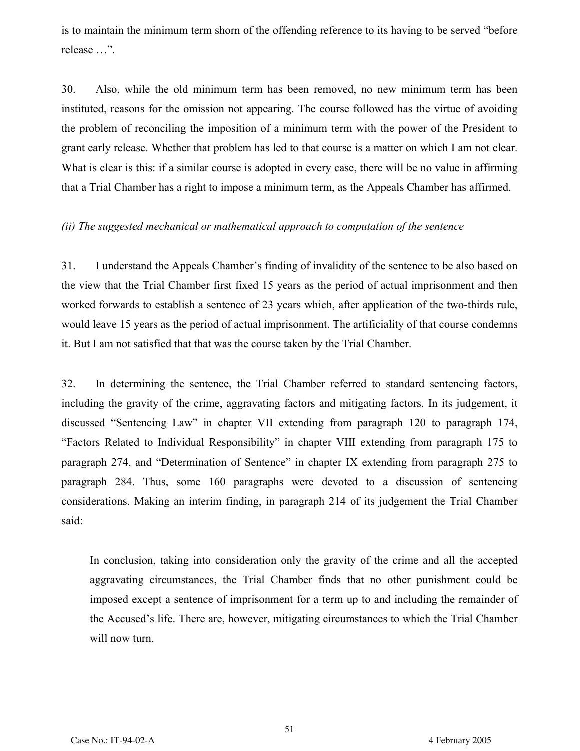is to maintain the minimum term shorn of the offending reference to its having to be served "before release …".

30. Also, while the old minimum term has been removed, no new minimum term has been instituted, reasons for the omission not appearing. The course followed has the virtue of avoiding the problem of reconciling the imposition of a minimum term with the power of the President to grant early release. Whether that problem has led to that course is a matter on which I am not clear. What is clear is this: if a similar course is adopted in every case, there will be no value in affirming that a Trial Chamber has a right to impose a minimum term, as the Appeals Chamber has affirmed.

*(ii) The suggested mechanical or mathematical approach to computation of the sentence*

31. I understand the Appeals Chamber's finding of invalidity of the sentence to be also based on the view that the Trial Chamber first fixed 15 years as the period of actual imprisonment and then worked forwards to establish a sentence of 23 years which, after application of the two-thirds rule, would leave 15 years as the period of actual imprisonment. The artificiality of that course condemns it. But I am not satisfied that that was the course taken by the Trial Chamber.

32. In determining the sentence, the Trial Chamber referred to standard sentencing factors, including the gravity of the crime, aggravating factors and mitigating factors. In its judgement, it discussed "Sentencing Law" in chapter VII extending from paragraph 120 to paragraph 174, "Factors Related to Individual Responsibility" in chapter VIII extending from paragraph 175 to paragraph 274, and "Determination of Sentence" in chapter IX extending from paragraph 275 to paragraph 284. Thus, some 160 paragraphs were devoted to a discussion of sentencing considerations. Making an interim finding, in paragraph 214 of its judgement the Trial Chamber said:

> In conclusion, taking into consideration only the gravity of the crime and all the accepted aggravating circumstances, the Trial Chamber finds that no other punishment could be imposed except a sentence of imprisonment for a term up to and including the remainder of the Accused's life. There are, however, mitigating circumstances to which the Trial Chamber will now turn.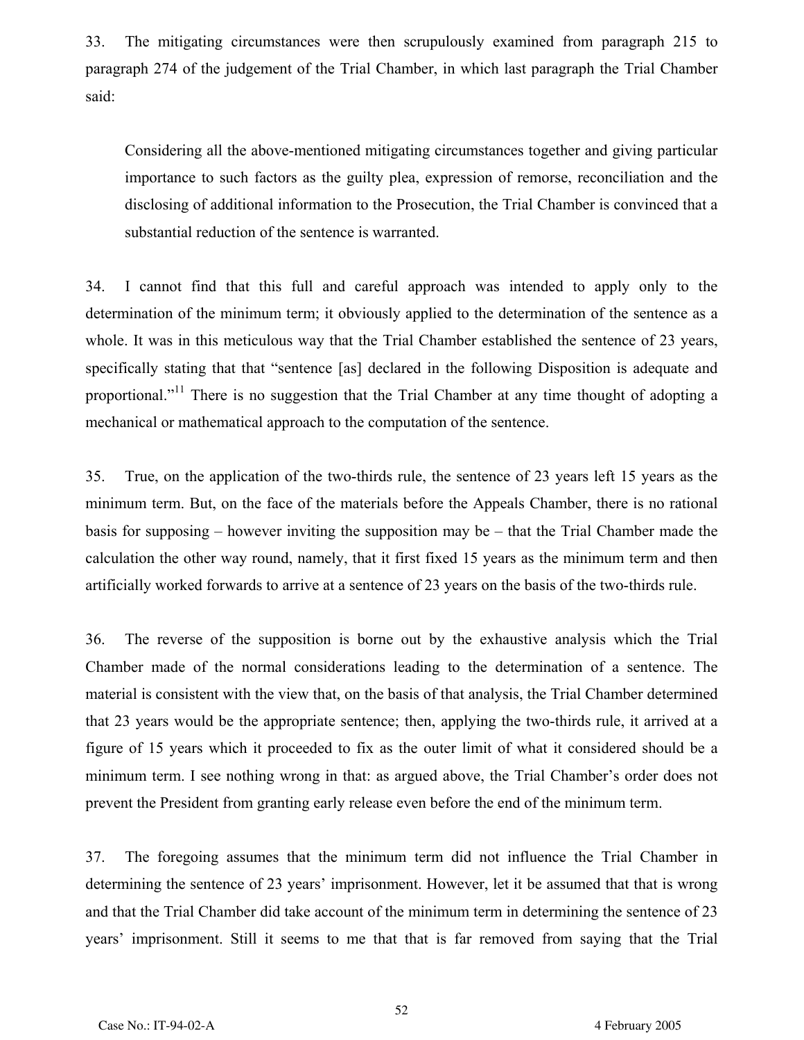33. The mitigating circumstances were then scrupulously examined from paragraph 215 to paragraph 274 of the judgement of the Trial Chamber, in which last paragraph the Trial Chamber said:

> Considering all the above-mentioned mitigating circumstances together and giving particular importance to such factors as the guilty plea, expression of remorse, reconciliation and the disclosing of additional information to the Prosecution, the Trial Chamber is convinced that a substantial reduction of the sentence is warranted.

34. I cannot find that this full and careful approach was intended to apply only to the determination of the minimum term; it obviously applied to the determination of the sentence as a whole. It was in this meticulous way that the Trial Chamber established the sentence of 23 years, specifically stating that that "sentence [as] declared in the following Disposition is adequate and proportional."[11] There is no suggestion that the Trial Chamber at any time thought of adopting a mechanical or mathematical approach to the computation of the sentence.

35. True, on the application of the two-thirds rule, the sentence of 23 years left 15 years as the minimum term. But, on the face of the materials before the Appeals Chamber, there is no rational basis for supposing – however inviting the supposition may be – that the Trial Chamber made the calculation the other way round, namely, that it first fixed 15 years as the minimum term and then artificially worked forwards to arrive at a sentence of 23 years on the basis of the two-thirds rule.

36. The reverse of the supposition is borne out by the exhaustive analysis which the Trial Chamber made of the normal considerations leading to the determination of a sentence. The material is consistent with the view that, on the basis of that analysis, the Trial Chamber determined that 23 years would be the appropriate sentence; then, applying the two-thirds rule, it arrived at a figure of 15 years which it proceeded to fix as the outer limit of what it considered should be a minimum term. I see nothing wrong in that: as argued above, the Trial Chamber's order does not prevent the President from granting early release even before the end of the minimum term.

37. The foregoing assumes that the minimum term did not influence the Trial Chamber in determining the sentence of 23 years' imprisonment. However, let it be assumed that that is wrong and that the Trial Chamber did take account of the minimum term in determining the sentence of 23 years' imprisonment. Still it seems to me that that is far removed from saying that the Trial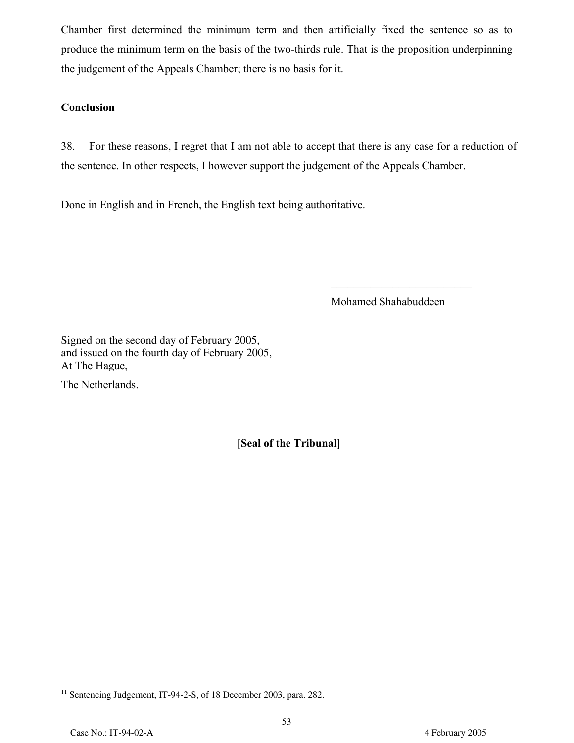Chamber first determined the minimum term and then artificially fixed the sentence so as to produce the minimum term on the basis of the two-thirds rule. That is the proposition underpinning the judgement of the Appeals Chamber; there is no basis for it.

**Conclusion**

38. For these reasons, I regret that I am not able to accept that there is any case for a reduction of the sentence. In other respects, I however support the judgement of the Appeals Chamber.

Done in English and in French, the English text being authoritative.

\_\_\_\_\_\_\_\_\_\_\_\_\_\_\_\_\_\_\_\_\_\_\_\_\_\_

Mohamed Shahabuddeen

Signed on the second day of February 2005,
and issued on the fourth day of February 2005,
At The Hague,

The Netherlands.

**[Seal of the Tribunal]**

[11] Sentencing Judgement, IT-94-2-S, of 18 December 2003, para. 282.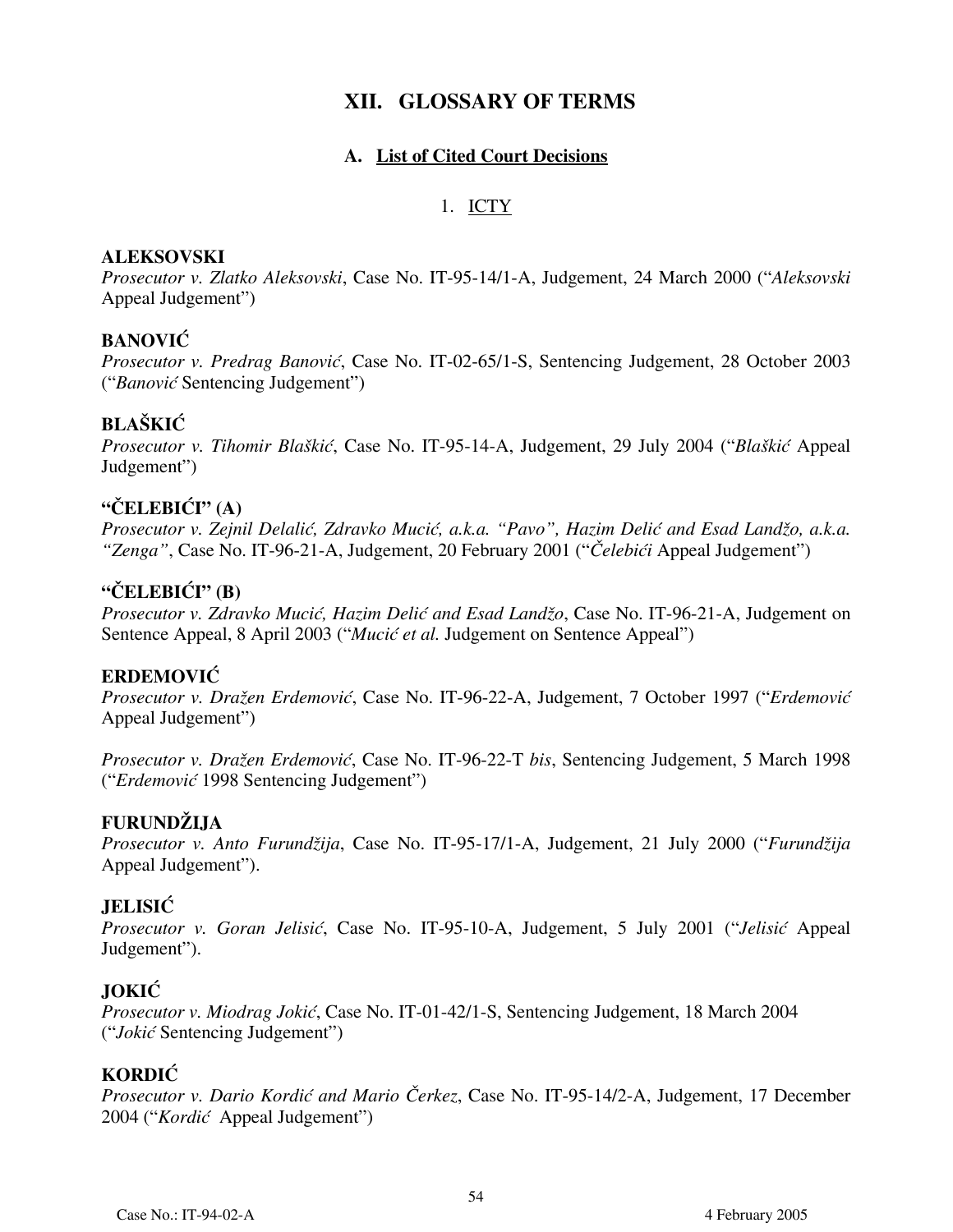# XII. GLOSSARY OF TERMS

## A. List of Cited Court Decisions

### 1. ICTY

**ALEKSOVSKI**
*Prosecutor v. Zlatko Aleksovski*, Case No. IT-95-14/1-A, Judgement, 24 March 2000 ("*Aleksovski* Appeal Judgement")

**BANOVIĆ**
*Prosecutor v. Predrag Banović*, Case No. IT-02-65/1-S, Sentencing Judgement, 28 October 2003 ("*Banović* Sentencing Judgement")

**BLAŠKIĆ**
*Prosecutor v. Tihomir Blaškić*, Case No. IT-95-14-A, Judgement, 29 July 2004 ("*Blaškić* Appeal Judgement")

**"ČELEBIĆI" (A)**
*Prosecutor v. Zejnil Delalić, Zdravko Mucić, a.k.a. "Pavo", Hazim Delić and Esad Landžo, a.k.a. "Zenga"*, Case No. IT-96-21-A, Judgement, 20 February 2001 ("*Čelebići* Appeal Judgement")

**"ČELEBIĆI" (B)**
*Prosecutor v. Zdravko Mucić, Hazim Delić and Esad Landžo*, Case No. IT-96-21-A, Judgement on Sentence Appeal, 8 April 2003 ("*Mucić et al.* Judgement on Sentence Appeal")

**ERDEMOVIĆ**
*Prosecutor v. Dražen Erdemović*, Case No. IT-96-22-A, Judgement, 7 October 1997 ("*Erdemović* Appeal Judgement")

*Prosecutor v. Dražen Erdemović*, Case No. IT-96-22-T *bis*, Sentencing Judgement, 5 March 1998 ("*Erdemović* 1998 Sentencing Judgement")

**FURUNDŽIJA**
*Prosecutor v. Anto Furundžija*, Case No. IT-95-17/1-A, Judgement, 21 July 2000 ("*Furundžija* Appeal Judgement").

**JELISIĆ**
*Prosecutor v. Goran Jelisić*, Case No. IT-95-10-A, Judgement, 5 July 2001 ("*Jelisić* Appeal Judgement").

**JOKIĆ**
*Prosecutor v. Miodrag Jokić*, Case No. IT-01-42/1-S, Sentencing Judgement, 18 March 2004 ("*Jokić* Sentencing Judgement")

**KORDIĆ**
*Prosecutor v. Dario Kordić and Mario Čerkez*, Case No. IT-95-14/2-A, Judgement, 17 December 2004 ("*Kordić* Appeal Judgement")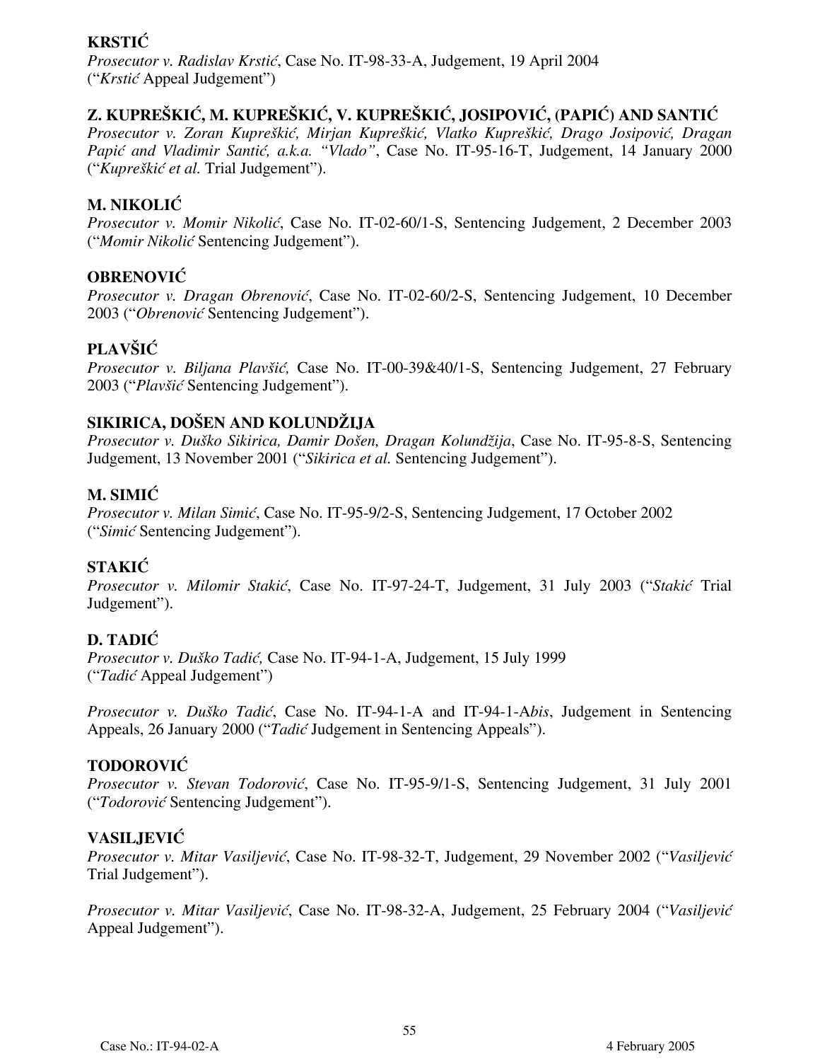**KRSTIĆ**

*Prosecutor v. Radislav Krstić*, Case No. IT-98-33-A, Judgement, 19 April 2004 ("*Krstić* Appeal Judgement")

**Z. KUPREŠKIĆ, M. KUPREŠKIĆ, V. KUPREŠKIĆ, JOSIPOVIĆ, (PAPIĆ) AND SANTIĆ**

*Prosecutor v. Zoran Kupreškić, Mirjan Kupreškić, Vlatko Kupreškić, Drago Josipović, Dragan Papić and Vladimir Santić, a.k.a. "Vlado"*, Case No. IT-95-16-T, Judgement, 14 January 2000 ("*Kupreškić et al.* Trial Judgement").

**M. NIKOLIĆ**

*Prosecutor v. Momir Nikolić*, Case No. IT-02-60/1-S, Sentencing Judgement, 2 December 2003 ("*Momir Nikolić* Sentencing Judgement").

**OBRENOVIĆ**

*Prosecutor v. Dragan Obrenović*, Case No. IT-02-60/2-S, Sentencing Judgement, 10 December 2003 ("*Obrenović* Sentencing Judgement").

**PLAVŠIĆ**

*Prosecutor v. Biljana Plavšić,* Case No. IT-00-39&40/1-S, Sentencing Judgement, 27 February 2003 ("*Plavšić* Sentencing Judgement").

**SIKIRICA, DOŠEN AND KOLUNDŽIJA**

*Prosecutor v. Duško Sikirica, Damir Došen, Dragan Kolundžija*, Case No. IT-95-8-S, Sentencing Judgement, 13 November 2001 ("*Sikirica et al.* Sentencing Judgement").

**M. SIMIĆ**

*Prosecutor v. Milan Simić*, Case No. IT-95-9/2-S, Sentencing Judgement, 17 October 2002 ("*Simić* Sentencing Judgement").

**STAKIĆ**

*Prosecutor v. Milomir Stakić*, Case No. IT-97-24-T, Judgement, 31 July 2003 ("*Stakić* Trial Judgement").

**D. TADIĆ**

*Prosecutor v. Duško Tadić,* Case No. IT-94-1-A, Judgement, 15 July 1999 ("*Tadić* Appeal Judgement")

*Prosecutor v. Duško Tadić*, Case No. IT-94-1-A and IT-94-1-A*bis*, Judgement in Sentencing Appeals, 26 January 2000 ("*Tadić* Judgement in Sentencing Appeals").

**TODOROVIĆ**

*Prosecutor v. Stevan Todorović*, Case No. IT-95-9/1-S, Sentencing Judgement, 31 July 2001 ("*Todorović* Sentencing Judgement").

**VASILJEVIĆ**

*Prosecutor v. Mitar Vasiljević*, Case No. IT-98-32-T, Judgement, 29 November 2002 ("*Vasiljević* Trial Judgement").

*Prosecutor v. Mitar Vasiljević*, Case No. IT-98-32-A, Judgement, 25 February 2004 ("*Vasiljević* Appeal Judgement").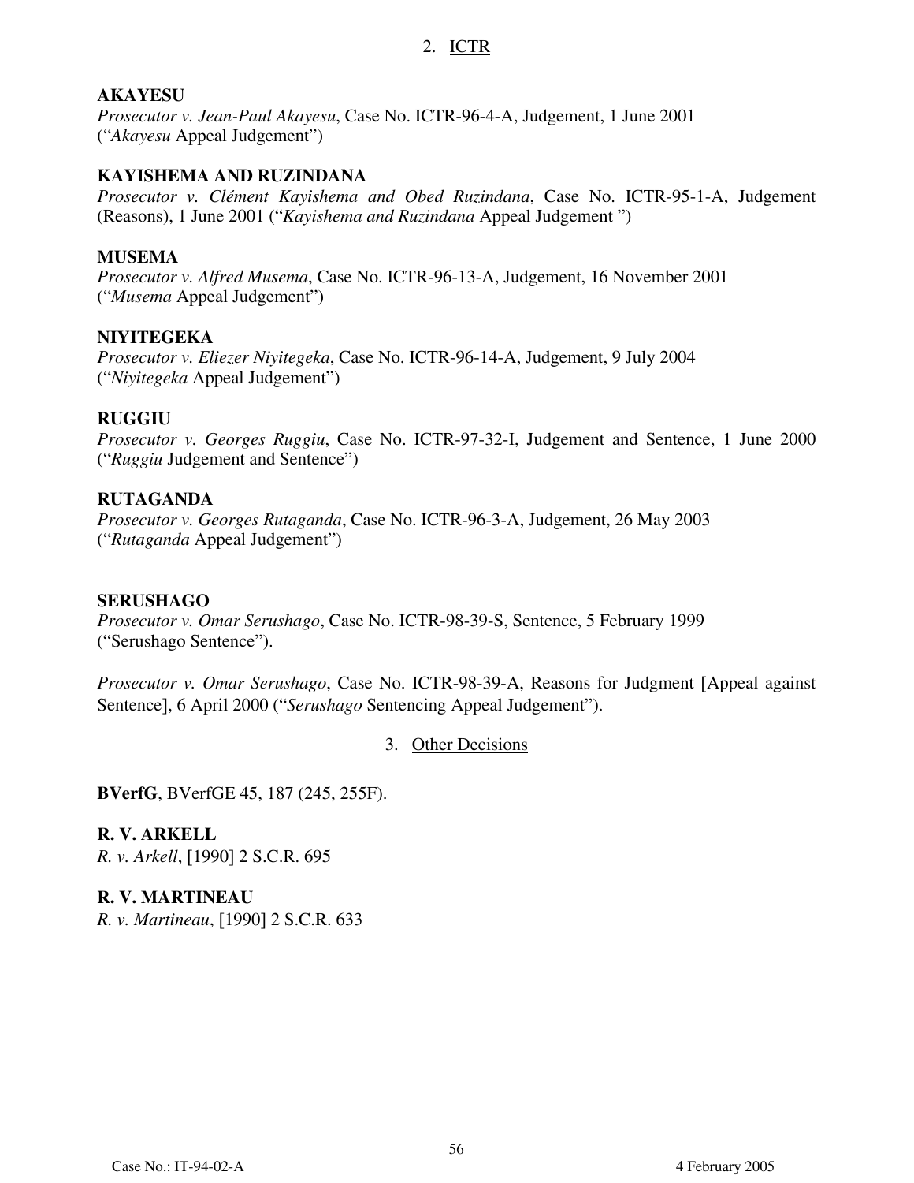## 2. ICTR

**AKAYESU**
*Prosecutor v. Jean-Paul Akayesu*, Case No. ICTR-96-4-A, Judgement, 1 June 2001 ("*Akayesu* Appeal Judgement")

**KAYISHEMA AND RUZINDANA**
*Prosecutor v. Clément Kayishema and Obed Ruzindana*, Case No. ICTR-95-1-A, Judgement (Reasons), 1 June 2001 ("*Kayishema and Ruzindana* Appeal Judgement ")

**MUSEMA**
*Prosecutor v. Alfred Musema*, Case No. ICTR-96-13-A, Judgement, 16 November 2001 ("*Musema* Appeal Judgement")

**NIYITEGEKA**
*Prosecutor v. Eliezer Niyitegeka*, Case No. ICTR-96-14-A, Judgement, 9 July 2004 ("*Niyitegeka* Appeal Judgement")

**RUGGIU**
*Prosecutor v. Georges Ruggiu*, Case No. ICTR-97-32-I, Judgement and Sentence, 1 June 2000 ("*Ruggiu* Judgement and Sentence")

**RUTAGANDA**
*Prosecutor v. Georges Rutaganda*, Case No. ICTR-96-3-A, Judgement, 26 May 2003 ("*Rutaganda* Appeal Judgement")

**SERUSHAGO**
*Prosecutor v. Omar Serushago*, Case No. ICTR-98-39-S, Sentence, 5 February 1999 ("Serushago Sentence").

*Prosecutor v. Omar Serushago*, Case No. ICTR-98-39-A, Reasons for Judgment [Appeal against Sentence], 6 April 2000 ("*Serushago* Sentencing Appeal Judgement").

## 3. Other Decisions

**BVerfG**, BVerfGE 45, 187 (245, 255F).

**R. V. ARKELL**
*R. v. Arkell*, [1990] 2 S.C.R. 695

**R. V. MARTINEAU**
*R. v. Martineau*, [1990] 2 S.C.R. 633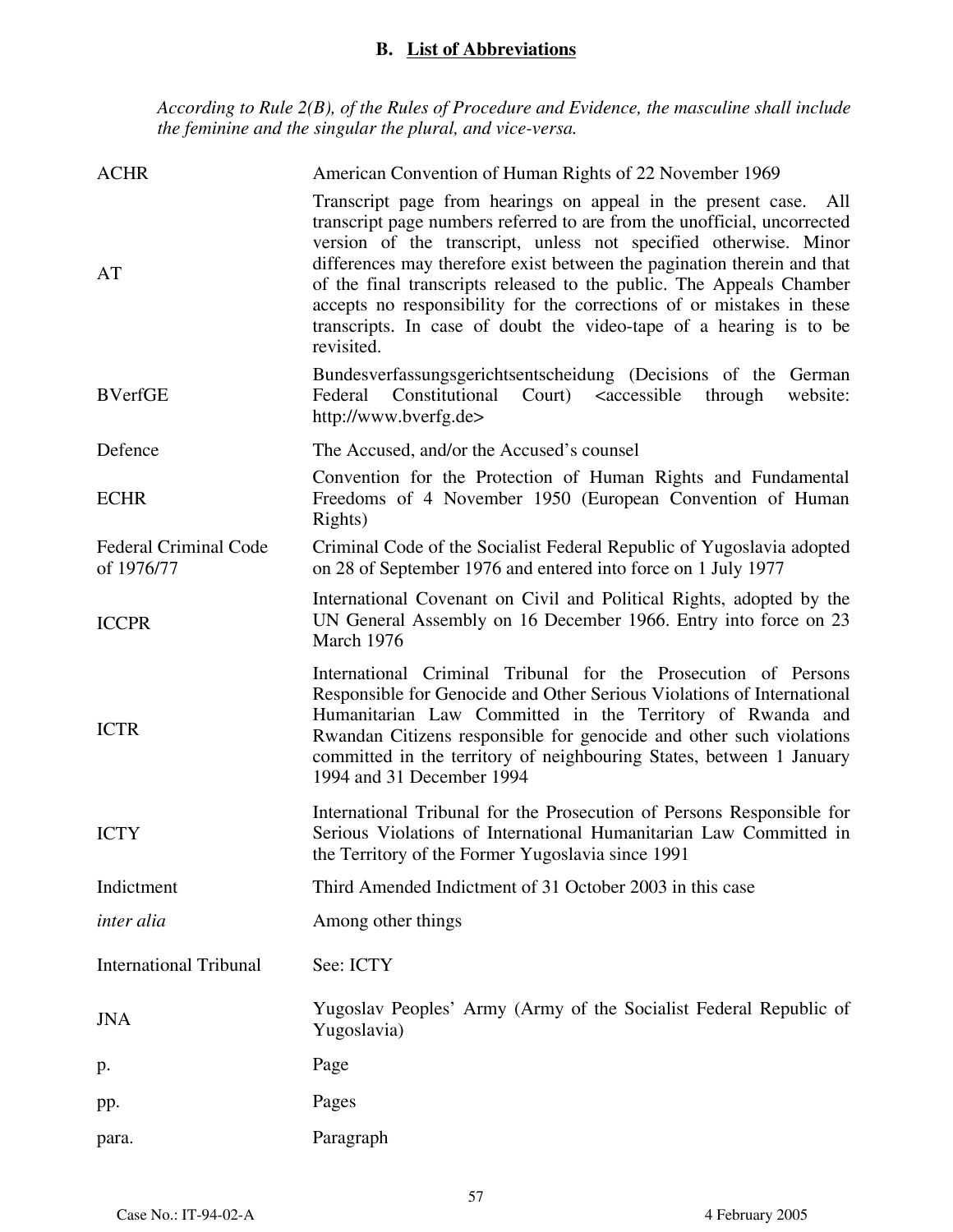## B. List of Abbreviations

*According to Rule 2(B), of the Rules of Procedure and Evidence, the masculine shall include the feminine and the singular the plural, and vice-versa.*

| | |
|---|---|
| ACHR | American Convention of Human Rights of 22 November 1969 |
| AT | Transcript page from hearings on appeal in the present case. All transcript page numbers referred to are from the unofficial, uncorrected version of the transcript, unless not specified otherwise. Minor differences may therefore exist between the pagination therein and that of the final transcripts released to the public. The Appeals Chamber accepts no responsibility for the corrections of or mistakes in these transcripts. In case of doubt the video-tape of a hearing is to be revisited. |
| BVerfGE | Bundesverfassungsgerichtsentscheidung (Decisions of the German Federal Constitutional Court) <accessible through website: http://www.bverfg.de> |
| Defence | The Accused, and/or the Accused's counsel |
| ECHR | Convention for the Protection of Human Rights and Fundamental Freedoms of 4 November 1950 (European Convention of Human Rights) |
| Federal Criminal Code of 1976/77 | Criminal Code of the Socialist Federal Republic of Yugoslavia adopted on 28 of September 1976 and entered into force on 1 July 1977 |
| ICCPR | International Covenant on Civil and Political Rights, adopted by the UN General Assembly on 16 December 1966. Entry into force on 23 March 1976 |
| ICTR | International Criminal Tribunal for the Prosecution of Persons Responsible for Genocide and Other Serious Violations of International Humanitarian Law Committed in the Territory of Rwanda and Rwandan Citizens responsible for genocide and other such violations committed in the territory of neighbouring States, between 1 January 1994 and 31 December 1994 |
| ICTY | International Tribunal for the Prosecution of Persons Responsible for Serious Violations of International Humanitarian Law Committed in the Territory of the Former Yugoslavia since 1991 |
| Indictment | Third Amended Indictment of 31 October 2003 in this case |
| *inter alia* | Among other things |
| International Tribunal | See: ICTY |
| JNA | Yugoslav Peoples' Army (Army of the Socialist Federal Republic of Yugoslavia) |
| p. | Page |
| pp. | Pages |
| para. | Paragraph |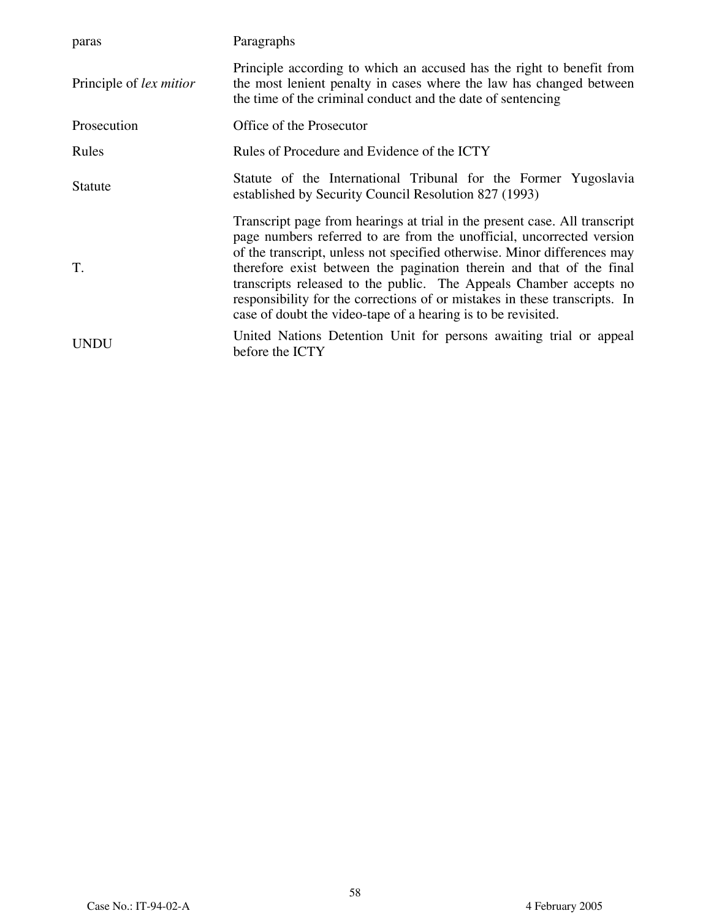| | |
|---|---|
| paras | Paragraphs |
| Principle of *lex mitior* | Principle according to which an accused has the right to benefit from the most lenient penalty in cases where the law has changed between the time of the criminal conduct and the date of sentencing |
| Prosecution | Office of the Prosecutor |
| Rules | Rules of Procedure and Evidence of the ICTY |
| Statute | Statute of the International Tribunal for the Former Yugoslavia established by Security Council Resolution 827 (1993) |
| T. | Transcript page from hearings at trial in the present case. All transcript page numbers referred to are from the unofficial, uncorrected version of the transcript, unless not specified otherwise. Minor differences may therefore exist between the pagination therein and that of the final transcripts released to the public. The Appeals Chamber accepts no responsibility for the corrections of or mistakes in these transcripts. In case of doubt the video-tape of a hearing is to be revisited. |
| UNDU | United Nations Detention Unit for persons awaiting trial or appeal before the ICTY |